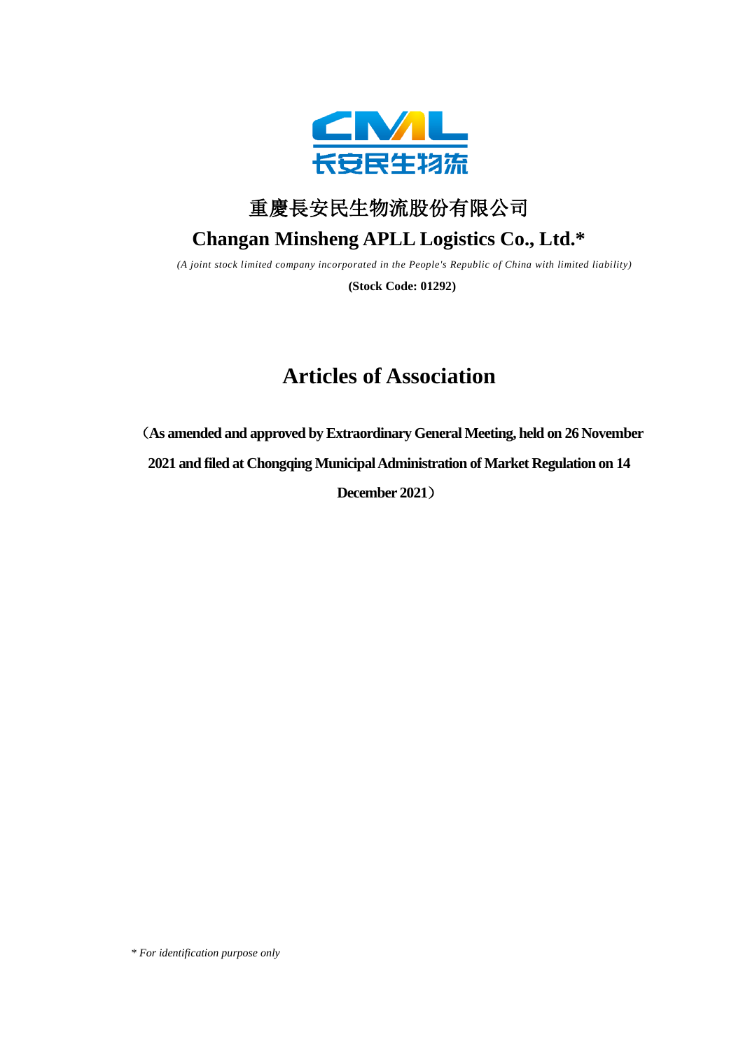重慶長安民生物流股份有限公司

# Changan Minsheng APLL Logistics Co., Ltd.*

*(A joint stock limited company incorporated in the People's Republic of China with limited liability)*

**(Stock Code: 01292)**

# Articles of Association

**（As amended and approved by Extraordinary General Meeting, held on 26 November 2021 and filed at Chongqing Municipal Administration of Market Regulation on 14 December 2021）**

*\* For identification purpose only*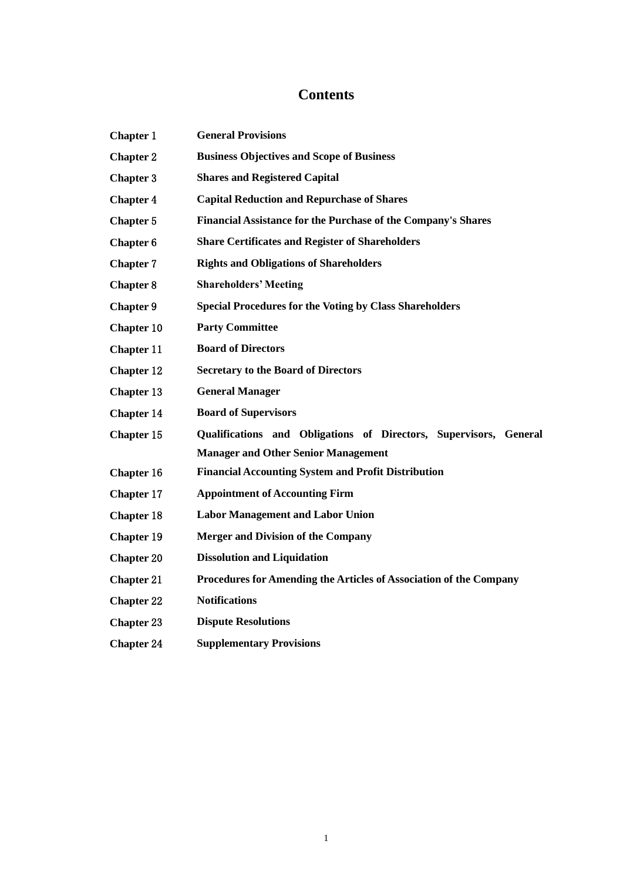# Contents

| | |
|---|---|
| **Chapter 1** | **General Provisions** |
| **Chapter 2** | **Business Objectives and Scope of Business** |
| **Chapter 3** | **Shares and Registered Capital** |
| **Chapter 4** | **Capital Reduction and Repurchase of Shares** |
| **Chapter 5** | **Financial Assistance for the Purchase of the Company's Shares** |
| **Chapter 6** | **Share Certificates and Register of Shareholders** |
| **Chapter 7** | **Rights and Obligations of Shareholders** |
| **Chapter 8** | **Shareholders' Meeting** |
| **Chapter 9** | **Special Procedures for the Voting by Class Shareholders** |
| **Chapter 10** | **Party Committee** |
| **Chapter 11** | **Board of Directors** |
| **Chapter 12** | **Secretary to the Board of Directors** |
| **Chapter 13** | **General Manager** |
| **Chapter 14** | **Board of Supervisors** |
| **Chapter 15** | **Qualifications and Obligations of Directors, Supervisors, General Manager and Other Senior Management** |
| **Chapter 16** | **Financial Accounting System and Profit Distribution** |
| **Chapter 17** | **Appointment of Accounting Firm** |
| **Chapter 18** | **Labor Management and Labor Union** |
| **Chapter 19** | **Merger and Division of the Company** |
| **Chapter 20** | **Dissolution and Liquidation** |
| **Chapter 21** | **Procedures for Amending the Articles of Association of the Company** |
| **Chapter 22** | **Notifications** |
| **Chapter 23** | **Dispute Resolutions** |
| **Chapter 24** | **Supplementary Provisions** |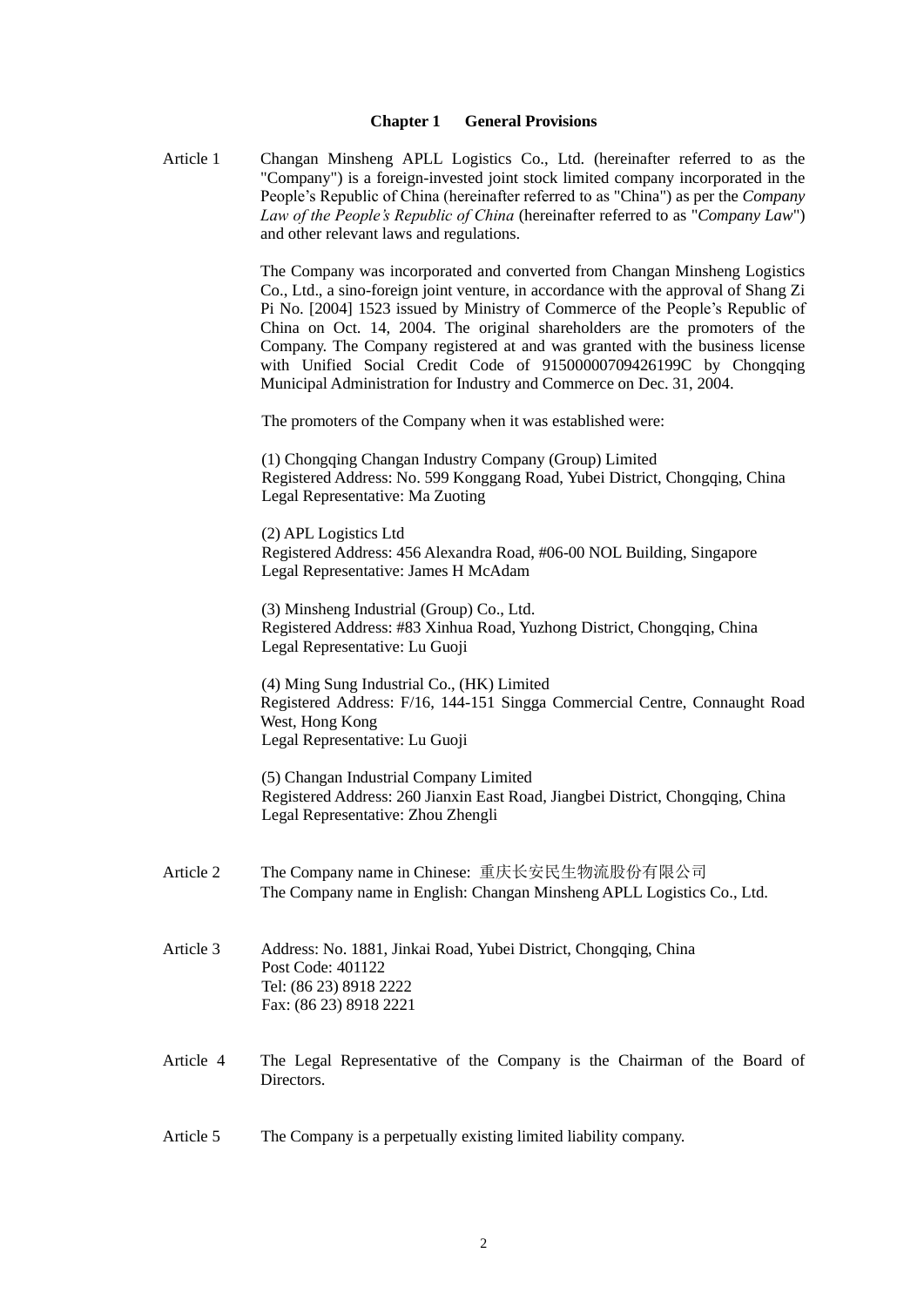## Chapter 1 General Provisions

Article 1 Changan Minsheng APLL Logistics Co., Ltd. (hereinafter referred to as the "Company") is a foreign-invested joint stock limited company incorporated in the People's Republic of China (hereinafter referred to as "China") as per the *Company Law of the People's Republic of China* (hereinafter referred to as "*Company Law*") and other relevant laws and regulations.

The Company was incorporated and converted from Changan Minsheng Logistics Co., Ltd., a sino-foreign joint venture, in accordance with the approval of Shang Zi Pi No. [2004] 1523 issued by Ministry of Commerce of the People's Republic of China on Oct. 14, 2004. The original shareholders are the promoters of the Company. The Company registered at and was granted with the business license with Unified Social Credit Code of 91500000709426199C by Chongqing Municipal Administration for Industry and Commerce on Dec. 31, 2004.

The promoters of the Company when it was established were:

(1) Chongqing Changan Industry Company (Group) Limited
Registered Address: No. 599 Konggang Road, Yubei District, Chongqing, China
Legal Representative: Ma Zuoting

(2) APL Logistics Ltd
Registered Address: 456 Alexandra Road, #06-00 NOL Building, Singapore
Legal Representative: James H McAdam

(3) Minsheng Industrial (Group) Co., Ltd.
Registered Address: #83 Xinhua Road, Yuzhong District, Chongqing, China
Legal Representative: Lu Guoji

(4) Ming Sung Industrial Co., (HK) Limited
Registered Address: F/16, 144-151 Singga Commercial Centre, Connaught Road West, Hong Kong
Legal Representative: Lu Guoji

(5) Changan Industrial Company Limited
Registered Address: 260 Jianxin East Road, Jiangbei District, Chongqing, China
Legal Representative: Zhou Zhengli

Article 2 The Company name in Chinese: 重庆长安民生物流股份有限公司
The Company name in English: Changan Minsheng APLL Logistics Co., Ltd.

Article 3 Address: No. 1881, Jinkai Road, Yubei District, Chongqing, China
Post Code: 401122
Tel: (86 23) 8918 2222
Fax: (86 23) 8918 2221

Article 4 The Legal Representative of the Company is the Chairman of the Board of Directors.

Article 5 The Company is a perpetually existing limited liability company.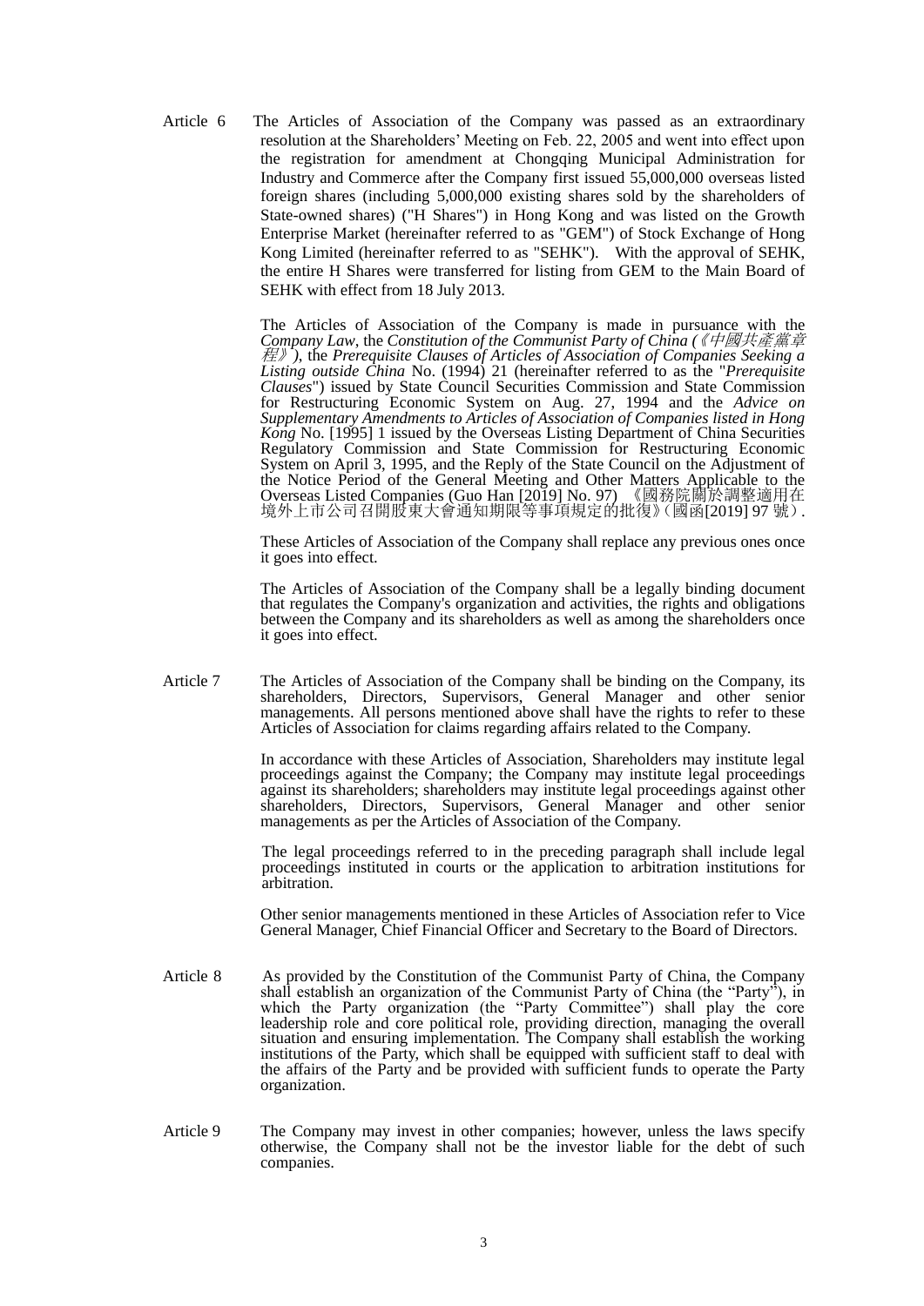Article 6 The Articles of Association of the Company was passed as an extraordinary resolution at the Shareholders' Meeting on Feb. 22, 2005 and went into effect upon the registration for amendment at Chongqing Municipal Administration for Industry and Commerce after the Company first issued 55,000,000 overseas listed foreign shares (including 5,000,000 existing shares sold by the shareholders of State-owned shares) ("H Shares") in Hong Kong and was listed on the Growth Enterprise Market (hereinafter referred to as "GEM") of Stock Exchange of Hong Kong Limited (hereinafter referred to as "SEHK"). With the approval of SEHK, the entire H Shares were transferred for listing from GEM to the Main Board of SEHK with effect from 18 July 2013.

The Articles of Association of the Company is made in pursuance with the *Company Law*, the *Constitution of the Communist Party of China (《中國共產黨章程》)*, the *Prerequisite Clauses of Articles of Association of Companies Seeking a Listing outside China* No. (1994) 21 (hereinafter referred to as the "*Prerequisite Clauses*") issued by State Council Securities Commission and State Commission for Restructuring Economic System on Aug. 27, 1994 and the *Advice on Supplementary Amendments to Articles of Association of Companies listed in Hong Kong* No. [1995] 1 issued by the Overseas Listing Department of China Securities Regulatory Commission and State Commission for Restructuring Economic System on April 3, 1995, and the Reply of the State Council on the Adjustment of the Notice Period of the General Meeting and Other Matters Applicable to the Overseas Listed Companies (Guo Han [2019] No. 97) 《國務院關於調整適用在境外上市公司召開股東大會通知期限等事項規定的批復》(國函[2019] 97 號).

These Articles of Association of the Company shall replace any previous ones once it goes into effect.

The Articles of Association of the Company shall be a legally binding document that regulates the Company's organization and activities, the rights and obligations between the Company and its shareholders as well as among the shareholders once it goes into effect.

Article 7 The Articles of Association of the Company shall be binding on the Company, its shareholders, Directors, Supervisors, General Manager and other senior managements. All persons mentioned above shall have the rights to refer to these Articles of Association for claims regarding affairs related to the Company.

In accordance with these Articles of Association, Shareholders may institute legal proceedings against the Company; the Company may institute legal proceedings against its shareholders; shareholders may institute legal proceedings against other shareholders, Directors, Supervisors, General Manager and other senior managements as per the Articles of Association of the Company.

The legal proceedings referred to in the preceding paragraph shall include legal proceedings instituted in courts or the application to arbitration institutions for arbitration.

Other senior managements mentioned in these Articles of Association refer to Vice General Manager, Chief Financial Officer and Secretary to the Board of Directors.

Article 8 As provided by the Constitution of the Communist Party of China, the Company shall establish an organization of the Communist Party of China (the "Party"), in which the Party organization (the "Party Committee") shall play the core leadership role and core political role, providing direction, managing the overall situation and ensuring implementation. The Company shall establish the working institutions of the Party, which shall be equipped with sufficient staff to deal with the affairs of the Party and be provided with sufficient funds to operate the Party organization.

Article 9 The Company may invest in other companies; however, unless the laws specify otherwise, the Company shall not be the investor liable for the debt of such companies.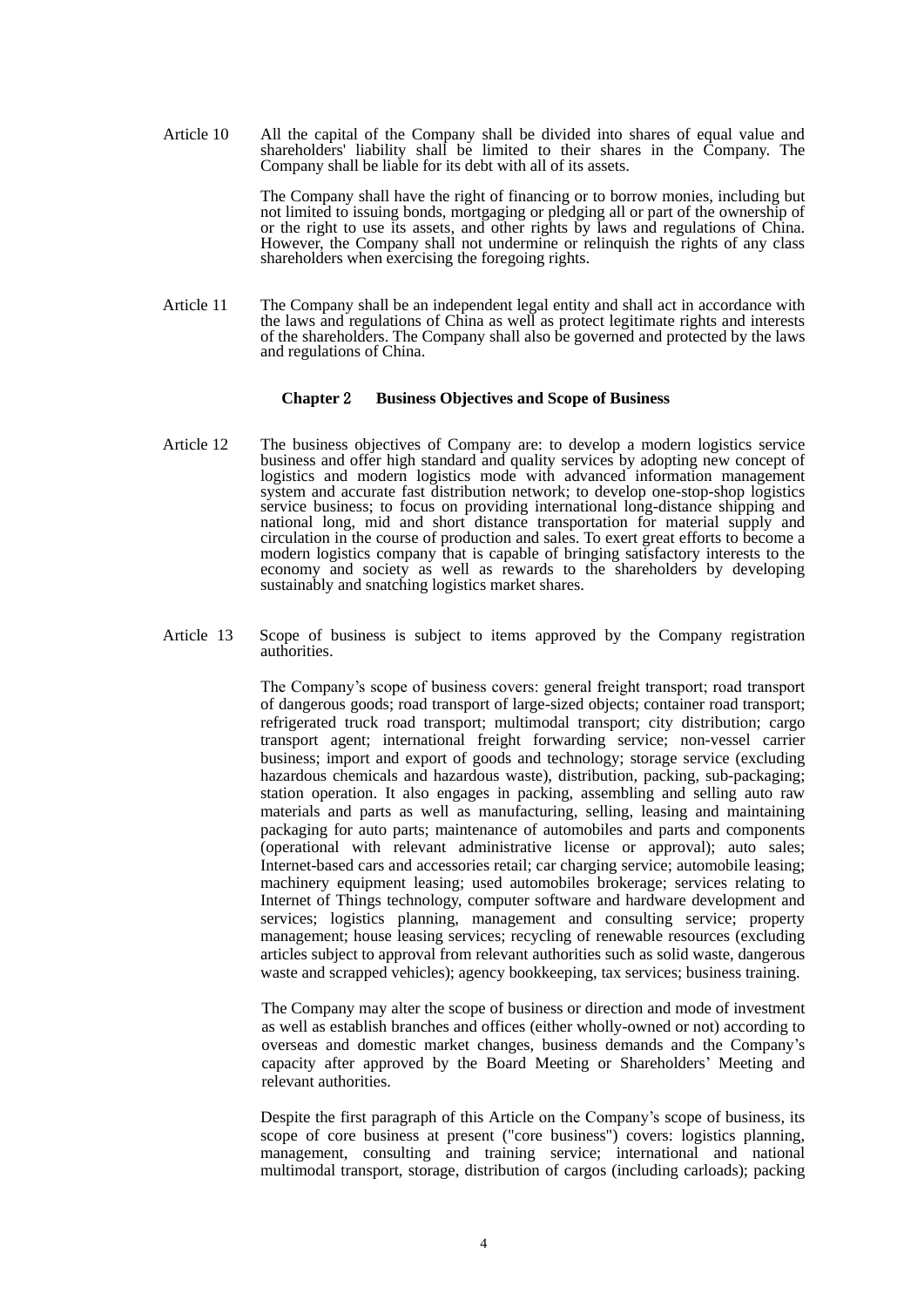Article 10 All the capital of the Company shall be divided into shares of equal value and shareholders' liability shall be limited to their shares in the Company. The Company shall be liable for its debt with all of its assets.

The Company shall have the right of financing or to borrow monies, including but not limited to issuing bonds, mortgaging or pledging all or part of the ownership of or the right to use its assets, and other rights by laws and regulations of China. However, the Company shall not undermine or relinquish the rights of any class shareholders when exercising the foregoing rights.

Article 11 The Company shall be an independent legal entity and shall act in accordance with the laws and regulations of China as well as protect legitimate rights and interests of the shareholders. The Company shall also be governed and protected by the laws and regulations of China.

## Chapter 2 Business Objectives and Scope of Business

Article 12 The business objectives of Company are: to develop a modern logistics service business and offer high standard and quality services by adopting new concept of logistics and modern logistics mode with advanced information management system and accurate fast distribution network; to develop one-stop-shop logistics service business; to focus on providing international long-distance shipping and national long, mid and short distance transportation for material supply and circulation in the course of production and sales. To exert great efforts to become a modern logistics company that is capable of bringing satisfactory interests to the economy and society as well as rewards to the shareholders by developing sustainably and snatching logistics market shares.

Article 13 Scope of business is subject to items approved by the Company registration authorities.

The Company's scope of business covers: general freight transport; road transport of dangerous goods; road transport of large-sized objects; container road transport; refrigerated truck road transport; multimodal transport; city distribution; cargo transport agent; international freight forwarding service; non-vessel carrier business; import and export of goods and technology; storage service (excluding hazardous chemicals and hazardous waste), distribution, packing, sub-packaging; station operation. It also engages in packing, assembling and selling auto raw materials and parts as well as manufacturing, selling, leasing and maintaining packaging for auto parts; maintenance of automobiles and parts and components (operational with relevant administrative license or approval); auto sales; Internet-based cars and accessories retail; car charging service; automobile leasing; machinery equipment leasing; used automobiles brokerage; services relating to Internet of Things technology, computer software and hardware development and services; logistics planning, management and consulting service; property management; house leasing services; recycling of renewable resources (excluding articles subject to approval from relevant authorities such as solid waste, dangerous waste and scrapped vehicles); agency bookkeeping, tax services; business training.

The Company may alter the scope of business or direction and mode of investment as well as establish branches and offices (either wholly-owned or not) according to overseas and domestic market changes, business demands and the Company's capacity after approved by the Board Meeting or Shareholders' Meeting and relevant authorities.

Despite the first paragraph of this Article on the Company's scope of business, its scope of core business at present ("core business") covers: logistics planning, management, consulting and training service; international and national multimodal transport, storage, distribution of cargos (including carloads); packing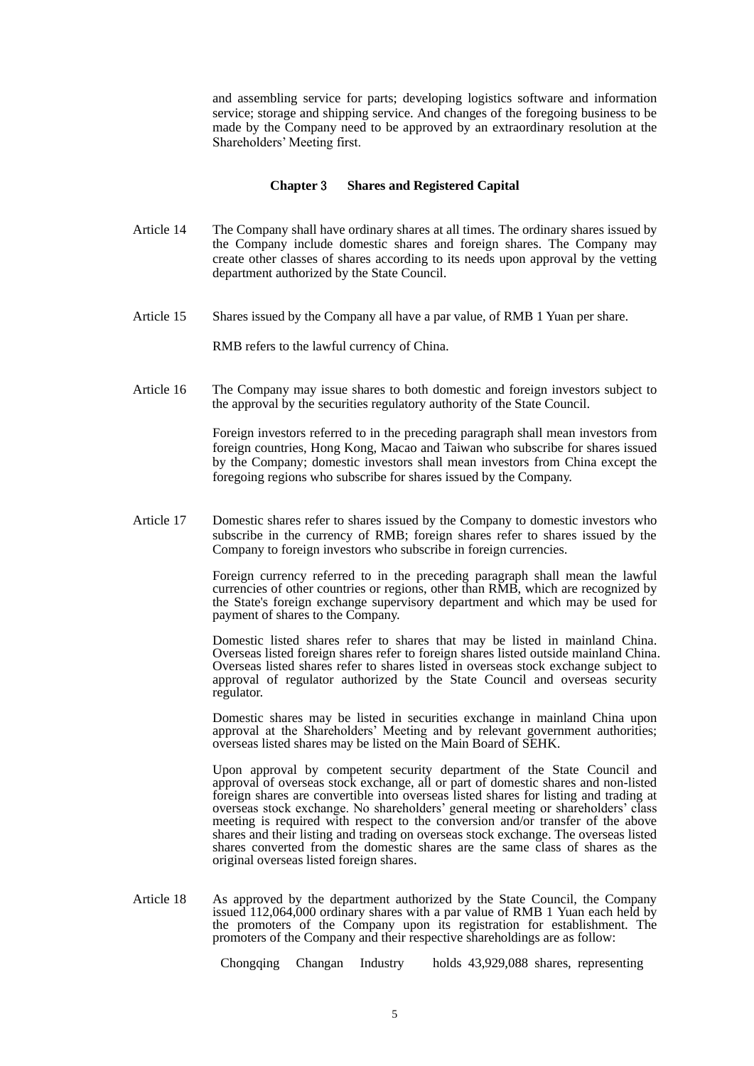and assembling service for parts; developing logistics software and information service; storage and shipping service. And changes of the foregoing business to be made by the Company need to be approved by an extraordinary resolution at the Shareholders' Meeting first.

## Chapter 3 Shares and Registered Capital

Article 14 The Company shall have ordinary shares at all times. The ordinary shares issued by the Company include domestic shares and foreign shares. The Company may create other classes of shares according to its needs upon approval by the vetting department authorized by the State Council.

Article 15 Shares issued by the Company all have a par value, of RMB 1 Yuan per share.

RMB refers to the lawful currency of China.

Article 16 The Company may issue shares to both domestic and foreign investors subject to the approval by the securities regulatory authority of the State Council.

Foreign investors referred to in the preceding paragraph shall mean investors from foreign countries, Hong Kong, Macao and Taiwan who subscribe for shares issued by the Company; domestic investors shall mean investors from China except the foregoing regions who subscribe for shares issued by the Company.

Article 17 Domestic shares refer to shares issued by the Company to domestic investors who subscribe in the currency of RMB; foreign shares refer to shares issued by the Company to foreign investors who subscribe in foreign currencies.

Foreign currency referred to in the preceding paragraph shall mean the lawful currencies of other countries or regions, other than RMB, which are recognized by the State's foreign exchange supervisory department and which may be used for payment of shares to the Company.

Domestic listed shares refer to shares that may be listed in mainland China. Overseas listed foreign shares refer to foreign shares listed outside mainland China. Overseas listed shares refer to shares listed in overseas stock exchange subject to approval of regulator authorized by the State Council and overseas security regulator.

Domestic shares may be listed in securities exchange in mainland China upon approval at the Shareholders' Meeting and by relevant government authorities; overseas listed shares may be listed on the Main Board of SEHK.

Upon approval by competent security department of the State Council and approval of overseas stock exchange, all or part of domestic shares and non-listed foreign shares are convertible into overseas listed shares for listing and trading at overseas stock exchange. No shareholders' general meeting or shareholders' class meeting is required with respect to the conversion and/or transfer of the above shares and their listing and trading on overseas stock exchange. The overseas listed shares converted from the domestic shares are the same class of shares as the original overseas listed foreign shares.

Article 18 As approved by the department authorized by the State Council, the Company issued 112,064,000 ordinary shares with a par value of RMB 1 Yuan each held by the promoters of the Company upon its registration for establishment. The promoters of the Company and their respective shareholdings are as follow:

Chongqing Changan Industry holds 43,929,088 shares, representing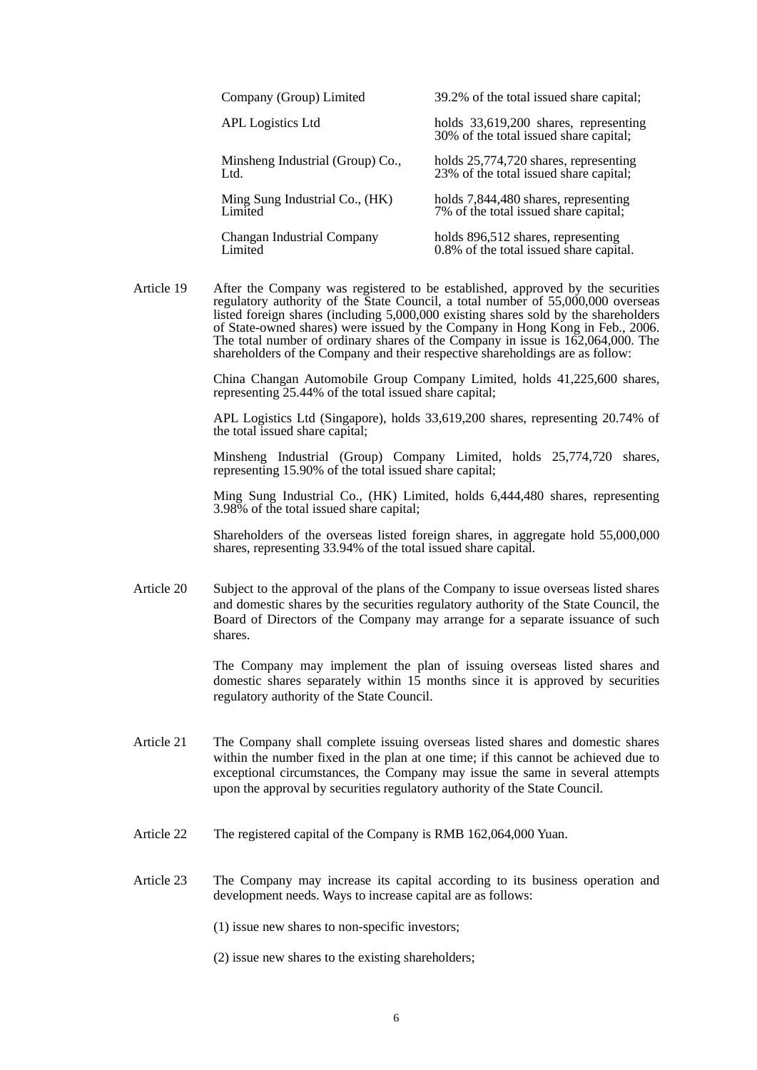| | |
|---|---|
| Company (Group) Limited | 39.2% of the total issued share capital; |
| APL Logistics Ltd | holds 33,619,200 shares, representing 30% of the total issued share capital; |
| Minsheng Industrial (Group) Co., Ltd. | holds 25,774,720 shares, representing 23% of the total issued share capital; |
| Ming Sung Industrial Co., (HK) Limited | holds 7,844,480 shares, representing 7% of the total issued share capital; |
| Changan Industrial Company Limited | holds 896,512 shares, representing 0.8% of the total issued share capital. |

Article 19 After the Company was registered to be established, approved by the securities regulatory authority of the State Council, a total number of 55,000,000 overseas listed foreign shares (including 5,000,000 existing shares sold by the shareholders of State-owned shares) were issued by the Company in Hong Kong in Feb., 2006. The total number of ordinary shares of the Company in issue is 162,064,000. The shareholders of the Company and their respective shareholdings are as follow:

China Changan Automobile Group Company Limited, holds 41,225,600 shares, representing 25.44% of the total issued share capital;

APL Logistics Ltd (Singapore), holds 33,619,200 shares, representing 20.74% of the total issued share capital;

Minsheng Industrial (Group) Company Limited, holds 25,774,720 shares, representing 15.90% of the total issued share capital;

Ming Sung Industrial Co., (HK) Limited, holds 6,444,480 shares, representing 3.98% of the total issued share capital;

Shareholders of the overseas listed foreign shares, in aggregate hold 55,000,000 shares, representing 33.94% of the total issued share capital.

Article 20 Subject to the approval of the plans of the Company to issue overseas listed shares and domestic shares by the securities regulatory authority of the State Council, the Board of Directors of the Company may arrange for a separate issuance of such shares.

The Company may implement the plan of issuing overseas listed shares and domestic shares separately within 15 months since it is approved by securities regulatory authority of the State Council.

Article 21 The Company shall complete issuing overseas listed shares and domestic shares within the number fixed in the plan at one time; if this cannot be achieved due to exceptional circumstances, the Company may issue the same in several attempts upon the approval by securities regulatory authority of the State Council.

Article 22 The registered capital of the Company is RMB 162,064,000 Yuan.

Article 23 The Company may increase its capital according to its business operation and development needs. Ways to increase capital are as follows:

(1) issue new shares to non-specific investors;

(2) issue new shares to the existing shareholders;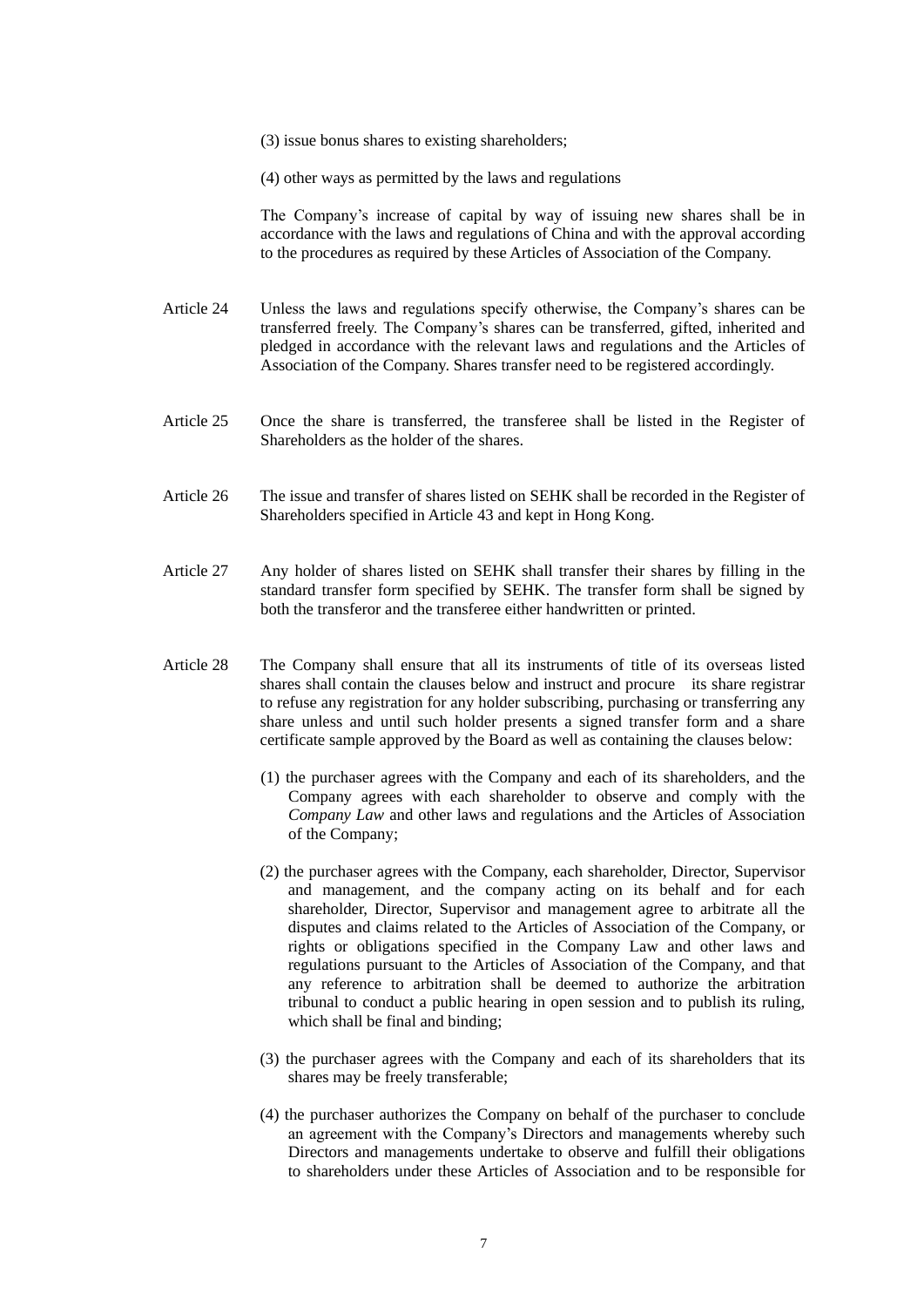(3) issue bonus shares to existing shareholders;

(4) other ways as permitted by the laws and regulations

The Company's increase of capital by way of issuing new shares shall be in accordance with the laws and regulations of China and with the approval according to the procedures as required by these Articles of Association of the Company.

Article 24 Unless the laws and regulations specify otherwise, the Company's shares can be transferred freely. The Company's shares can be transferred, gifted, inherited and pledged in accordance with the relevant laws and regulations and the Articles of Association of the Company. Shares transfer need to be registered accordingly.

Article 25 Once the share is transferred, the transferee shall be listed in the Register of Shareholders as the holder of the shares.

Article 26 The issue and transfer of shares listed on SEHK shall be recorded in the Register of Shareholders specified in Article 43 and kept in Hong Kong.

Article 27 Any holder of shares listed on SEHK shall transfer their shares by filling in the standard transfer form specified by SEHK. The transfer form shall be signed by both the transferor and the transferee either handwritten or printed.

Article 28 The Company shall ensure that all its instruments of title of its overseas listed shares shall contain the clauses below and instruct and procure its share registrar to refuse any registration for any holder subscribing, purchasing or transferring any share unless and until such holder presents a signed transfer form and a share certificate sample approved by the Board as well as containing the clauses below:

(1) the purchaser agrees with the Company and each of its shareholders, and the Company agrees with each shareholder to observe and comply with the *Company Law* and other laws and regulations and the Articles of Association of the Company;

(2) the purchaser agrees with the Company, each shareholder, Director, Supervisor and management, and the company acting on its behalf and for each shareholder, Director, Supervisor and management agree to arbitrate all the disputes and claims related to the Articles of Association of the Company, or rights or obligations specified in the Company Law and other laws and regulations pursuant to the Articles of Association of the Company, and that any reference to arbitration shall be deemed to authorize the arbitration tribunal to conduct a public hearing in open session and to publish its ruling, which shall be final and binding;

(3) the purchaser agrees with the Company and each of its shareholders that its shares may be freely transferable;

(4) the purchaser authorizes the Company on behalf of the purchaser to conclude an agreement with the Company's Directors and managements whereby such Directors and managements undertake to observe and fulfill their obligations to shareholders under these Articles of Association and to be responsible for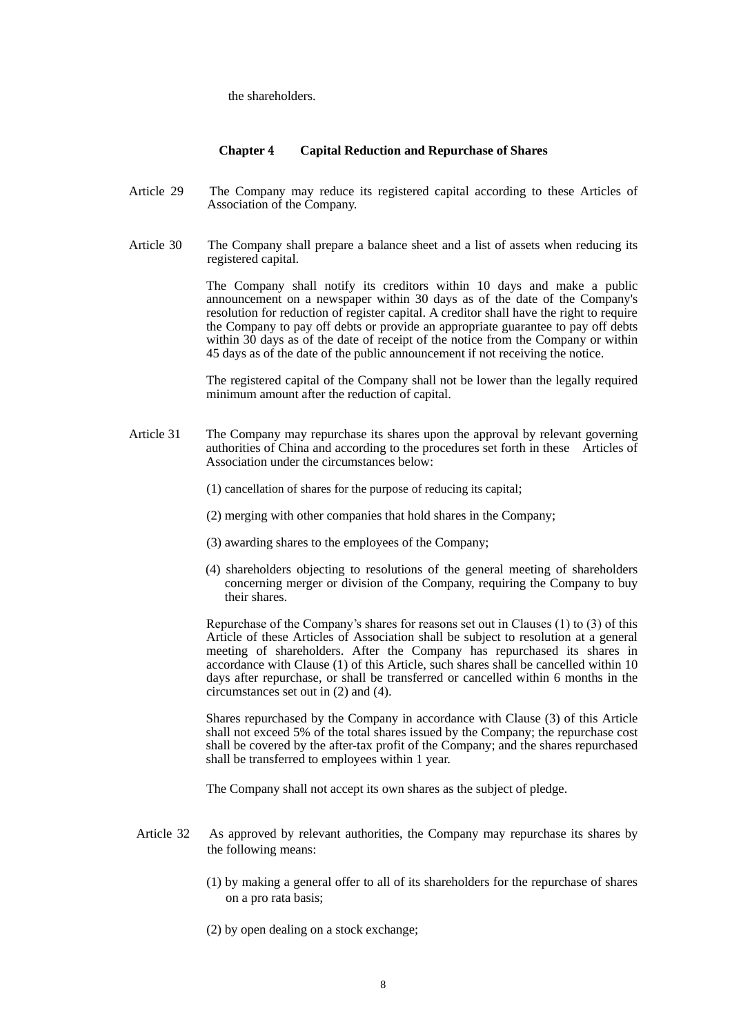the shareholders.

## Chapter 4 Capital Reduction and Repurchase of Shares

Article 29 The Company may reduce its registered capital according to these Articles of Association of the Company.

Article 30 The Company shall prepare a balance sheet and a list of assets when reducing its registered capital.

The Company shall notify its creditors within 10 days and make a public announcement on a newspaper within 30 days as of the date of the Company's resolution for reduction of register capital. A creditor shall have the right to require the Company to pay off debts or provide an appropriate guarantee to pay off debts within 30 days as of the date of receipt of the notice from the Company or within 45 days as of the date of the public announcement if not receiving the notice.

The registered capital of the Company shall not be lower than the legally required minimum amount after the reduction of capital.

Article 31 The Company may repurchase its shares upon the approval by relevant governing authorities of China and according to the procedures set forth in these Articles of Association under the circumstances below:

(1) cancellation of shares for the purpose of reducing its capital;

(2) merging with other companies that hold shares in the Company;

(3) awarding shares to the employees of the Company;

(4) shareholders objecting to resolutions of the general meeting of shareholders concerning merger or division of the Company, requiring the Company to buy their shares.

Repurchase of the Company's shares for reasons set out in Clauses (1) to (3) of this Article of these Articles of Association shall be subject to resolution at a general meeting of shareholders. After the Company has repurchased its shares in accordance with Clause (1) of this Article, such shares shall be cancelled within 10 days after repurchase, or shall be transferred or cancelled within 6 months in the circumstances set out in (2) and (4).

Shares repurchased by the Company in accordance with Clause (3) of this Article shall not exceed 5% of the total shares issued by the Company; the repurchase cost shall be covered by the after-tax profit of the Company; and the shares repurchased shall be transferred to employees within 1 year.

The Company shall not accept its own shares as the subject of pledge.

Article 32 As approved by relevant authorities, the Company may repurchase its shares by the following means:

(1) by making a general offer to all of its shareholders for the repurchase of shares on a pro rata basis;

(2) by open dealing on a stock exchange;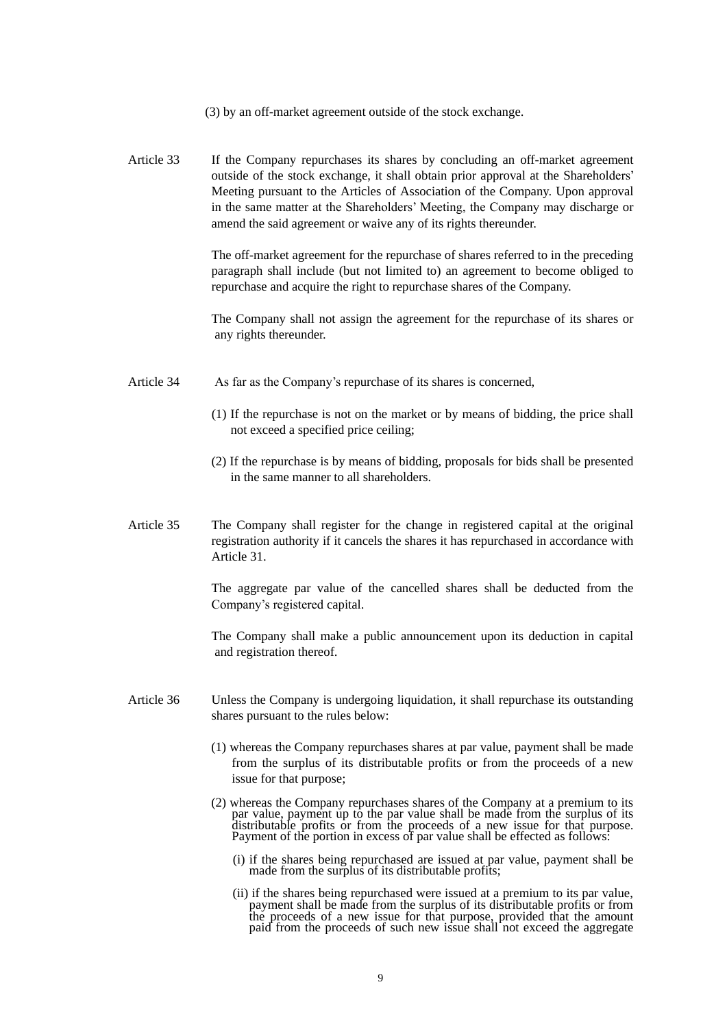(3) by an off-market agreement outside of the stock exchange.

Article 33 If the Company repurchases its shares by concluding an off-market agreement outside of the stock exchange, it shall obtain prior approval at the Shareholders' Meeting pursuant to the Articles of Association of the Company. Upon approval in the same matter at the Shareholders' Meeting, the Company may discharge or amend the said agreement or waive any of its rights thereunder.

The off-market agreement for the repurchase of shares referred to in the preceding paragraph shall include (but not limited to) an agreement to become obliged to repurchase and acquire the right to repurchase shares of the Company.

The Company shall not assign the agreement for the repurchase of its shares or any rights thereunder.

Article 34 As far as the Company's repurchase of its shares is concerned,

(1) If the repurchase is not on the market or by means of bidding, the price shall not exceed a specified price ceiling;

(2) If the repurchase is by means of bidding, proposals for bids shall be presented in the same manner to all shareholders.

Article 35 The Company shall register for the change in registered capital at the original registration authority if it cancels the shares it has repurchased in accordance with Article 31.

The aggregate par value of the cancelled shares shall be deducted from the Company's registered capital.

The Company shall make a public announcement upon its deduction in capital and registration thereof.

Article 36 Unless the Company is undergoing liquidation, it shall repurchase its outstanding shares pursuant to the rules below:

(1) whereas the Company repurchases shares at par value, payment shall be made from the surplus of its distributable profits or from the proceeds of a new issue for that purpose;

(2) whereas the Company repurchases shares of the Company at a premium to its par value, payment up to the par value shall be made from the surplus of its distributable profits or from the proceeds of a new issue for that purpose. Payment of the portion in excess of par value shall be effected as follows:

(i) if the shares being repurchased are issued at par value, payment shall be made from the surplus of its distributable profits;

(ii) if the shares being repurchased were issued at a premium to its par value, payment shall be made from the surplus of its distributable profits or from the proceeds of a new issue for that purpose, provided that the amount paid from the proceeds of such new issue shall not exceed the aggregate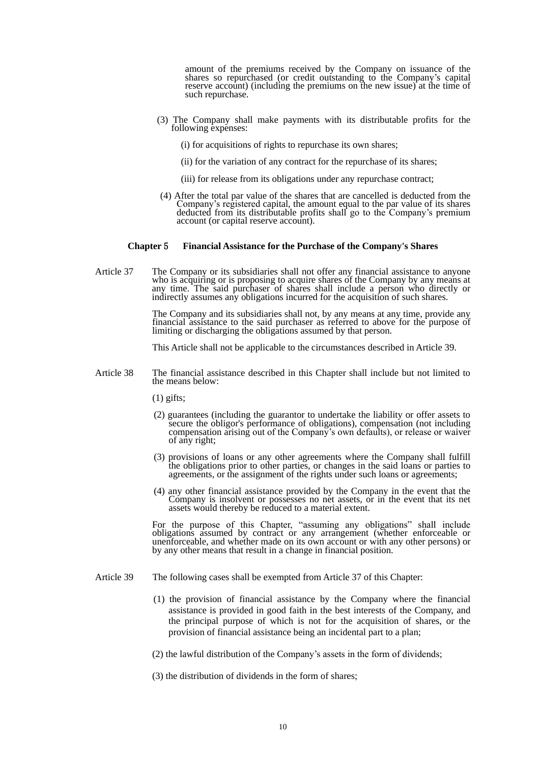amount of the premiums received by the Company on issuance of the shares so repurchased (or credit outstanding to the Company's capital reserve account) (including the premiums on the new issue) at the time of such repurchase.

(3) The Company shall make payments with its distributable profits for the following expenses:

(i) for acquisitions of rights to repurchase its own shares;

(ii) for the variation of any contract for the repurchase of its shares;

(iii) for release from its obligations under any repurchase contract;

(4) After the total par value of the shares that are cancelled is deducted from the Company's registered capital, the amount equal to the par value of its shares deducted from its distributable profits shall go to the Company's premium account (or capital reserve account).

## Chapter 5 Financial Assistance for the Purchase of the Company's Shares

Article 37 The Company or its subsidiaries shall not offer any financial assistance to anyone who is acquiring or is proposing to acquire shares of the Company by any means at any time. The said purchaser of shares shall include a person who directly or indirectly assumes any obligations incurred for the acquisition of such shares.

The Company and its subsidiaries shall not, by any means at any time, provide any financial assistance to the said purchaser as referred to above for the purpose of limiting or discharging the obligations assumed by that person.

This Article shall not be applicable to the circumstances described in Article 39.

Article 38 The financial assistance described in this Chapter shall include but not limited to the means below:

(1) gifts;

(2) guarantees (including the guarantor to undertake the liability or offer assets to secure the obligor's performance of obligations), compensation (not including compensation arising out of the Company's own defaults), or release or waiver of any right;

(3) provisions of loans or any other agreements where the Company shall fulfill the obligations prior to other parties, or changes in the said loans or parties to agreements, or the assignment of the rights under such loans or agreements;

(4) any other financial assistance provided by the Company in the event that the Company is insolvent or possesses no net assets, or in the event that its net assets would thereby be reduced to a material extent.

For the purpose of this Chapter, "assuming any obligations" shall include obligations assumed by contract or any arrangement (whether enforceable or unenforceable, and whether made on its own account or with any other persons) or by any other means that result in a change in financial position.

Article 39 The following cases shall be exempted from Article 37 of this Chapter:

(1) the provision of financial assistance by the Company where the financial assistance is provided in good faith in the best interests of the Company, and the principal purpose of which is not for the acquisition of shares, or the provision of financial assistance being an incidental part to a plan;

(2) the lawful distribution of the Company's assets in the form of dividends;

(3) the distribution of dividends in the form of shares;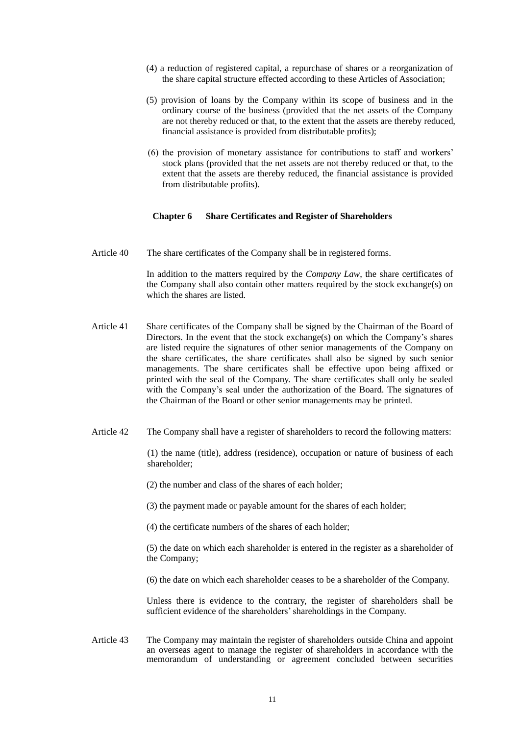(4) a reduction of registered capital, a repurchase of shares or a reorganization of the share capital structure effected according to these Articles of Association;

(5) provision of loans by the Company within its scope of business and in the ordinary course of the business (provided that the net assets of the Company are not thereby reduced or that, to the extent that the assets are thereby reduced, financial assistance is provided from distributable profits);

(6) the provision of monetary assistance for contributions to staff and workers' stock plans (provided that the net assets are not thereby reduced or that, to the extent that the assets are thereby reduced, the financial assistance is provided from distributable profits).

## Chapter 6 Share Certificates and Register of Shareholders

Article 40 The share certificates of the Company shall be in registered forms.

In addition to the matters required by the *Company Law*, the share certificates of the Company shall also contain other matters required by the stock exchange(s) on which the shares are listed.

Article 41 Share certificates of the Company shall be signed by the Chairman of the Board of Directors. In the event that the stock exchange(s) on which the Company's shares are listed require the signatures of other senior managements of the Company on the share certificates, the share certificates shall also be signed by such senior managements. The share certificates shall be effective upon being affixed or printed with the seal of the Company. The share certificates shall only be sealed with the Company's seal under the authorization of the Board. The signatures of the Chairman of the Board or other senior managements may be printed.

Article 42 The Company shall have a register of shareholders to record the following matters:

(1) the name (title), address (residence), occupation or nature of business of each shareholder;

(2) the number and class of the shares of each holder;

(3) the payment made or payable amount for the shares of each holder;

(4) the certificate numbers of the shares of each holder;

(5) the date on which each shareholder is entered in the register as a shareholder of the Company;

(6) the date on which each shareholder ceases to be a shareholder of the Company.

Unless there is evidence to the contrary, the register of shareholders shall be sufficient evidence of the shareholders' shareholdings in the Company.

Article 43 The Company may maintain the register of shareholders outside China and appoint an overseas agent to manage the register of shareholders in accordance with the memorandum of understanding or agreement concluded between securities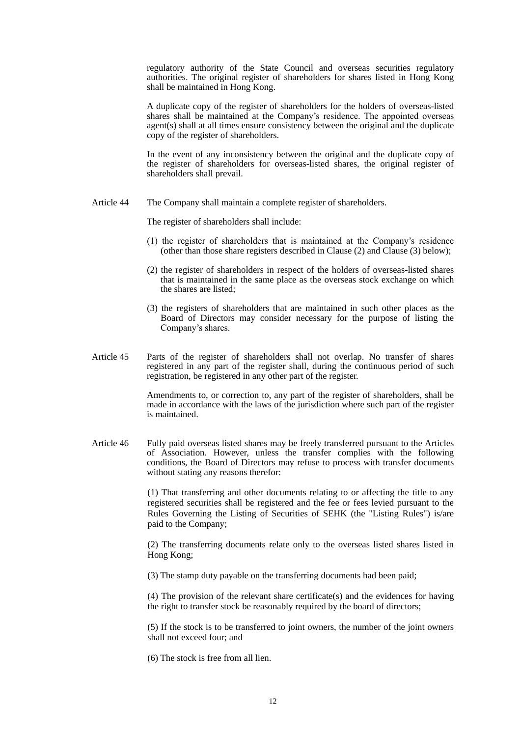regulatory authority of the State Council and overseas securities regulatory authorities. The original register of shareholders for shares listed in Hong Kong shall be maintained in Hong Kong.

A duplicate copy of the register of shareholders for the holders of overseas-listed shares shall be maintained at the Company's residence. The appointed overseas agent(s) shall at all times ensure consistency between the original and the duplicate copy of the register of shareholders.

In the event of any inconsistency between the original and the duplicate copy of the register of shareholders for overseas-listed shares, the original register of shareholders shall prevail.

**Article 44** The Company shall maintain a complete register of shareholders.

The register of shareholders shall include:

(1) the register of shareholders that is maintained at the Company's residence (other than those share registers described in Clause (2) and Clause (3) below);

(2) the register of shareholders in respect of the holders of overseas-listed shares that is maintained in the same place as the overseas stock exchange on which the shares are listed;

(3) the registers of shareholders that are maintained in such other places as the Board of Directors may consider necessary for the purpose of listing the Company's shares.

**Article 45** Parts of the register of shareholders shall not overlap. No transfer of shares registered in any part of the register shall, during the continuous period of such registration, be registered in any other part of the register.

Amendments to, or correction to, any part of the register of shareholders, shall be made in accordance with the laws of the jurisdiction where such part of the register is maintained.

**Article 46** Fully paid overseas listed shares may be freely transferred pursuant to the Articles of Association. However, unless the transfer complies with the following conditions, the Board of Directors may refuse to process with transfer documents without stating any reasons therefor:

(1) That transferring and other documents relating to or affecting the title to any registered securities shall be registered and the fee or fees levied pursuant to the Rules Governing the Listing of Securities of SEHK (the "Listing Rules") is/are paid to the Company;

(2) The transferring documents relate only to the overseas listed shares listed in Hong Kong;

(3) The stamp duty payable on the transferring documents had been paid;

(4) The provision of the relevant share certificate(s) and the evidences for having the right to transfer stock be reasonably required by the board of directors;

(5) If the stock is to be transferred to joint owners, the number of the joint owners shall not exceed four; and

(6) The stock is free from all lien.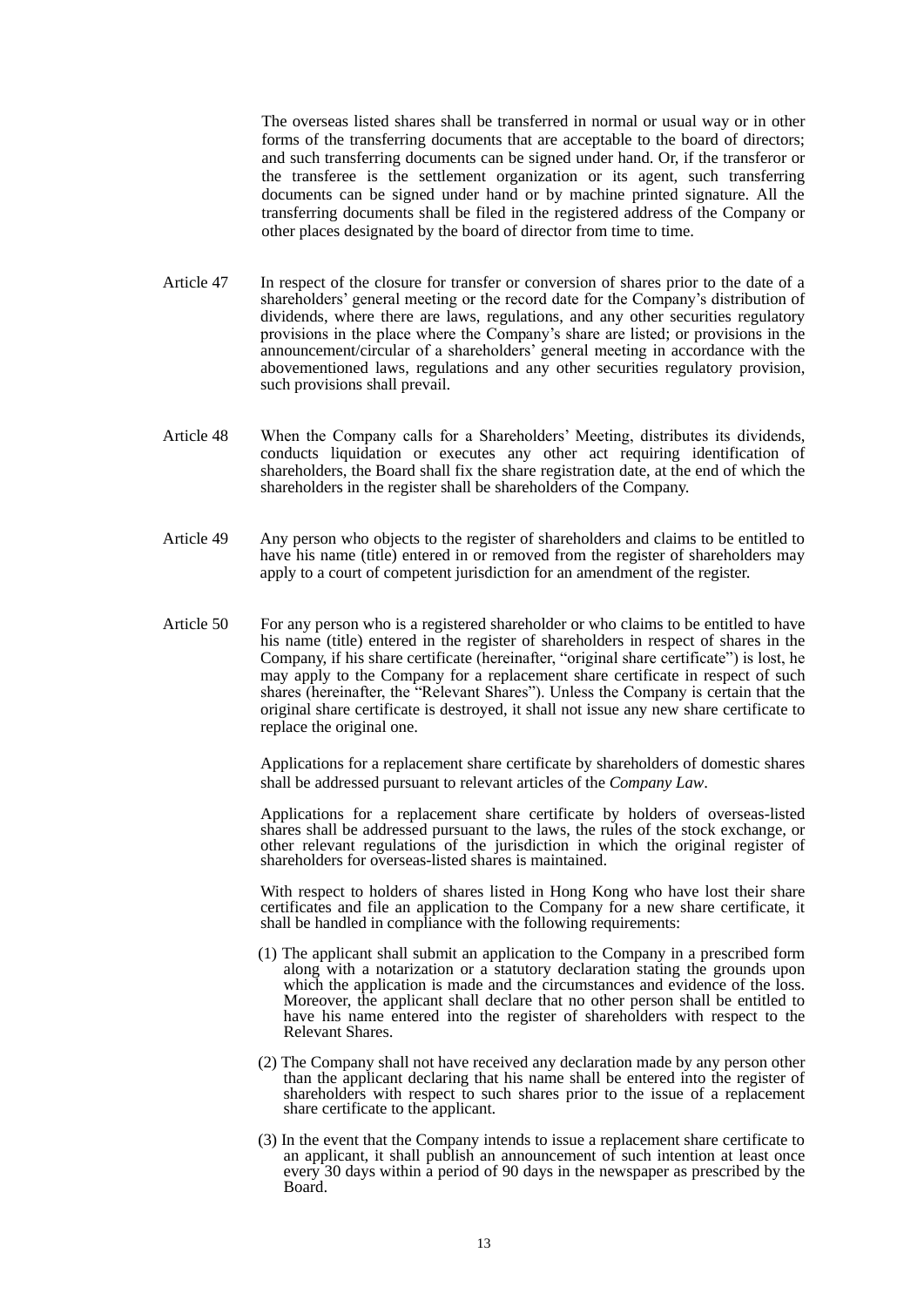The overseas listed shares shall be transferred in normal or usual way or in other forms of the transferring documents that are acceptable to the board of directors; and such transferring documents can be signed under hand. Or, if the transferor or the transferee is the settlement organization or its agent, such transferring documents can be signed under hand or by machine printed signature. All the transferring documents shall be filed in the registered address of the Company or other places designated by the board of director from time to time.

Article 47 In respect of the closure for transfer or conversion of shares prior to the date of a shareholders' general meeting or the record date for the Company's distribution of dividends, where there are laws, regulations, and any other securities regulatory provisions in the place where the Company's share are listed; or provisions in the announcement/circular of a shareholders' general meeting in accordance with the abovementioned laws, regulations and any other securities regulatory provision, such provisions shall prevail.

Article 48 When the Company calls for a Shareholders' Meeting, distributes its dividends, conducts liquidation or executes any other act requiring identification of shareholders, the Board shall fix the share registration date, at the end of which the shareholders in the register shall be shareholders of the Company.

Article 49 Any person who objects to the register of shareholders and claims to be entitled to have his name (title) entered in or removed from the register of shareholders may apply to a court of competent jurisdiction for an amendment of the register.

Article 50 For any person who is a registered shareholder or who claims to be entitled to have his name (title) entered in the register of shareholders in respect of shares in the Company, if his share certificate (hereinafter, "original share certificate") is lost, he may apply to the Company for a replacement share certificate in respect of such shares (hereinafter, the "Relevant Shares"). Unless the Company is certain that the original share certificate is destroyed, it shall not issue any new share certificate to replace the original one.

Applications for a replacement share certificate by shareholders of domestic shares shall be addressed pursuant to relevant articles of the *Company Law*.

Applications for a replacement share certificate by holders of overseas-listed shares shall be addressed pursuant to the laws, the rules of the stock exchange, or other relevant regulations of the jurisdiction in which the original register of shareholders for overseas-listed shares is maintained.

With respect to holders of shares listed in Hong Kong who have lost their share certificates and file an application to the Company for a new share certificate, it shall be handled in compliance with the following requirements:

(1) The applicant shall submit an application to the Company in a prescribed form along with a notarization or a statutory declaration stating the grounds upon which the application is made and the circumstances and evidence of the loss. Moreover, the applicant shall declare that no other person shall be entitled to have his name entered into the register of shareholders with respect to the Relevant Shares.

(2) The Company shall not have received any declaration made by any person other than the applicant declaring that his name shall be entered into the register of shareholders with respect to such shares prior to the issue of a replacement share certificate to the applicant.

(3) In the event that the Company intends to issue a replacement share certificate to an applicant, it shall publish an announcement of such intention at least once every 30 days within a period of 90 days in the newspaper as prescribed by the Board.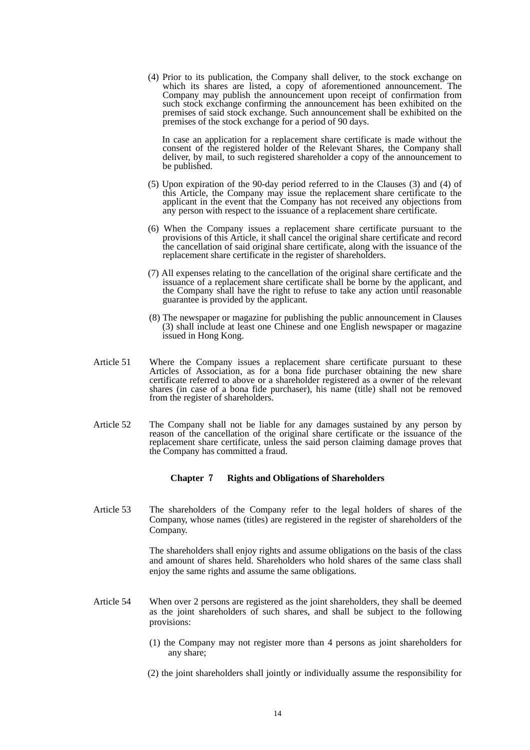(4) Prior to its publication, the Company shall deliver, to the stock exchange on which its shares are listed, a copy of aforementioned announcement. The Company may publish the announcement upon receipt of confirmation from such stock exchange confirming the announcement has been exhibited on the premises of said stock exchange. Such announcement shall be exhibited on the premises of the stock exchange for a period of 90 days.

In case an application for a replacement share certificate is made without the consent of the registered holder of the Relevant Shares, the Company shall deliver, by mail, to such registered shareholder a copy of the announcement to be published.

(5) Upon expiration of the 90-day period referred to in the Clauses (3) and (4) of this Article, the Company may issue the replacement share certificate to the applicant in the event that the Company has not received any objections from any person with respect to the issuance of a replacement share certificate.

(6) When the Company issues a replacement share certificate pursuant to the provisions of this Article, it shall cancel the original share certificate and record the cancellation of said original share certificate, along with the issuance of the replacement share certificate in the register of shareholders.

(7) All expenses relating to the cancellation of the original share certificate and the issuance of a replacement share certificate shall be borne by the applicant, and the Company shall have the right to refuse to take any action until reasonable guarantee is provided by the applicant.

(8) The newspaper or magazine for publishing the public announcement in Clauses (3) shall include at least one Chinese and one English newspaper or magazine issued in Hong Kong.

Article 51 Where the Company issues a replacement share certificate pursuant to these Articles of Association, as for a bona fide purchaser obtaining the new share certificate referred to above or a shareholder registered as a owner of the relevant shares (in case of a bona fide purchaser), his name (title) shall not be removed from the register of shareholders.

Article 52 The Company shall not be liable for any damages sustained by any person by reason of the cancellation of the original share certificate or the issuance of the replacement share certificate, unless the said person claiming damage proves that the Company has committed a fraud.

## Chapter 7 Rights and Obligations of Shareholders

Article 53 The shareholders of the Company refer to the legal holders of shares of the Company, whose names (titles) are registered in the register of shareholders of the Company.

The shareholders shall enjoy rights and assume obligations on the basis of the class and amount of shares held. Shareholders who hold shares of the same class shall enjoy the same rights and assume the same obligations.

Article 54 When over 2 persons are registered as the joint shareholders, they shall be deemed as the joint shareholders of such shares, and shall be subject to the following provisions:

(1) the Company may not register more than 4 persons as joint shareholders for any share;

(2) the joint shareholders shall jointly or individually assume the responsibility for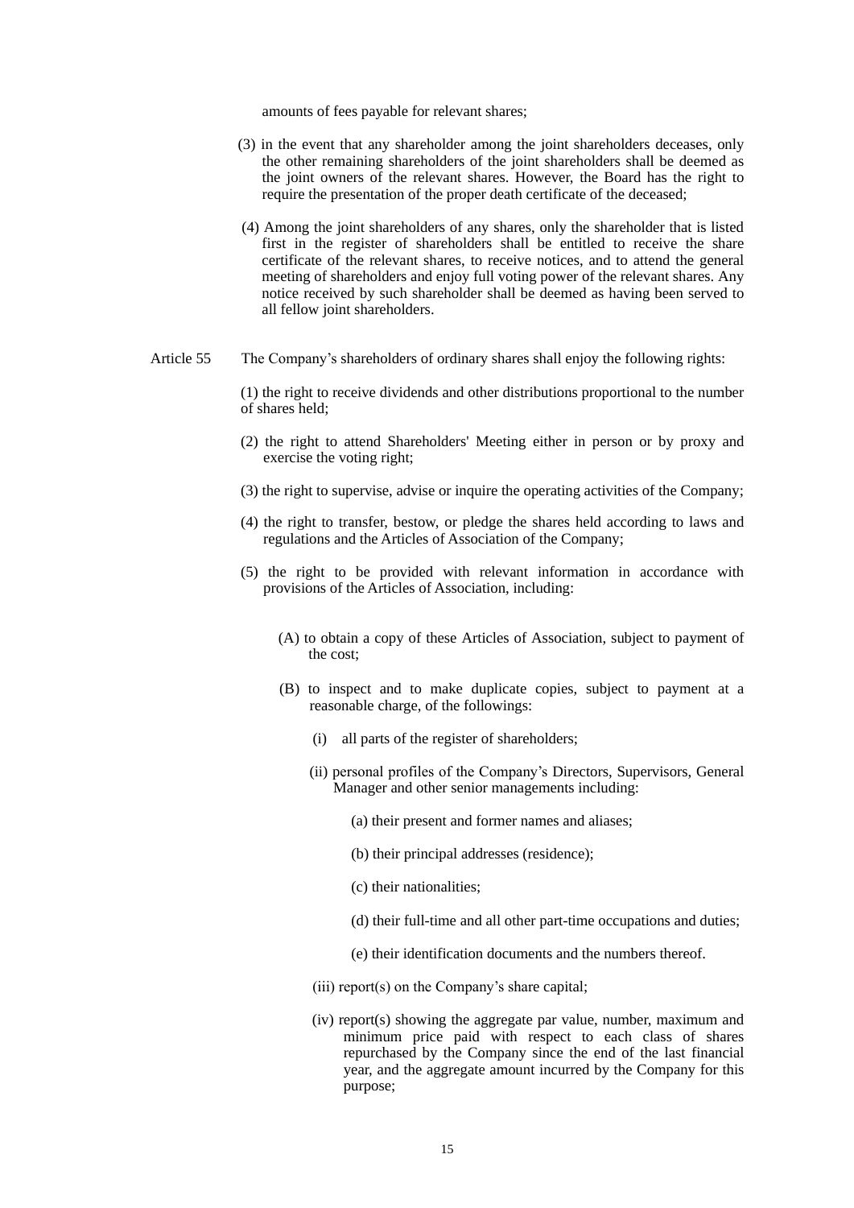amounts of fees payable for relevant shares;

(3) in the event that any shareholder among the joint shareholders deceases, only the other remaining shareholders of the joint shareholders shall be deemed as the joint owners of the relevant shares. However, the Board has the right to require the presentation of the proper death certificate of the deceased;

(4) Among the joint shareholders of any shares, only the shareholder that is listed first in the register of shareholders shall be entitled to receive the share certificate of the relevant shares, to receive notices, and to attend the general meeting of shareholders and enjoy full voting power of the relevant shares. Any notice received by such shareholder shall be deemed as having been served to all fellow joint shareholders.

Article 55 The Company's shareholders of ordinary shares shall enjoy the following rights:

(1) the right to receive dividends and other distributions proportional to the number of shares held;

(2) the right to attend Shareholders' Meeting either in person or by proxy and exercise the voting right;

(3) the right to supervise, advise or inquire the operating activities of the Company;

(4) the right to transfer, bestow, or pledge the shares held according to laws and regulations and the Articles of Association of the Company;

(5) the right to be provided with relevant information in accordance with provisions of the Articles of Association, including:

(A) to obtain a copy of these Articles of Association, subject to payment of the cost;

(B) to inspect and to make duplicate copies, subject to payment at a reasonable charge, of the followings:

(i) all parts of the register of shareholders;

(ii) personal profiles of the Company's Directors, Supervisors, General Manager and other senior managements including:

(a) their present and former names and aliases;

(b) their principal addresses (residence);

(c) their nationalities;

(d) their full-time and all other part-time occupations and duties;

(e) their identification documents and the numbers thereof.

(iii) report(s) on the Company's share capital;

(iv) report(s) showing the aggregate par value, number, maximum and minimum price paid with respect to each class of shares repurchased by the Company since the end of the last financial year, and the aggregate amount incurred by the Company for this purpose;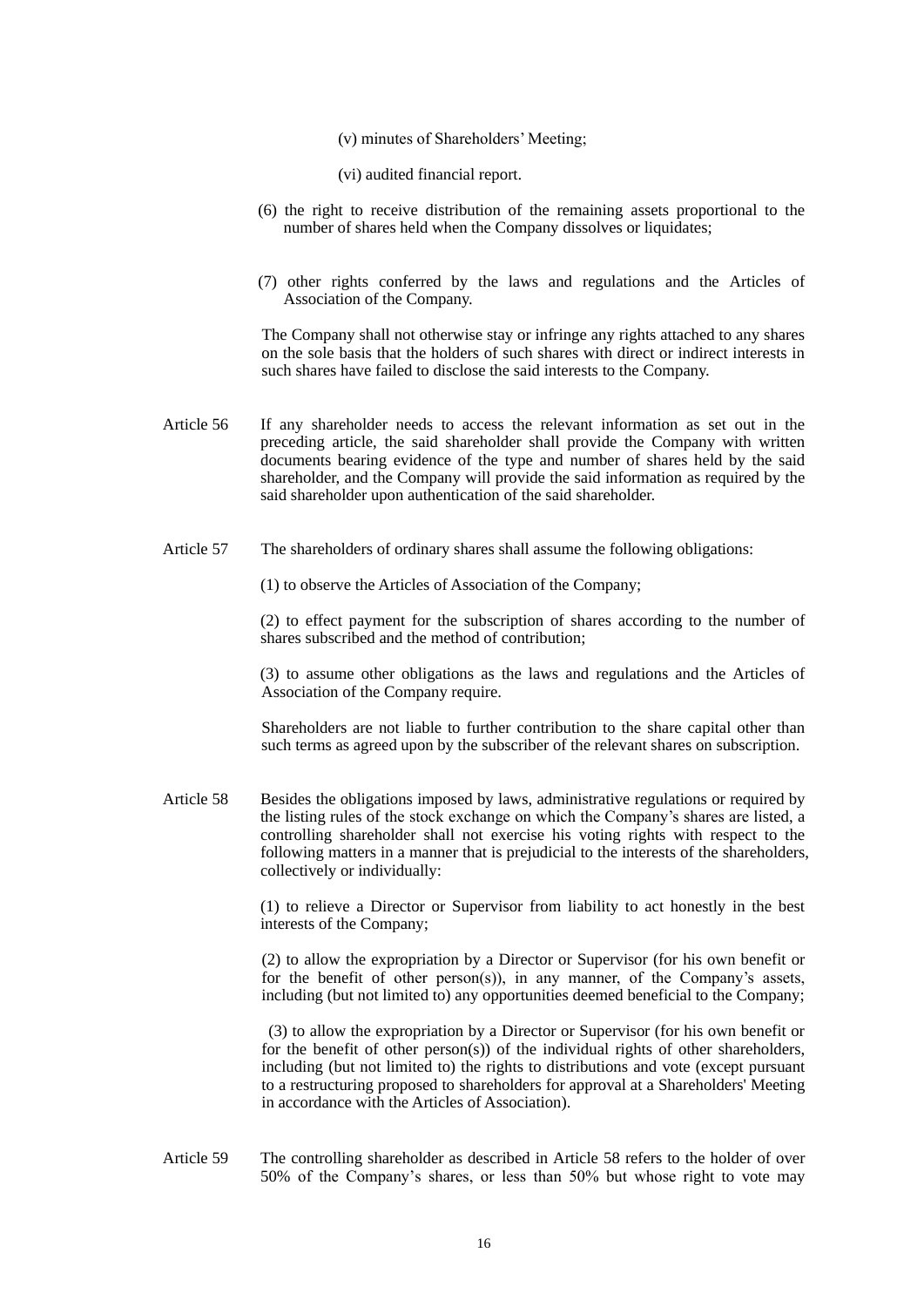(v) minutes of Shareholders' Meeting;

(vi) audited financial report.

(6) the right to receive distribution of the remaining assets proportional to the number of shares held when the Company dissolves or liquidates;

(7) other rights conferred by the laws and regulations and the Articles of Association of the Company.

The Company shall not otherwise stay or infringe any rights attached to any shares on the sole basis that the holders of such shares with direct or indirect interests in such shares have failed to disclose the said interests to the Company.

Article 56 If any shareholder needs to access the relevant information as set out in the preceding article, the said shareholder shall provide the Company with written documents bearing evidence of the type and number of shares held by the said shareholder, and the Company will provide the said information as required by the said shareholder upon authentication of the said shareholder.

Article 57 The shareholders of ordinary shares shall assume the following obligations:

(1) to observe the Articles of Association of the Company;

(2) to effect payment for the subscription of shares according to the number of shares subscribed and the method of contribution;

(3) to assume other obligations as the laws and regulations and the Articles of Association of the Company require.

Shareholders are not liable to further contribution to the share capital other than such terms as agreed upon by the subscriber of the relevant shares on subscription.

Article 58 Besides the obligations imposed by laws, administrative regulations or required by the listing rules of the stock exchange on which the Company's shares are listed, a controlling shareholder shall not exercise his voting rights with respect to the following matters in a manner that is prejudicial to the interests of the shareholders, collectively or individually:

(1) to relieve a Director or Supervisor from liability to act honestly in the best interests of the Company;

(2) to allow the expropriation by a Director or Supervisor (for his own benefit or for the benefit of other person(s)), in any manner, of the Company's assets, including (but not limited to) any opportunities deemed beneficial to the Company;

(3) to allow the expropriation by a Director or Supervisor (for his own benefit or for the benefit of other person(s)) of the individual rights of other shareholders, including (but not limited to) the rights to distributions and vote (except pursuant to a restructuring proposed to shareholders for approval at a Shareholders' Meeting in accordance with the Articles of Association).

Article 59 The controlling shareholder as described in Article 58 refers to the holder of over 50% of the Company's shares, or less than 50% but whose right to vote may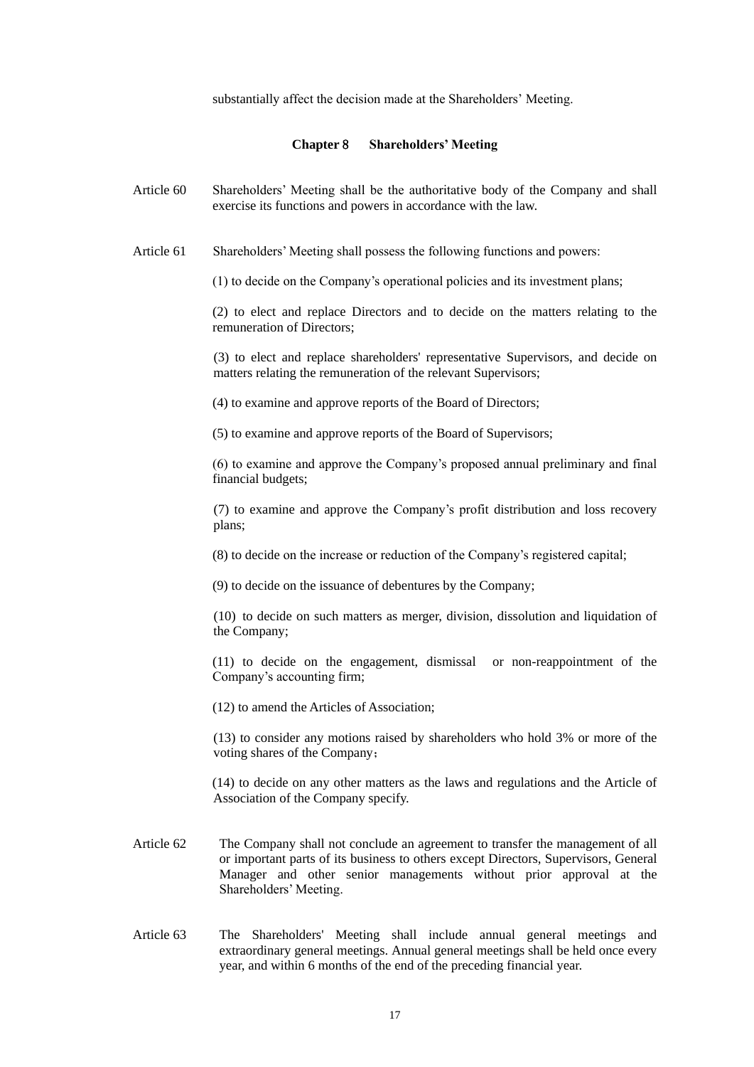substantially affect the decision made at the Shareholders' Meeting.

## Chapter 8 Shareholders' Meeting

Article 60 Shareholders' Meeting shall be the authoritative body of the Company and shall exercise its functions and powers in accordance with the law.

Article 61 Shareholders' Meeting shall possess the following functions and powers:

(1) to decide on the Company's operational policies and its investment plans;

(2) to elect and replace Directors and to decide on the matters relating to the remuneration of Directors;

(3) to elect and replace shareholders' representative Supervisors, and decide on matters relating the remuneration of the relevant Supervisors;

(4) to examine and approve reports of the Board of Directors;

(5) to examine and approve reports of the Board of Supervisors;

(6) to examine and approve the Company's proposed annual preliminary and final financial budgets;

(7) to examine and approve the Company's profit distribution and loss recovery plans;

(8) to decide on the increase or reduction of the Company's registered capital;

(9) to decide on the issuance of debentures by the Company;

(10) to decide on such matters as merger, division, dissolution and liquidation of the Company;

(11) to decide on the engagement, dismissal or non-reappointment of the Company's accounting firm;

(12) to amend the Articles of Association;

(13) to consider any motions raised by shareholders who hold 3% or more of the voting shares of the Company；

(14) to decide on any other matters as the laws and regulations and the Article of Association of the Company specify.

Article 62 The Company shall not conclude an agreement to transfer the management of all or important parts of its business to others except Directors, Supervisors, General Manager and other senior managements without prior approval at the Shareholders' Meeting.

Article 63 The Shareholders' Meeting shall include annual general meetings and extraordinary general meetings. Annual general meetings shall be held once every year, and within 6 months of the end of the preceding financial year.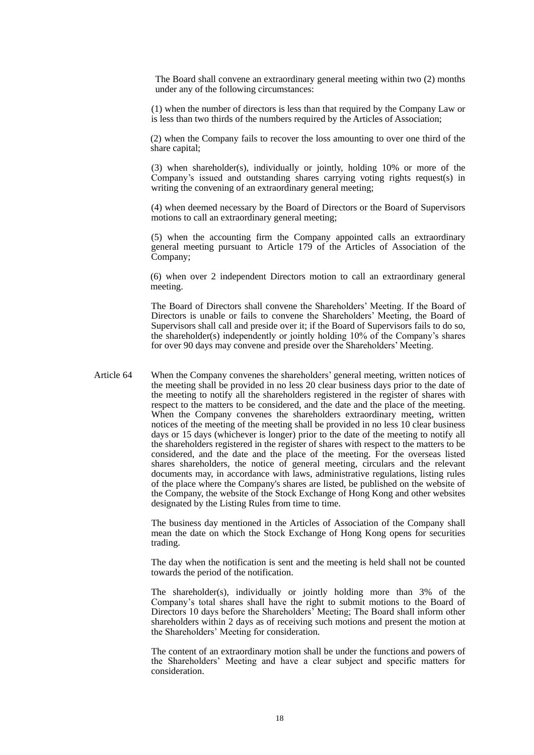The Board shall convene an extraordinary general meeting within two (2) months under any of the following circumstances:

(1) when the number of directors is less than that required by the Company Law or is less than two thirds of the numbers required by the Articles of Association;

(2) when the Company fails to recover the loss amounting to over one third of the share capital;

(3) when shareholder(s), individually or jointly, holding 10% or more of the Company's issued and outstanding shares carrying voting rights request(s) in writing the convening of an extraordinary general meeting;

(4) when deemed necessary by the Board of Directors or the Board of Supervisors motions to call an extraordinary general meeting;

(5) when the accounting firm the Company appointed calls an extraordinary general meeting pursuant to Article 179 of the Articles of Association of the Company;

(6) when over 2 independent Directors motion to call an extraordinary general meeting.

The Board of Directors shall convene the Shareholders' Meeting. If the Board of Directors is unable or fails to convene the Shareholders' Meeting, the Board of Supervisors shall call and preside over it; if the Board of Supervisors fails to do so, the shareholder(s) independently or jointly holding 10% of the Company's shares for over 90 days may convene and preside over the Shareholders' Meeting.

Article 64 When the Company convenes the shareholders' general meeting, written notices of the meeting shall be provided in no less 20 clear business days prior to the date of the meeting to notify all the shareholders registered in the register of shares with respect to the matters to be considered, and the date and the place of the meeting. When the Company convenes the shareholders extraordinary meeting, written notices of the meeting of the meeting shall be provided in no less 10 clear business days or 15 days (whichever is longer) prior to the date of the meeting to notify all the shareholders registered in the register of shares with respect to the matters to be considered, and the date and the place of the meeting. For the overseas listed shares shareholders, the notice of general meeting, circulars and the relevant documents may, in accordance with laws, administrative regulations, listing rules of the place where the Company's shares are listed, be published on the website of the Company, the website of the Stock Exchange of Hong Kong and other websites designated by the Listing Rules from time to time.

The business day mentioned in the Articles of Association of the Company shall mean the date on which the Stock Exchange of Hong Kong opens for securities trading.

The day when the notification is sent and the meeting is held shall not be counted towards the period of the notification.

The shareholder(s), individually or jointly holding more than 3% of the Company's total shares shall have the right to submit motions to the Board of Directors 10 days before the Shareholders' Meeting; The Board shall inform other shareholders within 2 days as of receiving such motions and present the motion at the Shareholders' Meeting for consideration.

The content of an extraordinary motion shall be under the functions and powers of the Shareholders' Meeting and have a clear subject and specific matters for consideration.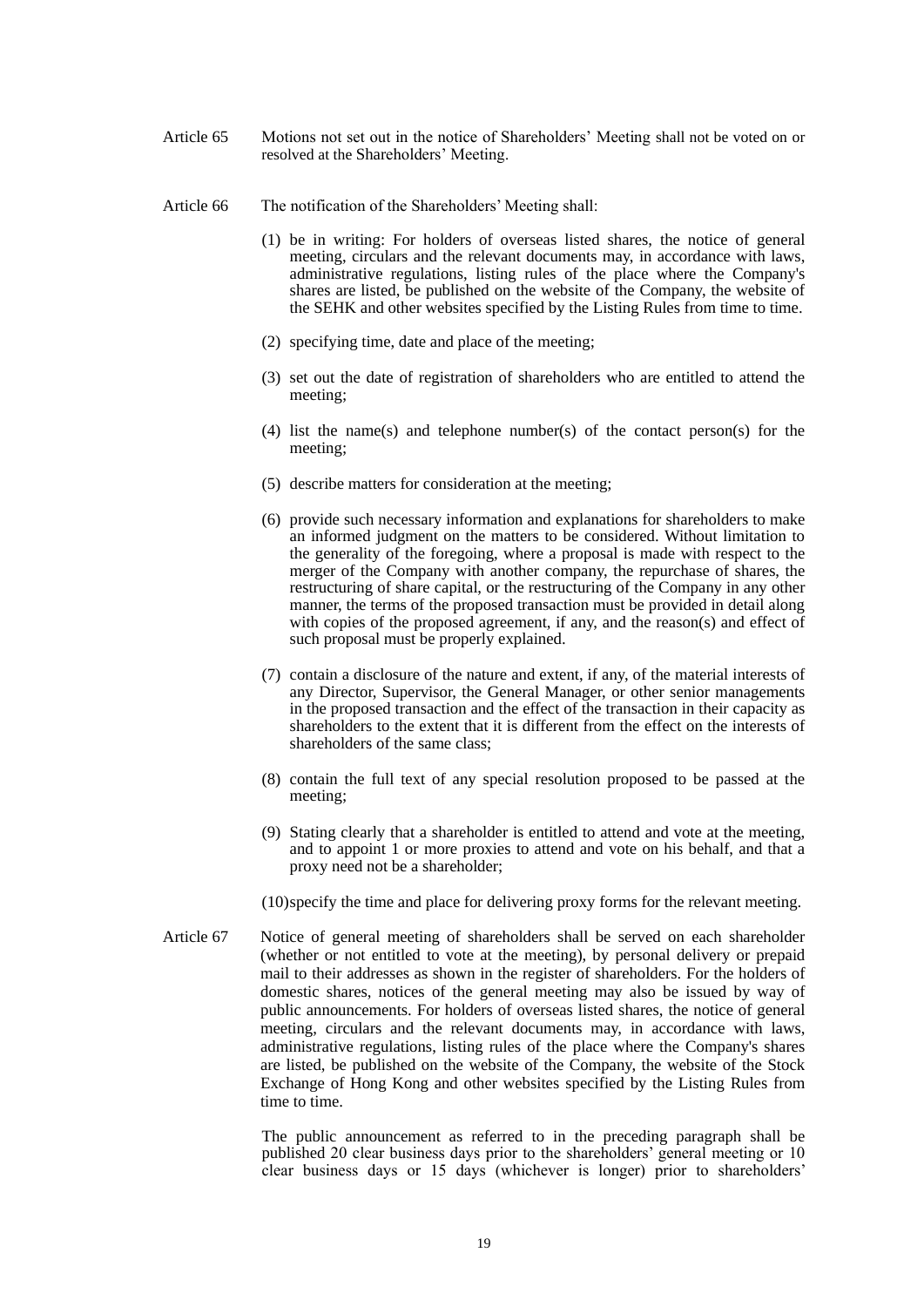Article 65 Motions not set out in the notice of Shareholders' Meeting shall not be voted on or resolved at the Shareholders' Meeting.

Article 66 The notification of the Shareholders' Meeting shall:

(1) be in writing: For holders of overseas listed shares, the notice of general meeting, circulars and the relevant documents may, in accordance with laws, administrative regulations, listing rules of the place where the Company's shares are listed, be published on the website of the Company, the website of the SEHK and other websites specified by the Listing Rules from time to time.

(2) specifying time, date and place of the meeting;

(3) set out the date of registration of shareholders who are entitled to attend the meeting;

(4) list the name(s) and telephone number(s) of the contact person(s) for the meeting;

(5) describe matters for consideration at the meeting;

(6) provide such necessary information and explanations for shareholders to make an informed judgment on the matters to be considered. Without limitation to the generality of the foregoing, where a proposal is made with respect to the merger of the Company with another company, the repurchase of shares, the restructuring of share capital, or the restructuring of the Company in any other manner, the terms of the proposed transaction must be provided in detail along with copies of the proposed agreement, if any, and the reason(s) and effect of such proposal must be properly explained.

(7) contain a disclosure of the nature and extent, if any, of the material interests of any Director, Supervisor, the General Manager, or other senior managements in the proposed transaction and the effect of the transaction in their capacity as shareholders to the extent that it is different from the effect on the interests of shareholders of the same class;

(8) contain the full text of any special resolution proposed to be passed at the meeting;

(9) Stating clearly that a shareholder is entitled to attend and vote at the meeting, and to appoint 1 or more proxies to attend and vote on his behalf, and that a proxy need not be a shareholder;

(10) specify the time and place for delivering proxy forms for the relevant meeting.

Article 67 Notice of general meeting of shareholders shall be served on each shareholder (whether or not entitled to vote at the meeting), by personal delivery or prepaid mail to their addresses as shown in the register of shareholders. For the holders of domestic shares, notices of the general meeting may also be issued by way of public announcements. For holders of overseas listed shares, the notice of general meeting, circulars and the relevant documents may, in accordance with laws, administrative regulations, listing rules of the place where the Company's shares are listed, be published on the website of the Company, the website of the Stock Exchange of Hong Kong and other websites specified by the Listing Rules from time to time.

The public announcement as referred to in the preceding paragraph shall be published 20 clear business days prior to the shareholders' general meeting or 10 clear business days or 15 days (whichever is longer) prior to shareholders'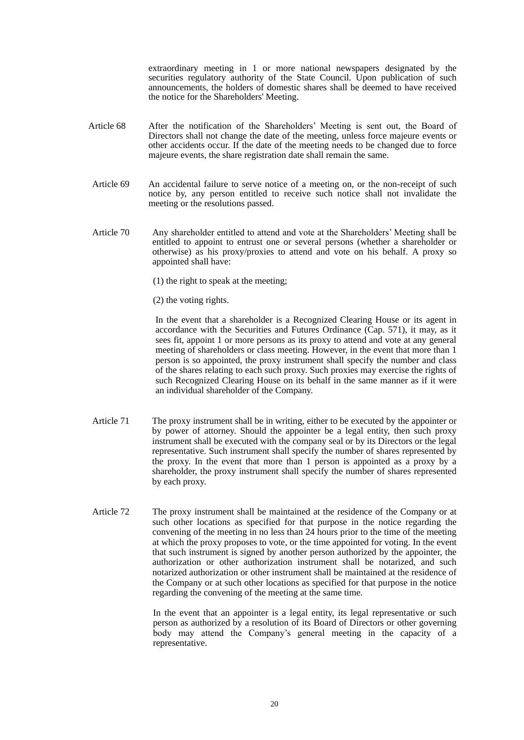extraordinary meeting in 1 or more national newspapers designated by the securities regulatory authority of the State Council. Upon publication of such announcements, the holders of domestic shares shall be deemed to have received the notice for the Shareholders' Meeting.

Article 68 After the notification of the Shareholders' Meeting is sent out, the Board of Directors shall not change the date of the meeting, unless force majeure events or other accidents occur. If the date of the meeting needs to be changed due to force majeure events, the share registration date shall remain the same.

Article 69 An accidental failure to serve notice of a meeting on, or the non-receipt of such notice by, any person entitled to receive such notice shall not invalidate the meeting or the resolutions passed.

Article 70 Any shareholder entitled to attend and vote at the Shareholders' Meeting shall be entitled to appoint to entrust one or several persons (whether a shareholder or otherwise) as his proxy/proxies to attend and vote on his behalf. A proxy so appointed shall have:

(1) the right to speak at the meeting;

(2) the voting rights.

In the event that a shareholder is a Recognized Clearing House or its agent in accordance with the Securities and Futures Ordinance (Cap. 571), it may, as it sees fit, appoint 1 or more persons as its proxy to attend and vote at any general meeting of shareholders or class meeting. However, in the event that more than 1 person is so appointed, the proxy instrument shall specify the number and class of the shares relating to each such proxy. Such proxies may exercise the rights of such Recognized Clearing House on its behalf in the same manner as if it were an individual shareholder of the Company.

Article 71 The proxy instrument shall be in writing, either to be executed by the appointer or by power of attorney. Should the appointer be a legal entity, then such proxy instrument shall be executed with the company seal or by its Directors or the legal representative. Such instrument shall specify the number of shares represented by the proxy. In the event that more than 1 person is appointed as a proxy by a shareholder, the proxy instrument shall specify the number of shares represented by each proxy.

Article 72 The proxy instrument shall be maintained at the residence of the Company or at such other locations as specified for that purpose in the notice regarding the convening of the meeting in no less than 24 hours prior to the time of the meeting at which the proxy proposes to vote, or the time appointed for voting. In the event that such instrument is signed by another person authorized by the appointer, the authorization or other authorization instrument shall be notarized, and such notarized authorization or other instrument shall be maintained at the residence of the Company or at such other locations as specified for that purpose in the notice regarding the convening of the meeting at the same time.

In the event that an appointer is a legal entity, its legal representative or such person as authorized by a resolution of its Board of Directors or other governing body may attend the Company's general meeting in the capacity of a representative.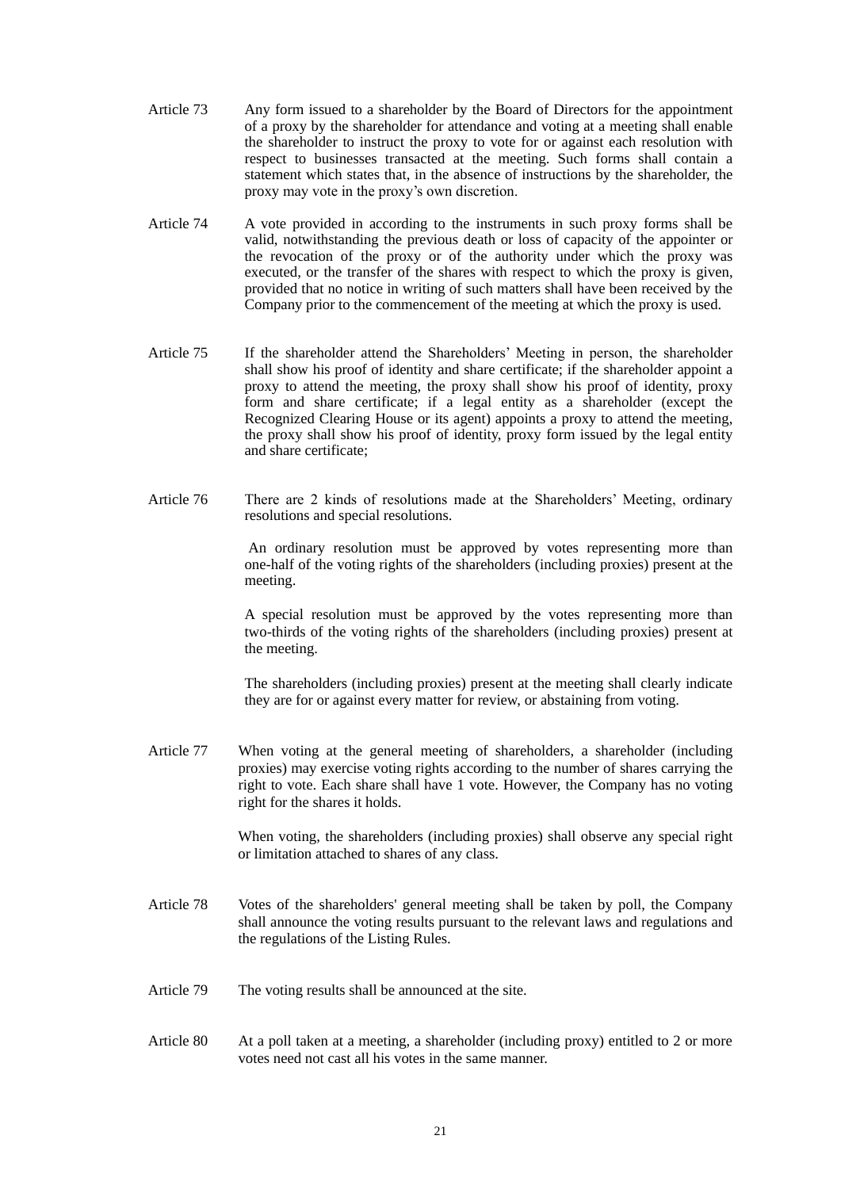Article 73 Any form issued to a shareholder by the Board of Directors for the appointment of a proxy by the shareholder for attendance and voting at a meeting shall enable the shareholder to instruct the proxy to vote for or against each resolution with respect to businesses transacted at the meeting. Such forms shall contain a statement which states that, in the absence of instructions by the shareholder, the proxy may vote in the proxy's own discretion.

Article 74 A vote provided in according to the instruments in such proxy forms shall be valid, notwithstanding the previous death or loss of capacity of the appointer or the revocation of the proxy or of the authority under which the proxy was executed, or the transfer of the shares with respect to which the proxy is given, provided that no notice in writing of such matters shall have been received by the Company prior to the commencement of the meeting at which the proxy is used.

Article 75 If the shareholder attend the Shareholders' Meeting in person, the shareholder shall show his proof of identity and share certificate; if the shareholder appoint a proxy to attend the meeting, the proxy shall show his proof of identity, proxy form and share certificate; if a legal entity as a shareholder (except the Recognized Clearing House or its agent) appoints a proxy to attend the meeting, the proxy shall show his proof of identity, proxy form issued by the legal entity and share certificate;

Article 76 There are 2 kinds of resolutions made at the Shareholders' Meeting, ordinary resolutions and special resolutions.

An ordinary resolution must be approved by votes representing more than one-half of the voting rights of the shareholders (including proxies) present at the meeting.

A special resolution must be approved by the votes representing more than two-thirds of the voting rights of the shareholders (including proxies) present at the meeting.

The shareholders (including proxies) present at the meeting shall clearly indicate they are for or against every matter for review, or abstaining from voting.

Article 77 When voting at the general meeting of shareholders, a shareholder (including proxies) may exercise voting rights according to the number of shares carrying the right to vote. Each share shall have 1 vote. However, the Company has no voting right for the shares it holds.

When voting, the shareholders (including proxies) shall observe any special right or limitation attached to shares of any class.

Article 78 Votes of the shareholders' general meeting shall be taken by poll, the Company shall announce the voting results pursuant to the relevant laws and regulations and the regulations of the Listing Rules.

Article 79 The voting results shall be announced at the site.

Article 80 At a poll taken at a meeting, a shareholder (including proxy) entitled to 2 or more votes need not cast all his votes in the same manner.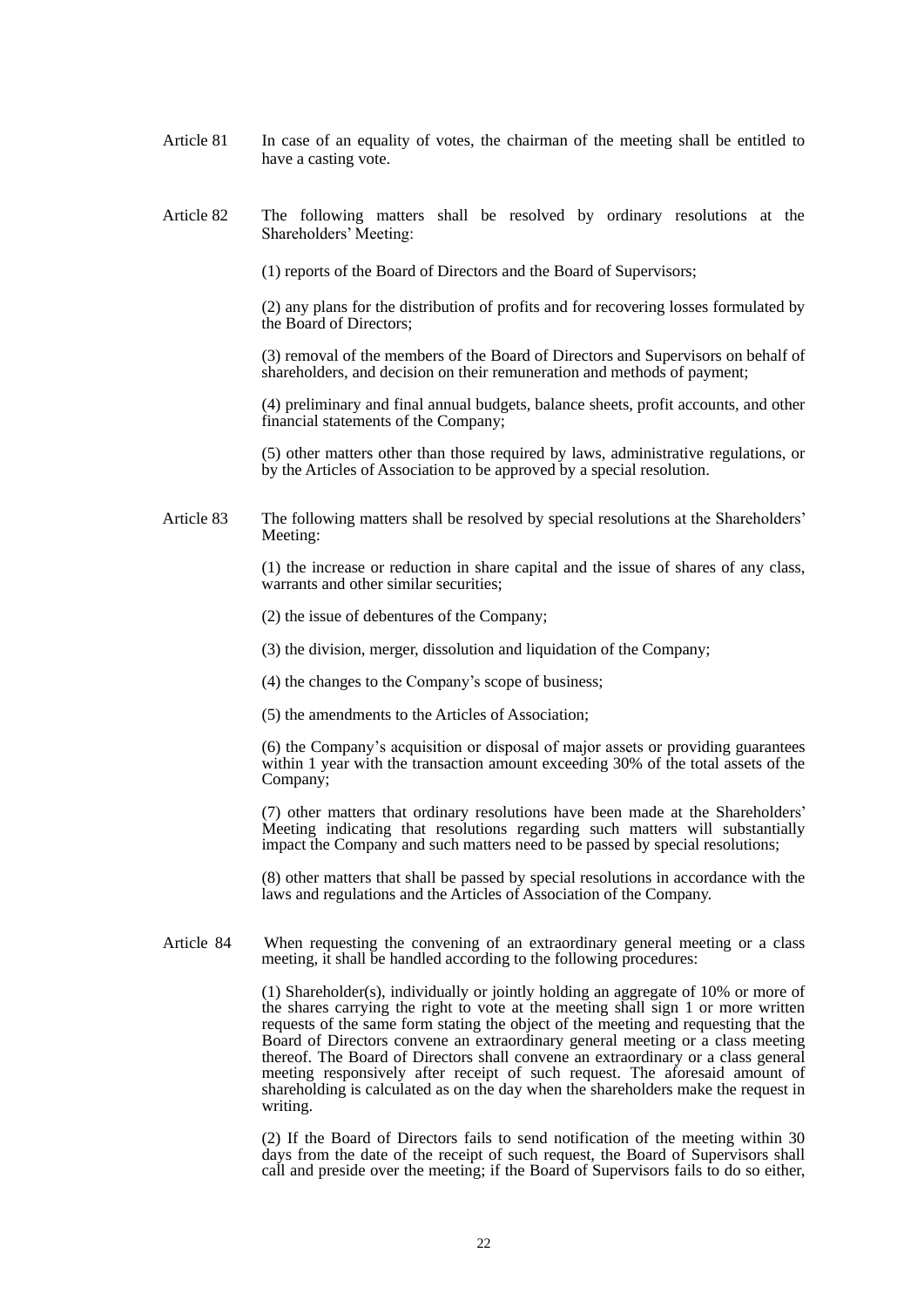Article 81 In case of an equality of votes, the chairman of the meeting shall be entitled to have a casting vote.

Article 82 The following matters shall be resolved by ordinary resolutions at the Shareholders' Meeting:

(1) reports of the Board of Directors and the Board of Supervisors;

(2) any plans for the distribution of profits and for recovering losses formulated by the Board of Directors;

(3) removal of the members of the Board of Directors and Supervisors on behalf of shareholders, and decision on their remuneration and methods of payment;

(4) preliminary and final annual budgets, balance sheets, profit accounts, and other financial statements of the Company;

(5) other matters other than those required by laws, administrative regulations, or by the Articles of Association to be approved by a special resolution.

Article 83 The following matters shall be resolved by special resolutions at the Shareholders' Meeting:

(1) the increase or reduction in share capital and the issue of shares of any class, warrants and other similar securities;

(2) the issue of debentures of the Company;

(3) the division, merger, dissolution and liquidation of the Company;

(4) the changes to the Company's scope of business;

(5) the amendments to the Articles of Association;

(6) the Company's acquisition or disposal of major assets or providing guarantees within 1 year with the transaction amount exceeding 30% of the total assets of the Company;

(7) other matters that ordinary resolutions have been made at the Shareholders' Meeting indicating that resolutions regarding such matters will substantially impact the Company and such matters need to be passed by special resolutions;

(8) other matters that shall be passed by special resolutions in accordance with the laws and regulations and the Articles of Association of the Company.

Article 84 When requesting the convening of an extraordinary general meeting or a class meeting, it shall be handled according to the following procedures:

(1) Shareholder(s), individually or jointly holding an aggregate of 10% or more of the shares carrying the right to vote at the meeting shall sign 1 or more written requests of the same form stating the object of the meeting and requesting that the Board of Directors convene an extraordinary general meeting or a class meeting thereof. The Board of Directors shall convene an extraordinary or a class general meeting responsively after receipt of such request. The aforesaid amount of shareholding is calculated as on the day when the shareholders make the request in writing.

(2) If the Board of Directors fails to send notification of the meeting within 30 days from the date of the receipt of such request, the Board of Supervisors shall call and preside over the meeting; if the Board of Supervisors fails to do so either,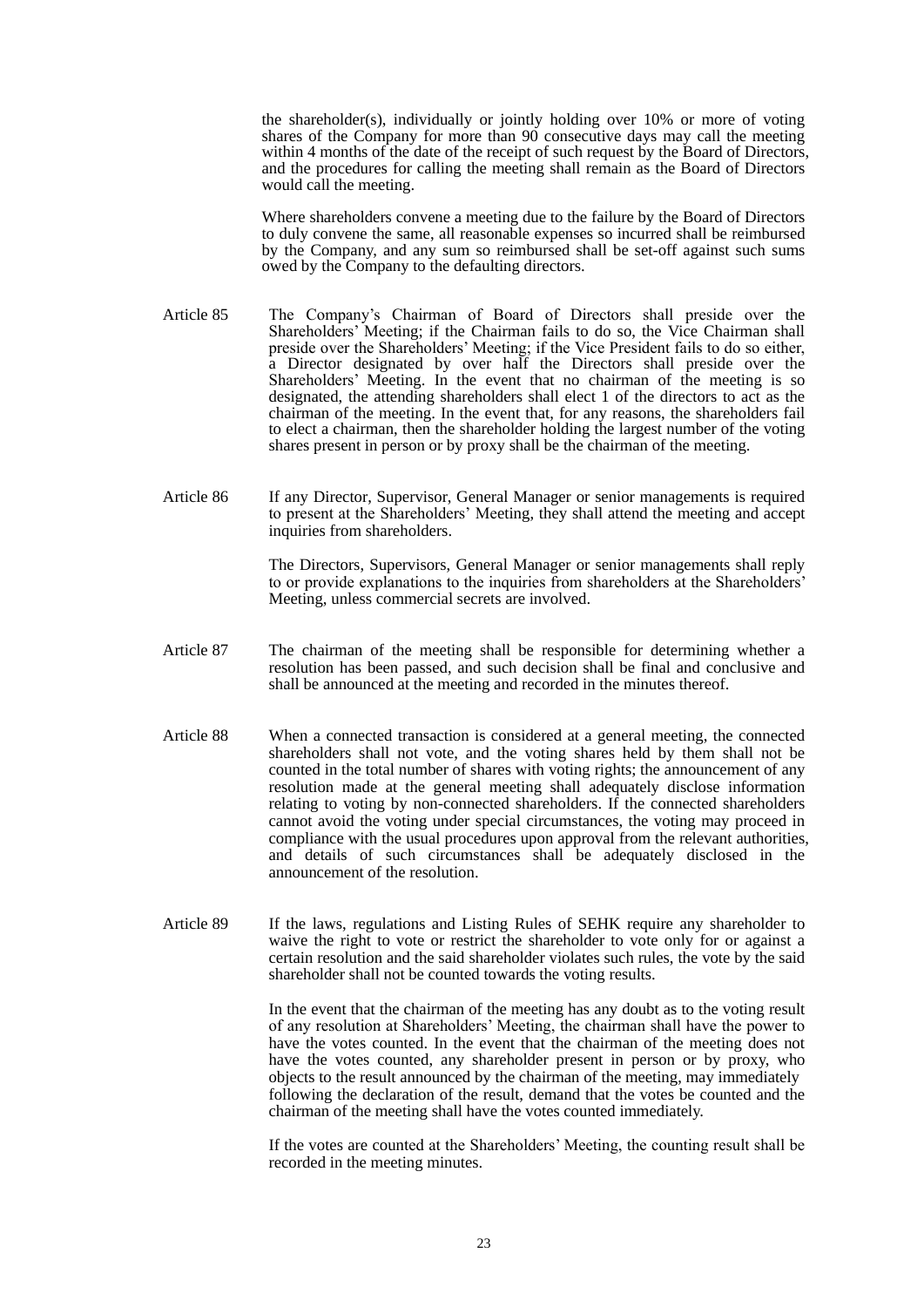the shareholder(s), individually or jointly holding over 10% or more of voting shares of the Company for more than 90 consecutive days may call the meeting within 4 months of the date of the receipt of such request by the Board of Directors, and the procedures for calling the meeting shall remain as the Board of Directors would call the meeting.

Where shareholders convene a meeting due to the failure by the Board of Directors to duly convene the same, all reasonable expenses so incurred shall be reimbursed by the Company, and any sum so reimbursed shall be set-off against such sums owed by the Company to the defaulting directors.

Article 85 The Company's Chairman of Board of Directors shall preside over the Shareholders' Meeting; if the Chairman fails to do so, the Vice Chairman shall preside over the Shareholders' Meeting; if the Vice President fails to do so either, a Director designated by over half the Directors shall preside over the Shareholders' Meeting. In the event that no chairman of the meeting is so designated, the attending shareholders shall elect 1 of the directors to act as the chairman of the meeting. In the event that, for any reasons, the shareholders fail to elect a chairman, then the shareholder holding the largest number of the voting shares present in person or by proxy shall be the chairman of the meeting.

Article 86 If any Director, Supervisor, General Manager or senior managements is required to present at the Shareholders' Meeting, they shall attend the meeting and accept inquiries from shareholders.

The Directors, Supervisors, General Manager or senior managements shall reply to or provide explanations to the inquiries from shareholders at the Shareholders' Meeting, unless commercial secrets are involved.

Article 87 The chairman of the meeting shall be responsible for determining whether a resolution has been passed, and such decision shall be final and conclusive and shall be announced at the meeting and recorded in the minutes thereof.

Article 88 When a connected transaction is considered at a general meeting, the connected shareholders shall not vote, and the voting shares held by them shall not be counted in the total number of shares with voting rights; the announcement of any resolution made at the general meeting shall adequately disclose information relating to voting by non-connected shareholders. If the connected shareholders cannot avoid the voting under special circumstances, the voting may proceed in compliance with the usual procedures upon approval from the relevant authorities, and details of such circumstances shall be adequately disclosed in the announcement of the resolution.

Article 89 If the laws, regulations and Listing Rules of SEHK require any shareholder to waive the right to vote or restrict the shareholder to vote only for or against a certain resolution and the said shareholder violates such rules, the vote by the said shareholder shall not be counted towards the voting results.

In the event that the chairman of the meeting has any doubt as to the voting result of any resolution at Shareholders' Meeting, the chairman shall have the power to have the votes counted. In the event that the chairman of the meeting does not have the votes counted, any shareholder present in person or by proxy, who objects to the result announced by the chairman of the meeting, may immediately following the declaration of the result, demand that the votes be counted and the chairman of the meeting shall have the votes counted immediately.

If the votes are counted at the Shareholders' Meeting, the counting result shall be recorded in the meeting minutes.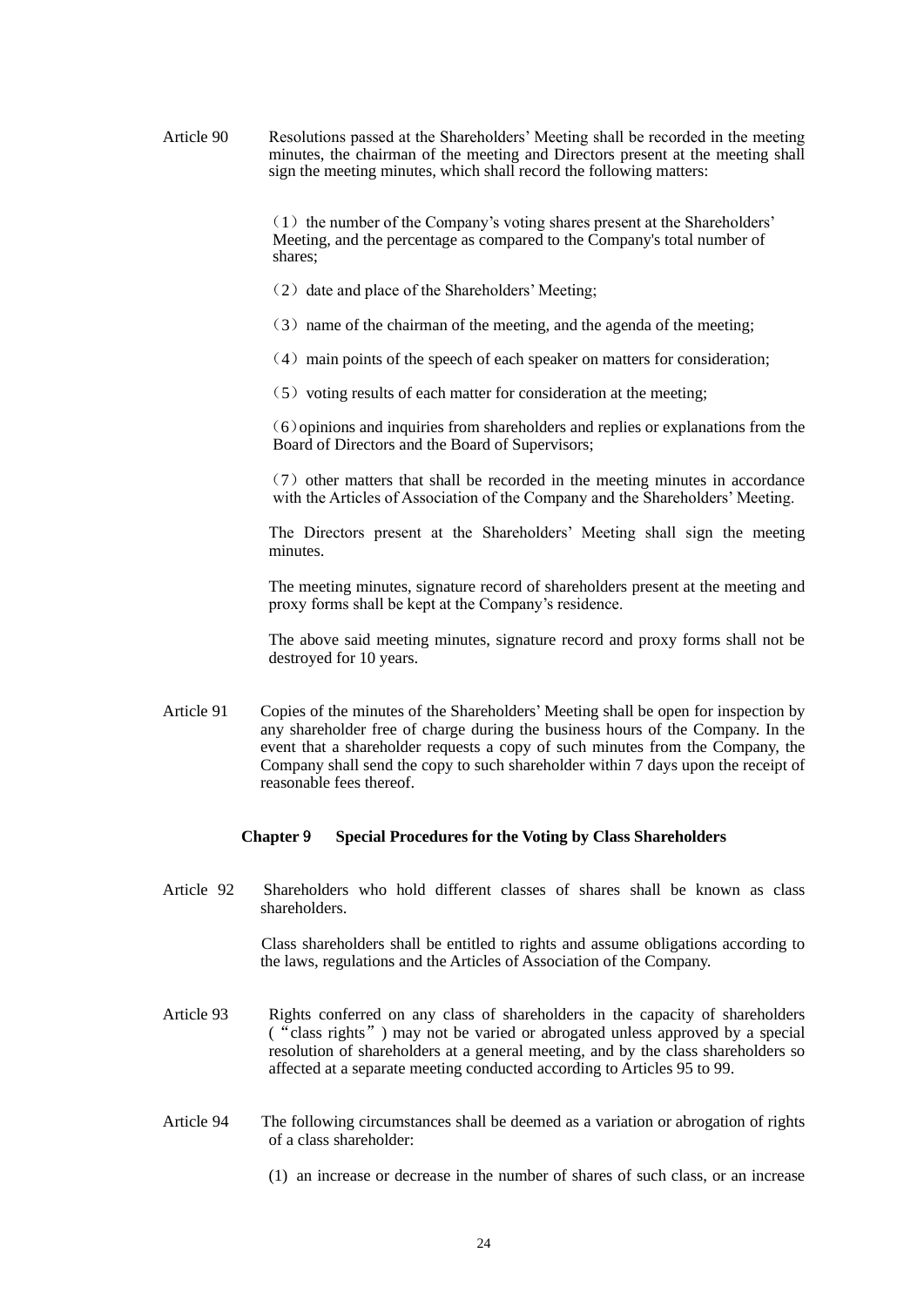Article 90 Resolutions passed at the Shareholders' Meeting shall be recorded in the meeting minutes, the chairman of the meeting and Directors present at the meeting shall sign the meeting minutes, which shall record the following matters:

（1）the number of the Company's voting shares present at the Shareholders' Meeting, and the percentage as compared to the Company's total number of shares;

（2）date and place of the Shareholders' Meeting;

（3）name of the chairman of the meeting, and the agenda of the meeting;

（4）main points of the speech of each speaker on matters for consideration;

（5）voting results of each matter for consideration at the meeting;

（6）opinions and inquiries from shareholders and replies or explanations from the Board of Directors and the Board of Supervisors;

（7）other matters that shall be recorded in the meeting minutes in accordance with the Articles of Association of the Company and the Shareholders' Meeting.

The Directors present at the Shareholders' Meeting shall sign the meeting minutes.

The meeting minutes, signature record of shareholders present at the meeting and proxy forms shall be kept at the Company's residence.

The above said meeting minutes, signature record and proxy forms shall not be destroyed for 10 years.

Article 91 Copies of the minutes of the Shareholders' Meeting shall be open for inspection by any shareholder free of charge during the business hours of the Company. In the event that a shareholder requests a copy of such minutes from the Company, the Company shall send the copy to such shareholder within 7 days upon the receipt of reasonable fees thereof.

## Chapter 9 Special Procedures for the Voting by Class Shareholders

Article 92 Shareholders who hold different classes of shares shall be known as class shareholders.

Class shareholders shall be entitled to rights and assume obligations according to the laws, regulations and the Articles of Association of the Company.

Article 93 Rights conferred on any class of shareholders in the capacity of shareholders (“class rights”) may not be varied or abrogated unless approved by a special resolution of shareholders at a general meeting, and by the class shareholders so affected at a separate meeting conducted according to Articles 95 to 99.

Article 94 The following circumstances shall be deemed as a variation or abrogation of rights of a class shareholder:

(1) an increase or decrease in the number of shares of such class, or an increase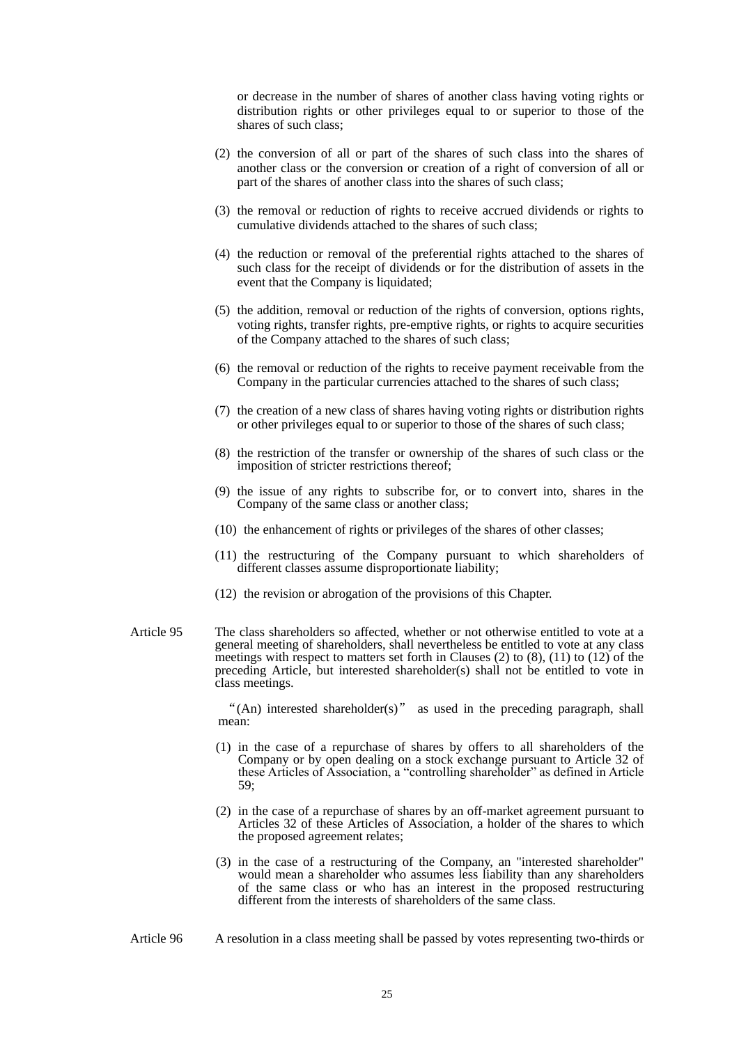or decrease in the number of shares of another class having voting rights or distribution rights or other privileges equal to or superior to those of the shares of such class;

(2) the conversion of all or part of the shares of such class into the shares of another class or the conversion or creation of a right of conversion of all or part of the shares of another class into the shares of such class;

(3) the removal or reduction of rights to receive accrued dividends or rights to cumulative dividends attached to the shares of such class;

(4) the reduction or removal of the preferential rights attached to the shares of such class for the receipt of dividends or for the distribution of assets in the event that the Company is liquidated;

(5) the addition, removal or reduction of the rights of conversion, options rights, voting rights, transfer rights, pre-emptive rights, or rights to acquire securities of the Company attached to the shares of such class;

(6) the removal or reduction of the rights to receive payment receivable from the Company in the particular currencies attached to the shares of such class;

(7) the creation of a new class of shares having voting rights or distribution rights or other privileges equal to or superior to those of the shares of such class;

(8) the restriction of the transfer or ownership of the shares of such class or the imposition of stricter restrictions thereof;

(9) the issue of any rights to subscribe for, or to convert into, shares in the Company of the same class or another class;

(10) the enhancement of rights or privileges of the shares of other classes;

(11) the restructuring of the Company pursuant to which shareholders of different classes assume disproportionate liability;

(12) the revision or abrogation of the provisions of this Chapter.

Article 95 The class shareholders so affected, whether or not otherwise entitled to vote at a general meeting of shareholders, shall nevertheless be entitled to vote at any class meetings with respect to matters set forth in Clauses (2) to (8), (11) to (12) of the preceding Article, but interested shareholder(s) shall not be entitled to vote in class meetings.

"(An) interested shareholder(s)" as used in the preceding paragraph, shall mean:

(1) in the case of a repurchase of shares by offers to all shareholders of the Company or by open dealing on a stock exchange pursuant to Article 32 of these Articles of Association, a "controlling shareholder" as defined in Article 59;

(2) in the case of a repurchase of shares by an off-market agreement pursuant to Articles 32 of these Articles of Association, a holder of the shares to which the proposed agreement relates;

(3) in the case of a restructuring of the Company, an "interested shareholder" would mean a shareholder who assumes less liability than any shareholders of the same class or who has an interest in the proposed restructuring different from the interests of shareholders of the same class.

Article 96 A resolution in a class meeting shall be passed by votes representing two-thirds or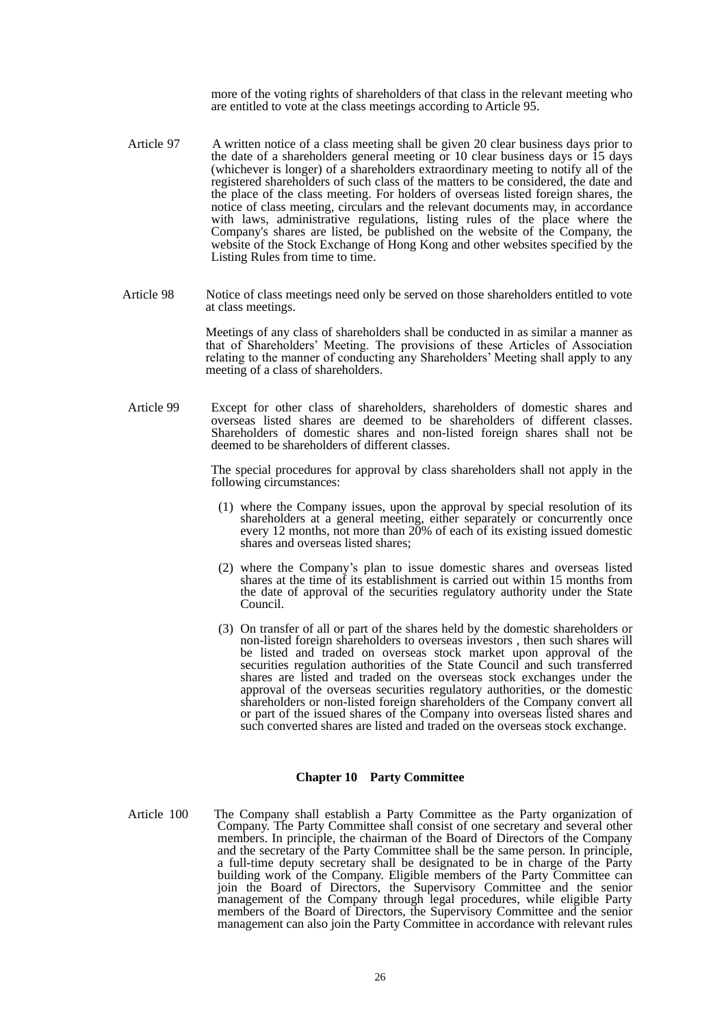more of the voting rights of shareholders of that class in the relevant meeting who are entitled to vote at the class meetings according to Article 95.

Article 97 A written notice of a class meeting shall be given 20 clear business days prior to the date of a shareholders general meeting or 10 clear business days or 15 days (whichever is longer) of a shareholders extraordinary meeting to notify all of the registered shareholders of such class of the matters to be considered, the date and the place of the class meeting. For holders of overseas listed foreign shares, the notice of class meeting, circulars and the relevant documents may, in accordance with laws, administrative regulations, listing rules of the place where the Company's shares are listed, be published on the website of the Company, the website of the Stock Exchange of Hong Kong and other websites specified by the Listing Rules from time to time.

Article 98 Notice of class meetings need only be served on those shareholders entitled to vote at class meetings.

Meetings of any class of shareholders shall be conducted in as similar a manner as that of Shareholders' Meeting. The provisions of these Articles of Association relating to the manner of conducting any Shareholders' Meeting shall apply to any meeting of a class of shareholders.

Article 99 Except for other class of shareholders, shareholders of domestic shares and overseas listed shares are deemed to be shareholders of different classes. Shareholders of domestic shares and non-listed foreign shares shall not be deemed to be shareholders of different classes.

The special procedures for approval by class shareholders shall not apply in the following circumstances:

(1) where the Company issues, upon the approval by special resolution of its shareholders at a general meeting, either separately or concurrently once every 12 months, not more than 20% of each of its existing issued domestic shares and overseas listed shares;

(2) where the Company's plan to issue domestic shares and overseas listed shares at the time of its establishment is carried out within 15 months from the date of approval of the securities regulatory authority under the State Council.

(3) On transfer of all or part of the shares held by the domestic shareholders or non-listed foreign shareholders to overseas investors , then such shares will be listed and traded on overseas stock market upon approval of the securities regulation authorities of the State Council and such transferred shares are listed and traded on the overseas stock exchanges under the approval of the overseas securities regulatory authorities, or the domestic shareholders or non-listed foreign shareholders of the Company convert all or part of the issued shares of the Company into overseas listed shares and such converted shares are listed and traded on the overseas stock exchange.

## Chapter 10 Party Committee

Article 100 The Company shall establish a Party Committee as the Party organization of Company. The Party Committee shall consist of one secretary and several other members. In principle, the chairman of the Board of Directors of the Company and the secretary of the Party Committee shall be the same person. In principle, a full-time deputy secretary shall be designated to be in charge of the Party building work of the Company. Eligible members of the Party Committee can join the Board of Directors, the Supervisory Committee and the senior management of the Company through legal procedures, while eligible Party members of the Board of Directors, the Supervisory Committee and the senior management can also join the Party Committee in accordance with relevant rules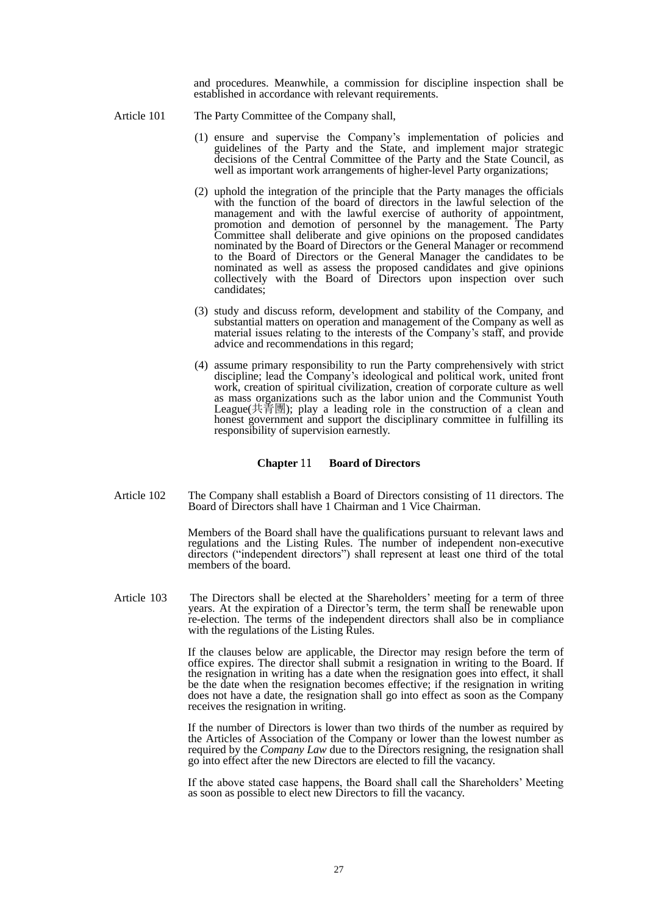and procedures. Meanwhile, a commission for discipline inspection shall be established in accordance with relevant requirements.

Article 101 The Party Committee of the Company shall,

(1) ensure and supervise the Company's implementation of policies and guidelines of the Party and the State, and implement major strategic decisions of the Central Committee of the Party and the State Council, as well as important work arrangements of higher-level Party organizations;

(2) uphold the integration of the principle that the Party manages the officials with the function of the board of directors in the lawful selection of the management and with the lawful exercise of authority of appointment, promotion and demotion of personnel by the management. The Party Committee shall deliberate and give opinions on the proposed candidates nominated by the Board of Directors or the General Manager or recommend to the Board of Directors or the General Manager the candidates to be nominated as well as assess the proposed candidates and give opinions collectively with the Board of Directors upon inspection over such candidates;

(3) study and discuss reform, development and stability of the Company, and substantial matters on operation and management of the Company as well as material issues relating to the interests of the Company's staff, and provide advice and recommendations in this regard;

(4) assume primary responsibility to run the Party comprehensively with strict discipline; lead the Company's ideological and political work, united front work, creation of spiritual civilization, creation of corporate culture as well as mass organizations such as the labor union and the Communist Youth League(共青團); play a leading role in the construction of a clean and honest government and support the disciplinary committee in fulfilling its responsibility of supervision earnestly.

## Chapter 11 Board of Directors

Article 102 The Company shall establish a Board of Directors consisting of 11 directors. The Board of Directors shall have 1 Chairman and 1 Vice Chairman.

Members of the Board shall have the qualifications pursuant to relevant laws and regulations and the Listing Rules. The number of independent non-executive directors ("independent directors") shall represent at least one third of the total members of the board.

Article 103 The Directors shall be elected at the Shareholders' meeting for a term of three years. At the expiration of a Director's term, the term shall be renewable upon re-election. The terms of the independent directors shall also be in compliance with the regulations of the Listing Rules.

If the clauses below are applicable, the Director may resign before the term of office expires. The director shall submit a resignation in writing to the Board. If the resignation in writing has a date when the resignation goes into effect, it shall be the date when the resignation becomes effective; if the resignation in writing does not have a date, the resignation shall go into effect as soon as the Company receives the resignation in writing.

If the number of Directors is lower than two thirds of the number as required by the Articles of Association of the Company or lower than the lowest number as required by the *Company Law* due to the Directors resigning, the resignation shall go into effect after the new Directors are elected to fill the vacancy.

If the above stated case happens, the Board shall call the Shareholders' Meeting as soon as possible to elect new Directors to fill the vacancy.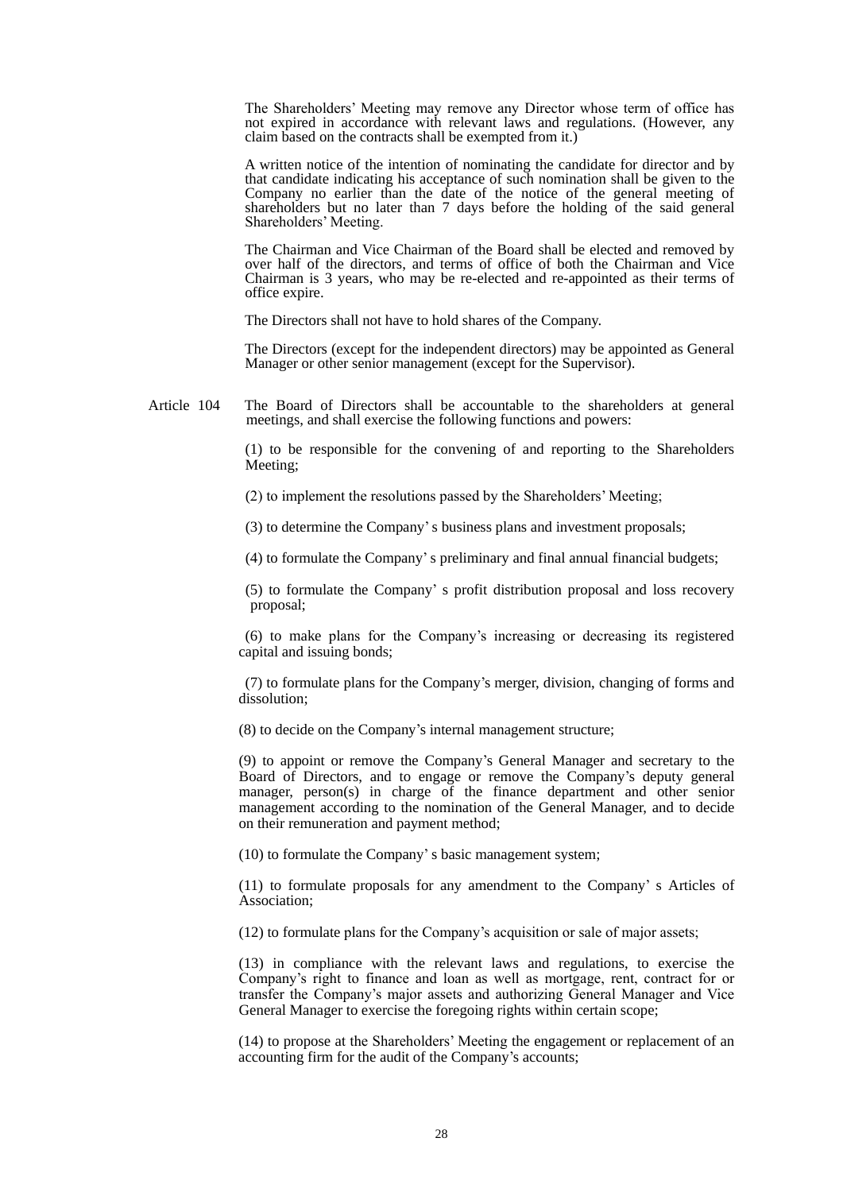The Shareholders' Meeting may remove any Director whose term of office has not expired in accordance with relevant laws and regulations. (However, any claim based on the contracts shall be exempted from it.)

A written notice of the intention of nominating the candidate for director and by that candidate indicating his acceptance of such nomination shall be given to the Company no earlier than the date of the notice of the general meeting of shareholders but no later than 7 days before the holding of the said general Shareholders' Meeting.

The Chairman and Vice Chairman of the Board shall be elected and removed by over half of the directors, and terms of office of both the Chairman and Vice Chairman is 3 years, who may be re-elected and re-appointed as their terms of office expire.

The Directors shall not have to hold shares of the Company.

The Directors (except for the independent directors) may be appointed as General Manager or other senior management (except for the Supervisor).

Article 104 The Board of Directors shall be accountable to the shareholders at general meetings, and shall exercise the following functions and powers:

(1) to be responsible for the convening of and reporting to the Shareholders Meeting;

(2) to implement the resolutions passed by the Shareholders' Meeting;

(3) to determine the Company' s business plans and investment proposals;

(4) to formulate the Company' s preliminary and final annual financial budgets;

(5) to formulate the Company' s profit distribution proposal and loss recovery proposal;

(6) to make plans for the Company's increasing or decreasing its registered capital and issuing bonds;

(7) to formulate plans for the Company's merger, division, changing of forms and dissolution;

(8) to decide on the Company's internal management structure;

(9) to appoint or remove the Company's General Manager and secretary to the Board of Directors, and to engage or remove the Company's deputy general manager, person(s) in charge of the finance department and other senior management according to the nomination of the General Manager, and to decide on their remuneration and payment method;

(10) to formulate the Company' s basic management system;

(11) to formulate proposals for any amendment to the Company' s Articles of Association;

(12) to formulate plans for the Company's acquisition or sale of major assets;

(13) in compliance with the relevant laws and regulations, to exercise the Company's right to finance and loan as well as mortgage, rent, contract for or transfer the Company's major assets and authorizing General Manager and Vice General Manager to exercise the foregoing rights within certain scope;

(14) to propose at the Shareholders' Meeting the engagement or replacement of an accounting firm for the audit of the Company's accounts;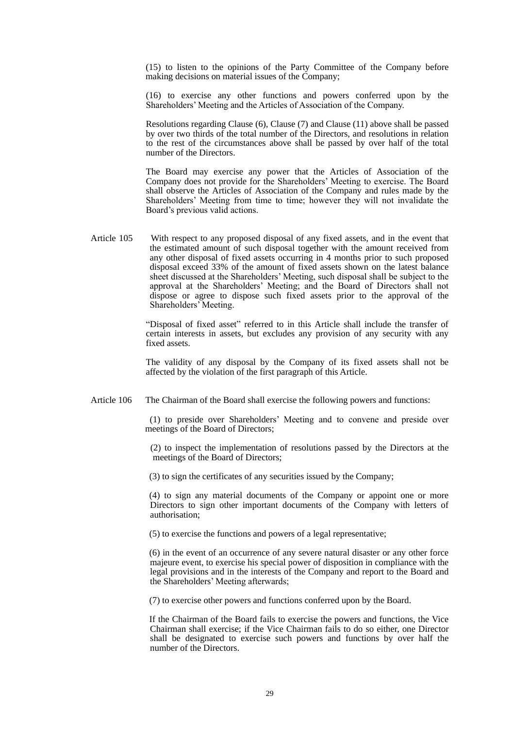(15) to listen to the opinions of the Party Committee of the Company before making decisions on material issues of the Company;

(16) to exercise any other functions and powers conferred upon by the Shareholders' Meeting and the Articles of Association of the Company.

Resolutions regarding Clause (6), Clause (7) and Clause (11) above shall be passed by over two thirds of the total number of the Directors, and resolutions in relation to the rest of the circumstances above shall be passed by over half of the total number of the Directors.

The Board may exercise any power that the Articles of Association of the Company does not provide for the Shareholders' Meeting to exercise. The Board shall observe the Articles of Association of the Company and rules made by the Shareholders' Meeting from time to time; however they will not invalidate the Board's previous valid actions.

Article 105 With respect to any proposed disposal of any fixed assets, and in the event that the estimated amount of such disposal together with the amount received from any other disposal of fixed assets occurring in 4 months prior to such proposed disposal exceed 33% of the amount of fixed assets shown on the latest balance sheet discussed at the Shareholders' Meeting, such disposal shall be subject to the approval at the Shareholders' Meeting; and the Board of Directors shall not dispose or agree to dispose such fixed assets prior to the approval of the Shareholders' Meeting.

"Disposal of fixed asset" referred to in this Article shall include the transfer of certain interests in assets, but excludes any provision of any security with any fixed assets.

The validity of any disposal by the Company of its fixed assets shall not be affected by the violation of the first paragraph of this Article.

Article 106 The Chairman of the Board shall exercise the following powers and functions:

(1) to preside over Shareholders' Meeting and to convene and preside over meetings of the Board of Directors;

(2) to inspect the implementation of resolutions passed by the Directors at the meetings of the Board of Directors;

(3) to sign the certificates of any securities issued by the Company;

(4) to sign any material documents of the Company or appoint one or more Directors to sign other important documents of the Company with letters of authorisation;

(5) to exercise the functions and powers of a legal representative;

(6) in the event of an occurrence of any severe natural disaster or any other force majeure event, to exercise his special power of disposition in compliance with the legal provisions and in the interests of the Company and report to the Board and the Shareholders' Meeting afterwards;

(7) to exercise other powers and functions conferred upon by the Board.

If the Chairman of the Board fails to exercise the powers and functions, the Vice Chairman shall exercise; if the Vice Chairman fails to do so either, one Director shall be designated to exercise such powers and functions by over half the number of the Directors.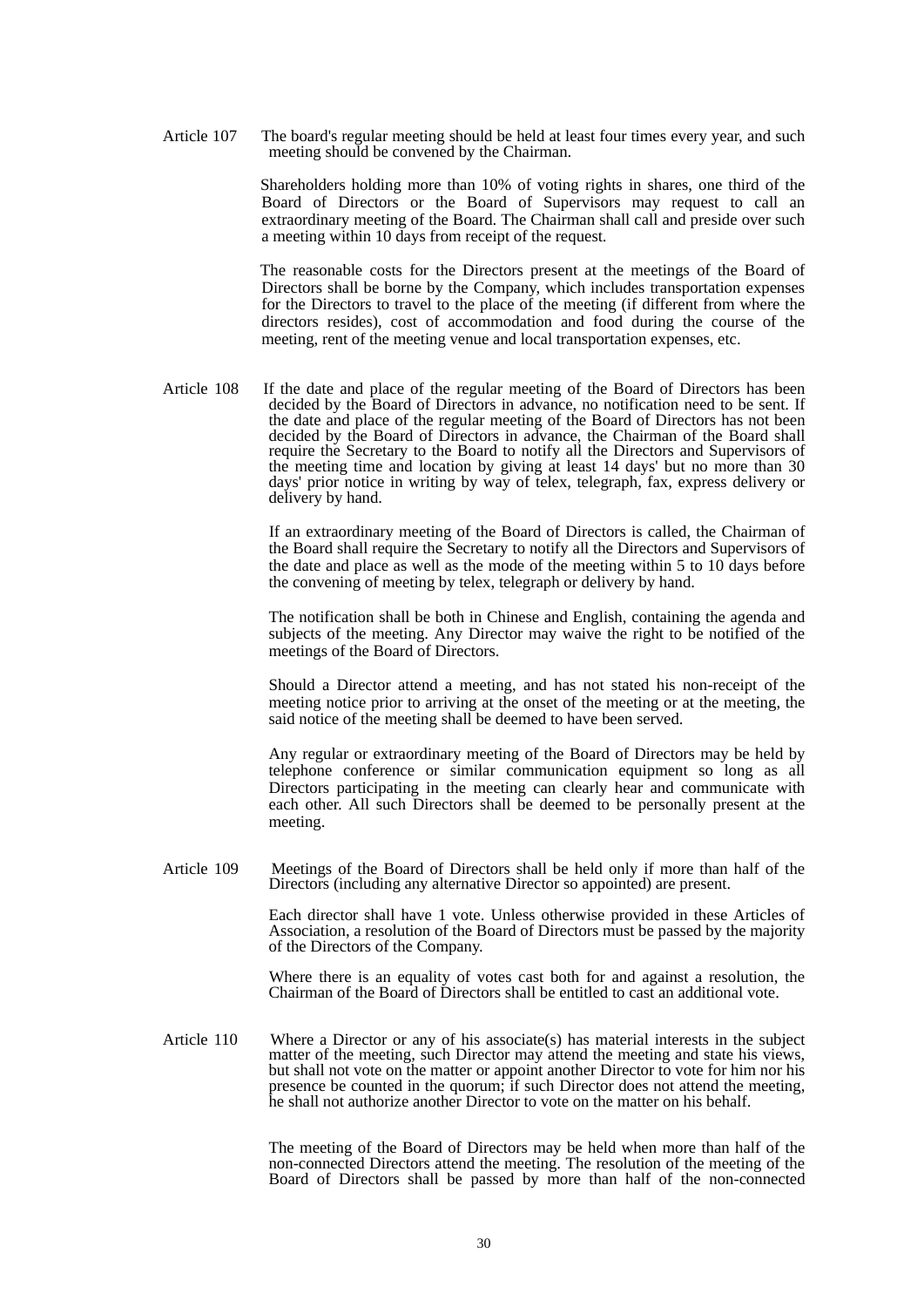Article 107 The board's regular meeting should be held at least four times every year, and such meeting should be convened by the Chairman.

Shareholders holding more than 10% of voting rights in shares, one third of the Board of Directors or the Board of Supervisors may request to call an extraordinary meeting of the Board. The Chairman shall call and preside over such a meeting within 10 days from receipt of the request.

The reasonable costs for the Directors present at the meetings of the Board of Directors shall be borne by the Company, which includes transportation expenses for the Directors to travel to the place of the meeting (if different from where the directors resides), cost of accommodation and food during the course of the meeting, rent of the meeting venue and local transportation expenses, etc.

Article 108 If the date and place of the regular meeting of the Board of Directors has been decided by the Board of Directors in advance, no notification need to be sent. If the date and place of the regular meeting of the Board of Directors has not been decided by the Board of Directors in advance, the Chairman of the Board shall require the Secretary to the Board to notify all the Directors and Supervisors of the meeting time and location by giving at least 14 days' but no more than 30 days' prior notice in writing by way of telex, telegraph, fax, express delivery or delivery by hand.

If an extraordinary meeting of the Board of Directors is called, the Chairman of the Board shall require the Secretary to notify all the Directors and Supervisors of the date and place as well as the mode of the meeting within 5 to 10 days before the convening of meeting by telex, telegraph or delivery by hand.

The notification shall be both in Chinese and English, containing the agenda and subjects of the meeting. Any Director may waive the right to be notified of the meetings of the Board of Directors.

Should a Director attend a meeting, and has not stated his non-receipt of the meeting notice prior to arriving at the onset of the meeting or at the meeting, the said notice of the meeting shall be deemed to have been served.

Any regular or extraordinary meeting of the Board of Directors may be held by telephone conference or similar communication equipment so long as all Directors participating in the meeting can clearly hear and communicate with each other. All such Directors shall be deemed to be personally present at the meeting.

Article 109 Meetings of the Board of Directors shall be held only if more than half of the Directors (including any alternative Director so appointed) are present.

Each director shall have 1 vote. Unless otherwise provided in these Articles of Association, a resolution of the Board of Directors must be passed by the majority of the Directors of the Company.

Where there is an equality of votes cast both for and against a resolution, the Chairman of the Board of Directors shall be entitled to cast an additional vote.

Article 110 Where a Director or any of his associate(s) has material interests in the subject matter of the meeting, such Director may attend the meeting and state his views, but shall not vote on the matter or appoint another Director to vote for him nor his presence be counted in the quorum; if such Director does not attend the meeting, he shall not authorize another Director to vote on the matter on his behalf.

The meeting of the Board of Directors may be held when more than half of the non-connected Directors attend the meeting. The resolution of the meeting of the Board of Directors shall be passed by more than half of the non-connected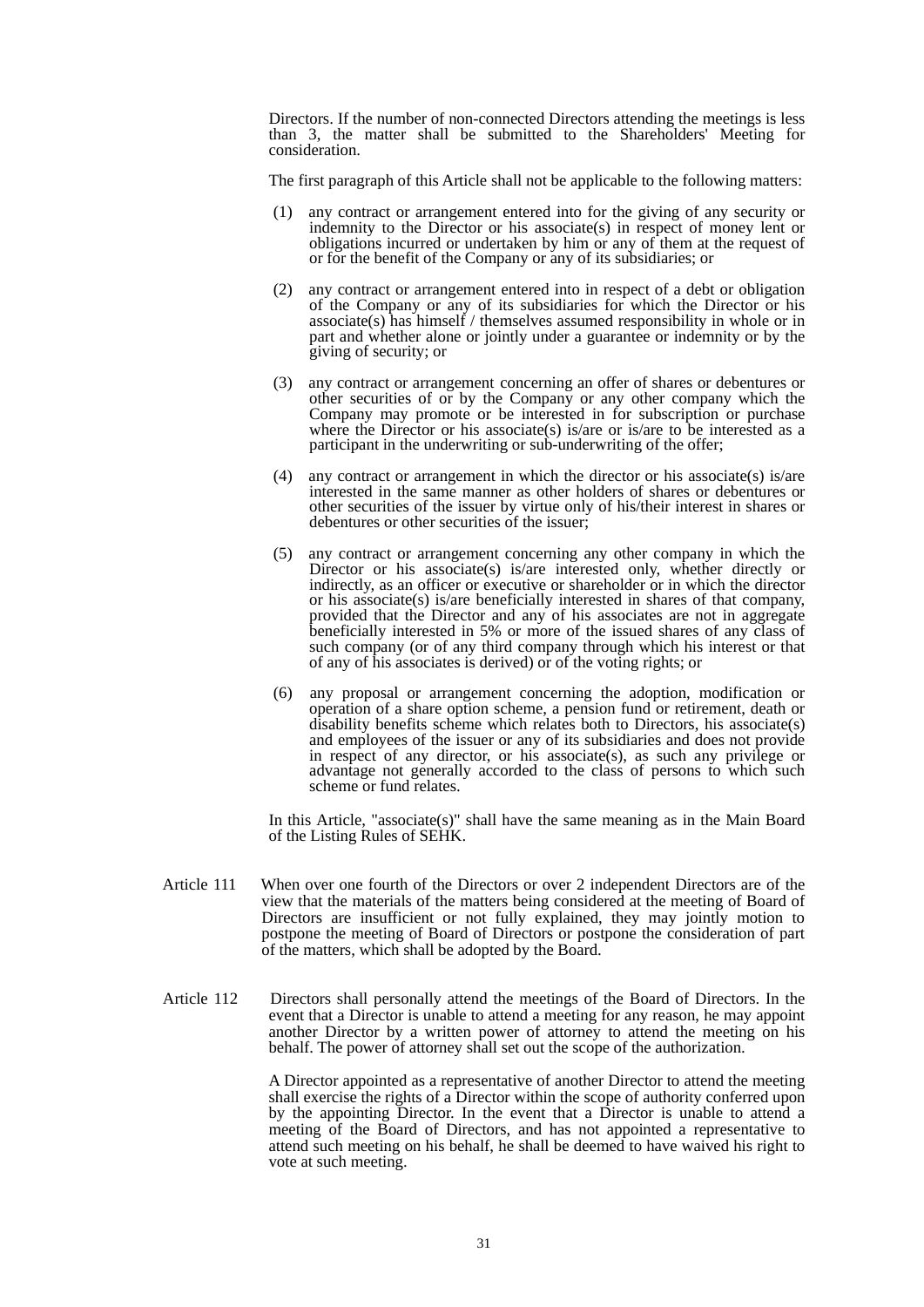Directors. If the number of non-connected Directors attending the meetings is less than 3, the matter shall be submitted to the Shareholders' Meeting for consideration.

The first paragraph of this Article shall not be applicable to the following matters:

(1) any contract or arrangement entered into for the giving of any security or indemnity to the Director or his associate(s) in respect of money lent or obligations incurred or undertaken by him or any of them at the request of or for the benefit of the Company or any of its subsidiaries; or

(2) any contract or arrangement entered into in respect of a debt or obligation of the Company or any of its subsidiaries for which the Director or his associate(s) has himself / themselves assumed responsibility in whole or in part and whether alone or jointly under a guarantee or indemnity or by the giving of security; or

(3) any contract or arrangement concerning an offer of shares or debentures or other securities of or by the Company or any other company which the Company may promote or be interested in for subscription or purchase where the Director or his associate(s) is/are or is/are to be interested as a participant in the underwriting or sub-underwriting of the offer;

(4) any contract or arrangement in which the director or his associate(s) is/are interested in the same manner as other holders of shares or debentures or other securities of the issuer by virtue only of his/their interest in shares or debentures or other securities of the issuer;

(5) any contract or arrangement concerning any other company in which the Director or his associate(s) is/are interested only, whether directly or indirectly, as an officer or executive or shareholder or in which the director or his associate(s) is/are beneficially interested in shares of that company, provided that the Director and any of his associates are not in aggregate beneficially interested in 5% or more of the issued shares of any class of such company (or of any third company through which his interest or that of any of his associates is derived) or of the voting rights; or

(6) any proposal or arrangement concerning the adoption, modification or operation of a share option scheme, a pension fund or retirement, death or disability benefits scheme which relates both to Directors, his associate(s) and employees of the issuer or any of its subsidiaries and does not provide in respect of any director, or his associate(s), as such any privilege or advantage not generally accorded to the class of persons to which such scheme or fund relates.

In this Article, "associate(s)" shall have the same meaning as in the Main Board of the Listing Rules of SEHK.

Article 111 When over one fourth of the Directors or over 2 independent Directors are of the view that the materials of the matters being considered at the meeting of Board of Directors are insufficient or not fully explained, they may jointly motion to postpone the meeting of Board of Directors or postpone the consideration of part of the matters, which shall be adopted by the Board.

Article 112 Directors shall personally attend the meetings of the Board of Directors. In the event that a Director is unable to attend a meeting for any reason, he may appoint another Director by a written power of attorney to attend the meeting on his behalf. The power of attorney shall set out the scope of the authorization.

A Director appointed as a representative of another Director to attend the meeting shall exercise the rights of a Director within the scope of authority conferred upon by the appointing Director. In the event that a Director is unable to attend a meeting of the Board of Directors, and has not appointed a representative to attend such meeting on his behalf, he shall be deemed to have waived his right to vote at such meeting.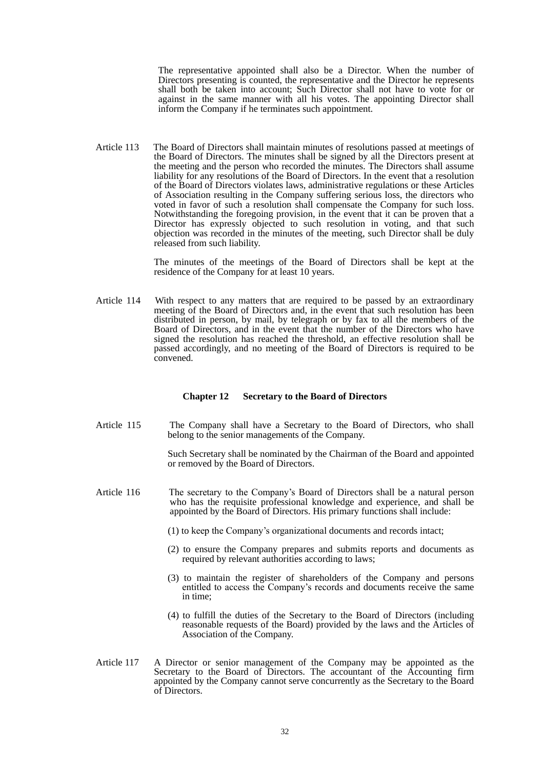The representative appointed shall also be a Director. When the number of Directors presenting is counted, the representative and the Director he represents shall both be taken into account; Such Director shall not have to vote for or against in the same manner with all his votes. The appointing Director shall inform the Company if he terminates such appointment.

Article 113 The Board of Directors shall maintain minutes of resolutions passed at meetings of the Board of Directors. The minutes shall be signed by all the Directors present at the meeting and the person who recorded the minutes. The Directors shall assume liability for any resolutions of the Board of Directors. In the event that a resolution of the Board of Directors violates laws, administrative regulations or these Articles of Association resulting in the Company suffering serious loss, the directors who voted in favor of such a resolution shall compensate the Company for such loss. Notwithstanding the foregoing provision, in the event that it can be proven that a Director has expressly objected to such resolution in voting, and that such objection was recorded in the minutes of the meeting, such Director shall be duly released from such liability.

The minutes of the meetings of the Board of Directors shall be kept at the residence of the Company for at least 10 years.

Article 114 With respect to any matters that are required to be passed by an extraordinary meeting of the Board of Directors and, in the event that such resolution has been distributed in person, by mail, by telegraph or by fax to all the members of the Board of Directors, and in the event that the number of the Directors who have signed the resolution has reached the threshold, an effective resolution shall be passed accordingly, and no meeting of the Board of Directors is required to be convened.

## Chapter 12 Secretary to the Board of Directors

Article 115 The Company shall have a Secretary to the Board of Directors, who shall belong to the senior managements of the Company.

Such Secretary shall be nominated by the Chairman of the Board and appointed or removed by the Board of Directors.

Article 116 The secretary to the Company's Board of Directors shall be a natural person who has the requisite professional knowledge and experience, and shall be appointed by the Board of Directors. His primary functions shall include:

(1) to keep the Company's organizational documents and records intact;

(2) to ensure the Company prepares and submits reports and documents as required by relevant authorities according to laws;

(3) to maintain the register of shareholders of the Company and persons entitled to access the Company's records and documents receive the same in time;

(4) to fulfill the duties of the Secretary to the Board of Directors (including reasonable requests of the Board) provided by the laws and the Articles of Association of the Company.

Article 117 A Director or senior management of the Company may be appointed as the Secretary to the Board of Directors. The accountant of the Accounting firm appointed by the Company cannot serve concurrently as the Secretary to the Board of Directors.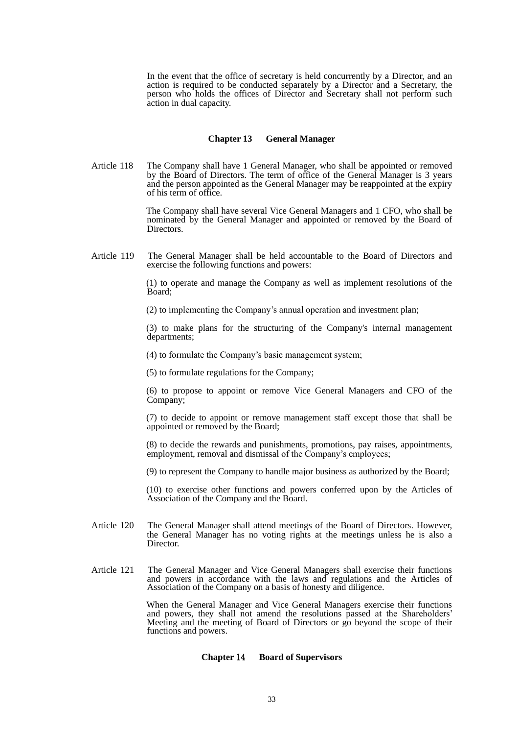In the event that the office of secretary is held concurrently by a Director, and an action is required to be conducted separately by a Director and a Secretary, the person who holds the offices of Director and Secretary shall not perform such action in dual capacity.

## Chapter 13 General Manager

Article 118 The Company shall have 1 General Manager, who shall be appointed or removed by the Board of Directors. The term of office of the General Manager is 3 years and the person appointed as the General Manager may be reappointed at the expiry of his term of office.

The Company shall have several Vice General Managers and 1 CFO, who shall be nominated by the General Manager and appointed or removed by the Board of Directors.

Article 119 The General Manager shall be held accountable to the Board of Directors and exercise the following functions and powers:

(1) to operate and manage the Company as well as implement resolutions of the Board;

(2) to implementing the Company's annual operation and investment plan;

(3) to make plans for the structuring of the Company's internal management departments;

(4) to formulate the Company's basic management system;

(5) to formulate regulations for the Company;

(6) to propose to appoint or remove Vice General Managers and CFO of the Company;

(7) to decide to appoint or remove management staff except those that shall be appointed or removed by the Board;

(8) to decide the rewards and punishments, promotions, pay raises, appointments, employment, removal and dismissal of the Company's employees;

(9) to represent the Company to handle major business as authorized by the Board;

(10) to exercise other functions and powers conferred upon by the Articles of Association of the Company and the Board.

Article 120 The General Manager shall attend meetings of the Board of Directors. However, the General Manager has no voting rights at the meetings unless he is also a Director.

Article 121 The General Manager and Vice General Managers shall exercise their functions and powers in accordance with the laws and regulations and the Articles of Association of the Company on a basis of honesty and diligence.

When the General Manager and Vice General Managers exercise their functions and powers, they shall not amend the resolutions passed at the Shareholders' Meeting and the meeting of Board of Directors or go beyond the scope of their functions and powers.

## Chapter 14 Board of Supervisors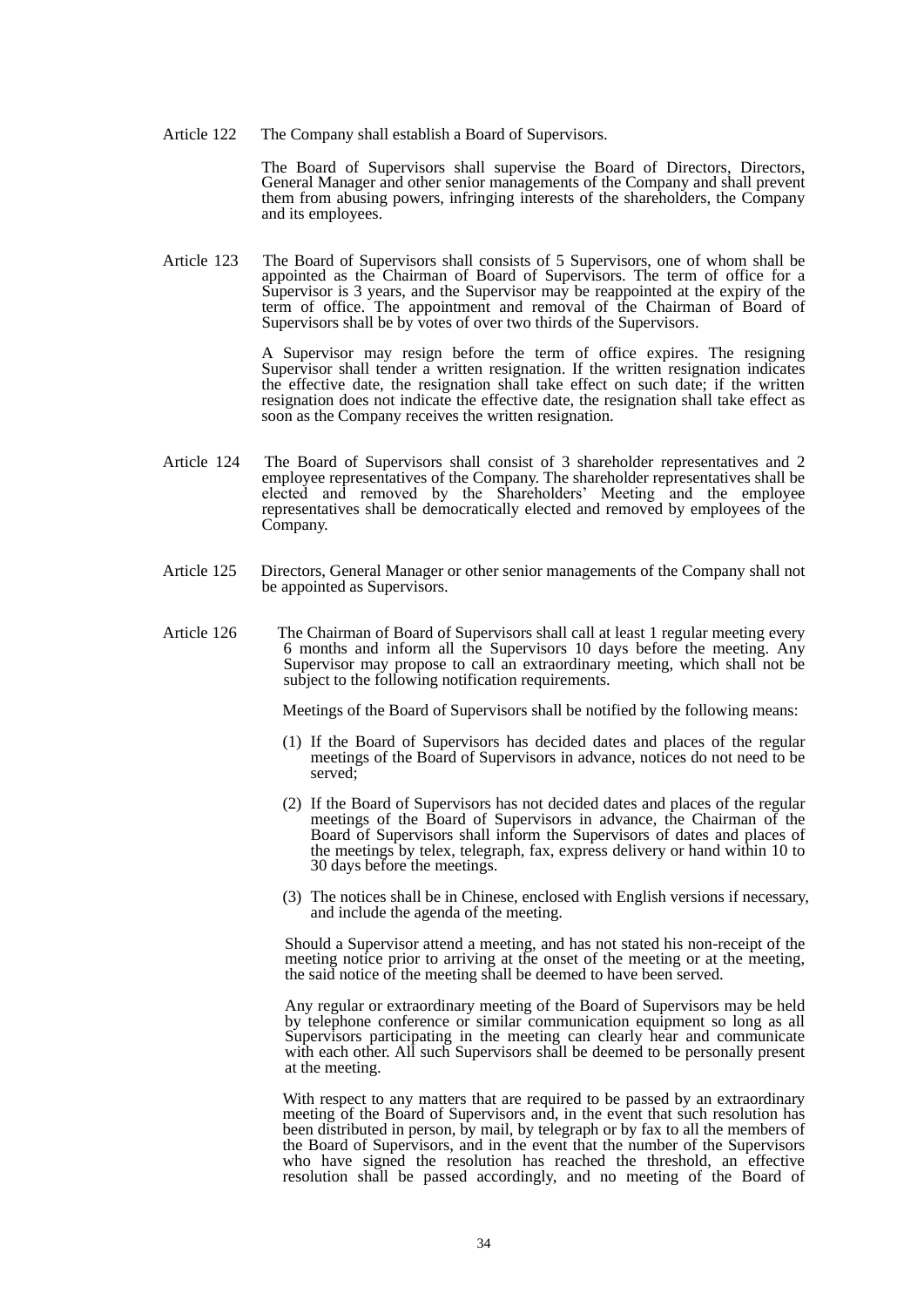Article 122 The Company shall establish a Board of Supervisors.

The Board of Supervisors shall supervise the Board of Directors, Directors, General Manager and other senior managements of the Company and shall prevent them from abusing powers, infringing interests of the shareholders, the Company and its employees.

Article 123 The Board of Supervisors shall consists of 5 Supervisors, one of whom shall be appointed as the Chairman of Board of Supervisors. The term of office for a Supervisor is 3 years, and the Supervisor may be reappointed at the expiry of the term of office. The appointment and removal of the Chairman of Board of Supervisors shall be by votes of over two thirds of the Supervisors.

A Supervisor may resign before the term of office expires. The resigning Supervisor shall tender a written resignation. If the written resignation indicates the effective date, the resignation shall take effect on such date; if the written resignation does not indicate the effective date, the resignation shall take effect as soon as the Company receives the written resignation.

Article 124 The Board of Supervisors shall consist of 3 shareholder representatives and 2 employee representatives of the Company. The shareholder representatives shall be elected and removed by the Shareholders' Meeting and the employee representatives shall be democratically elected and removed by employees of the Company.

Article 125 Directors, General Manager or other senior managements of the Company shall not be appointed as Supervisors.

Article 126 The Chairman of Board of Supervisors shall call at least 1 regular meeting every 6 months and inform all the Supervisors 10 days before the meeting. Any Supervisor may propose to call an extraordinary meeting, which shall not be subject to the following notification requirements.

Meetings of the Board of Supervisors shall be notified by the following means:

(1) If the Board of Supervisors has decided dates and places of the regular meetings of the Board of Supervisors in advance, notices do not need to be served;

(2) If the Board of Supervisors has not decided dates and places of the regular meetings of the Board of Supervisors in advance, the Chairman of the Board of Supervisors shall inform the Supervisors of dates and places of the meetings by telex, telegraph, fax, express delivery or hand within 10 to 30 days before the meetings.

(3) The notices shall be in Chinese, enclosed with English versions if necessary, and include the agenda of the meeting.

Should a Supervisor attend a meeting, and has not stated his non-receipt of the meeting notice prior to arriving at the onset of the meeting or at the meeting, the said notice of the meeting shall be deemed to have been served.

Any regular or extraordinary meeting of the Board of Supervisors may be held by telephone conference or similar communication equipment so long as all Supervisors participating in the meeting can clearly hear and communicate with each other. All such Supervisors shall be deemed to be personally present at the meeting.

With respect to any matters that are required to be passed by an extraordinary meeting of the Board of Supervisors and, in the event that such resolution has been distributed in person, by mail, by telegraph or by fax to all the members of the Board of Supervisors, and in the event that the number of the Supervisors who have signed the resolution has reached the threshold, an effective resolution shall be passed accordingly, and no meeting of the Board of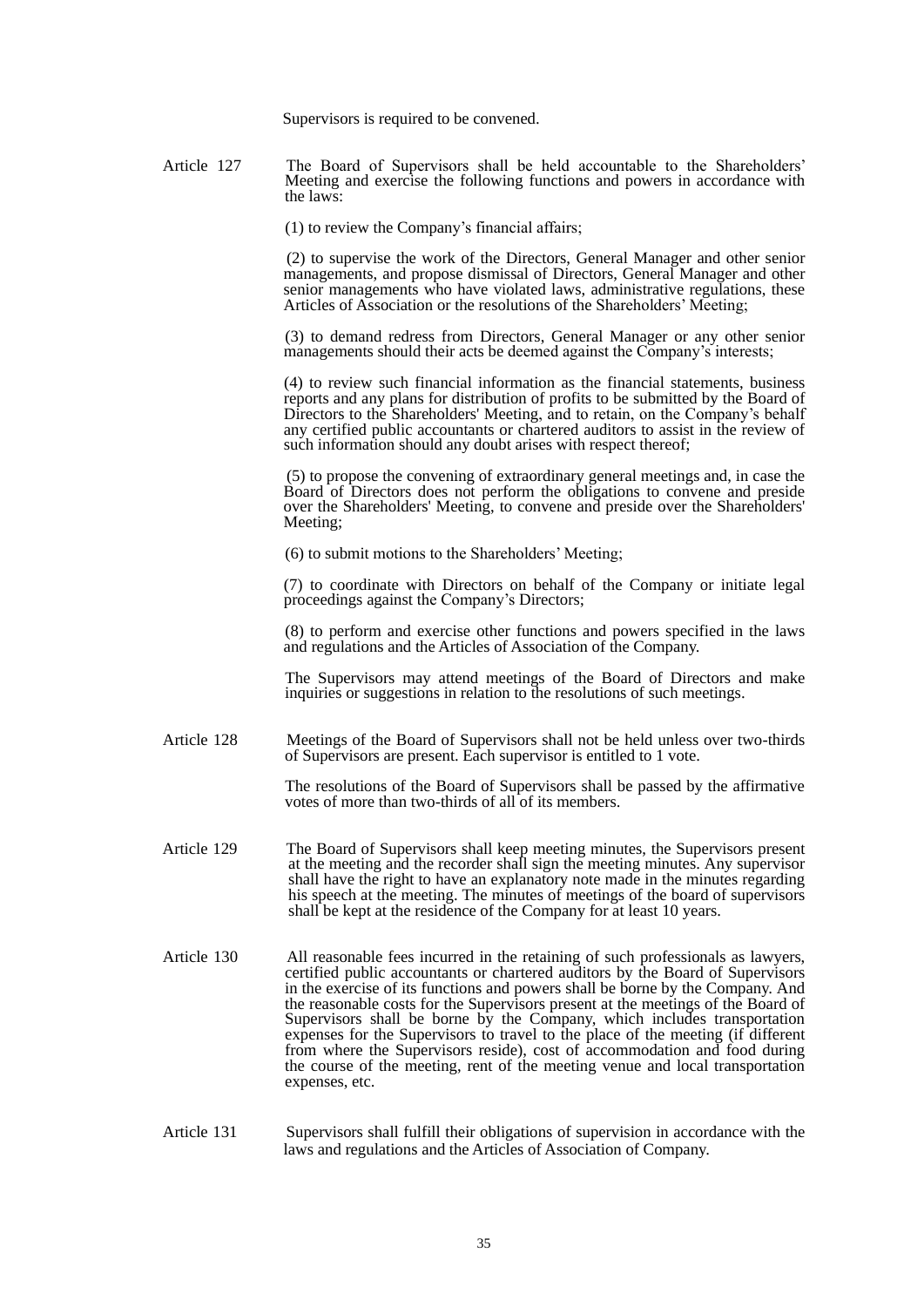Supervisors is required to be convened.

Article 127 The Board of Supervisors shall be held accountable to the Shareholders' Meeting and exercise the following functions and powers in accordance with the laws:

(1) to review the Company's financial affairs;

(2) to supervise the work of the Directors, General Manager and other senior managements, and propose dismissal of Directors, General Manager and other senior managements who have violated laws, administrative regulations, these Articles of Association or the resolutions of the Shareholders' Meeting;

(3) to demand redress from Directors, General Manager or any other senior managements should their acts be deemed against the Company's interests;

(4) to review such financial information as the financial statements, business reports and any plans for distribution of profits to be submitted by the Board of Directors to the Shareholders' Meeting, and to retain, on the Company's behalf any certified public accountants or chartered auditors to assist in the review of such information should any doubt arises with respect thereof;

(5) to propose the convening of extraordinary general meetings and, in case the Board of Directors does not perform the obligations to convene and preside over the Shareholders' Meeting, to convene and preside over the Shareholders' Meeting;

(6) to submit motions to the Shareholders' Meeting;

(7) to coordinate with Directors on behalf of the Company or initiate legal proceedings against the Company's Directors;

(8) to perform and exercise other functions and powers specified in the laws and regulations and the Articles of Association of the Company.

The Supervisors may attend meetings of the Board of Directors and make inquiries or suggestions in relation to the resolutions of such meetings.

Article 128 Meetings of the Board of Supervisors shall not be held unless over two-thirds of Supervisors are present. Each supervisor is entitled to 1 vote.

The resolutions of the Board of Supervisors shall be passed by the affirmative votes of more than two-thirds of all of its members.

Article 129 The Board of Supervisors shall keep meeting minutes, the Supervisors present at the meeting and the recorder shall sign the meeting minutes. Any supervisor shall have the right to have an explanatory note made in the minutes regarding his speech at the meeting. The minutes of meetings of the board of supervisors shall be kept at the residence of the Company for at least 10 years.

Article 130 All reasonable fees incurred in the retaining of such professionals as lawyers, certified public accountants or chartered auditors by the Board of Supervisors in the exercise of its functions and powers shall be borne by the Company. And the reasonable costs for the Supervisors present at the meetings of the Board of Supervisors shall be borne by the Company, which includes transportation expenses for the Supervisors to travel to the place of the meeting (if different from where the Supervisors reside), cost of accommodation and food during the course of the meeting, rent of the meeting venue and local transportation expenses, etc.

Article 131 Supervisors shall fulfill their obligations of supervision in accordance with the laws and regulations and the Articles of Association of Company.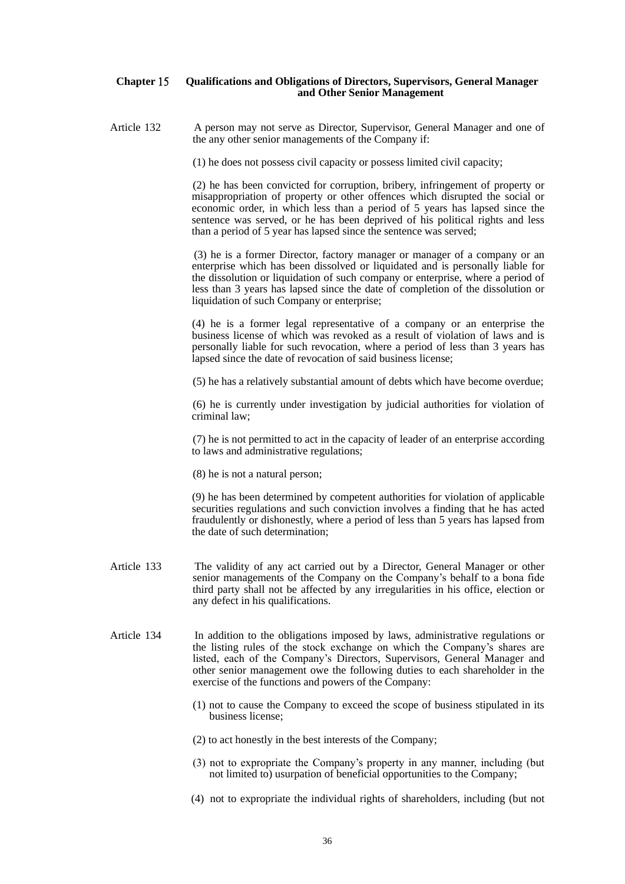## Chapter 15 Qualifications and Obligations of Directors, Supervisors, General Manager and Other Senior Management

Article 132 A person may not serve as Director, Supervisor, General Manager and one of the any other senior managements of the Company if:

(1) he does not possess civil capacity or possess limited civil capacity;

(2) he has been convicted for corruption, bribery, infringement of property or misappropriation of property or other offences which disrupted the social or economic order, in which less than a period of 5 years has lapsed since the sentence was served, or he has been deprived of his political rights and less than a period of 5 year has lapsed since the sentence was served;

(3) he is a former Director, factory manager or manager of a company or an enterprise which has been dissolved or liquidated and is personally liable for the dissolution or liquidation of such company or enterprise, where a period of less than 3 years has lapsed since the date of completion of the dissolution or liquidation of such Company or enterprise;

(4) he is a former legal representative of a company or an enterprise the business license of which was revoked as a result of violation of laws and is personally liable for such revocation, where a period of less than 3 years has lapsed since the date of revocation of said business license;

(5) he has a relatively substantial amount of debts which have become overdue;

(6) he is currently under investigation by judicial authorities for violation of criminal law;

(7) he is not permitted to act in the capacity of leader of an enterprise according to laws and administrative regulations;

(8) he is not a natural person;

(9) he has been determined by competent authorities for violation of applicable securities regulations and such conviction involves a finding that he has acted fraudulently or dishonestly, where a period of less than 5 years has lapsed from the date of such determination;

Article 133 The validity of any act carried out by a Director, General Manager or other senior managements of the Company on the Company's behalf to a bona fide third party shall not be affected by any irregularities in his office, election or any defect in his qualifications.

Article 134 In addition to the obligations imposed by laws, administrative regulations or the listing rules of the stock exchange on which the Company's shares are listed, each of the Company's Directors, Supervisors, General Manager and other senior management owe the following duties to each shareholder in the exercise of the functions and powers of the Company:

(1) not to cause the Company to exceed the scope of business stipulated in its business license;

(2) to act honestly in the best interests of the Company;

(3) not to expropriate the Company's property in any manner, including (but not limited to) usurpation of beneficial opportunities to the Company;

(4) not to expropriate the individual rights of shareholders, including (but not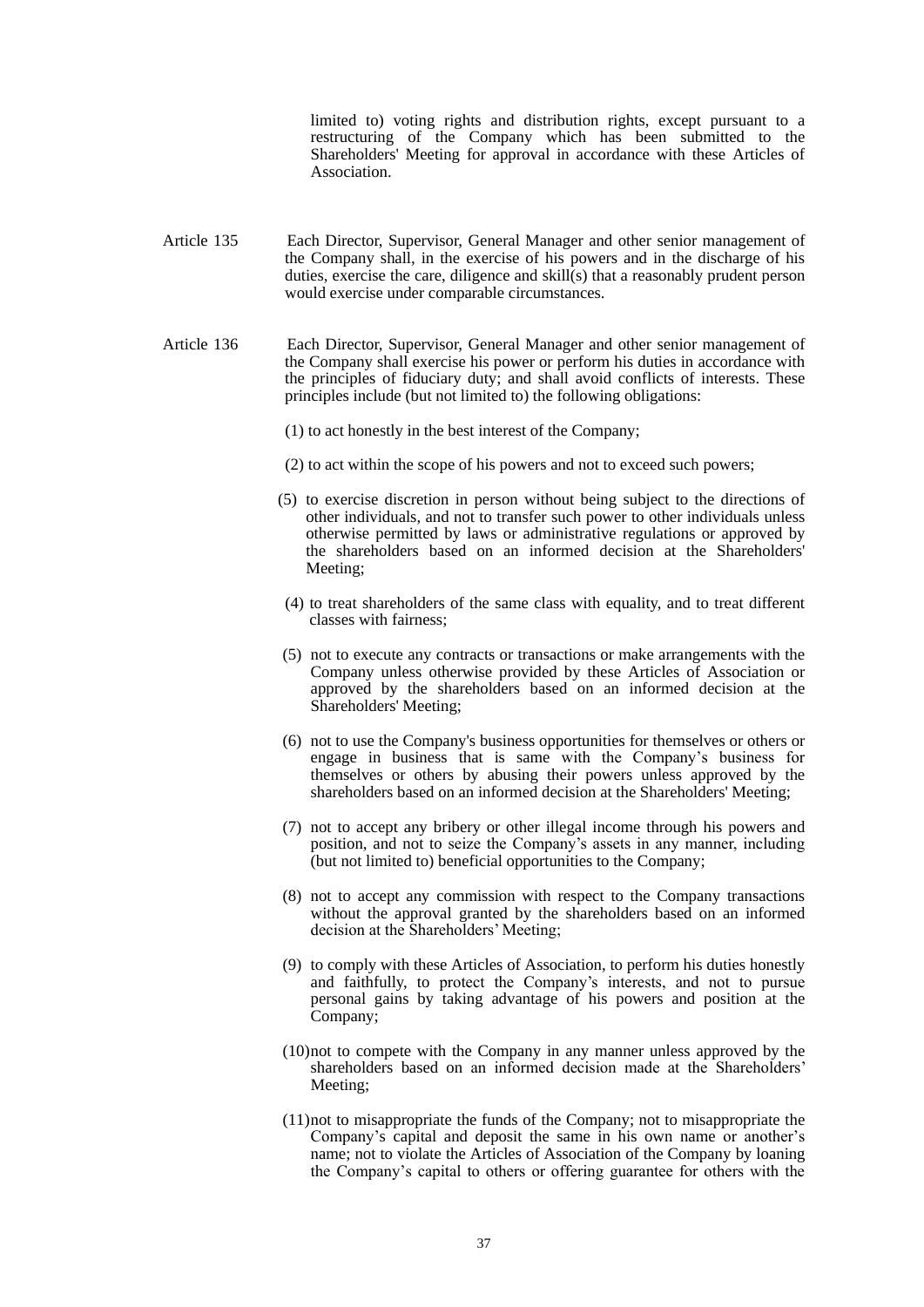limited to) voting rights and distribution rights, except pursuant to a restructuring of the Company which has been submitted to the Shareholders' Meeting for approval in accordance with these Articles of Association.

Article 135 Each Director, Supervisor, General Manager and other senior management of the Company shall, in the exercise of his powers and in the discharge of his duties, exercise the care, diligence and skill(s) that a reasonably prudent person would exercise under comparable circumstances.

Article 136 Each Director, Supervisor, General Manager and other senior management of the Company shall exercise his power or perform his duties in accordance with the principles of fiduciary duty; and shall avoid conflicts of interests. These principles include (but not limited to) the following obligations:

(1) to act honestly in the best interest of the Company;

(2) to act within the scope of his powers and not to exceed such powers;

(5) to exercise discretion in person without being subject to the directions of other individuals, and not to transfer such power to other individuals unless otherwise permitted by laws or administrative regulations or approved by the shareholders based on an informed decision at the Shareholders' Meeting;

(4) to treat shareholders of the same class with equality, and to treat different classes with fairness;

(5) not to execute any contracts or transactions or make arrangements with the Company unless otherwise provided by these Articles of Association or approved by the shareholders based on an informed decision at the Shareholders' Meeting;

(6) not to use the Company's business opportunities for themselves or others or engage in business that is same with the Company's business for themselves or others by abusing their powers unless approved by the shareholders based on an informed decision at the Shareholders' Meeting;

(7) not to accept any bribery or other illegal income through his powers and position, and not to seize the Company's assets in any manner, including (but not limited to) beneficial opportunities to the Company;

(8) not to accept any commission with respect to the Company transactions without the approval granted by the shareholders based on an informed decision at the Shareholders' Meeting;

(9) to comply with these Articles of Association, to perform his duties honestly and faithfully, to protect the Company's interests, and not to pursue personal gains by taking advantage of his powers and position at the Company;

(10) not to compete with the Company in any manner unless approved by the shareholders based on an informed decision made at the Shareholders' Meeting;

(11) not to misappropriate the funds of the Company; not to misappropriate the Company's capital and deposit the same in his own name or another's name; not to violate the Articles of Association of the Company by loaning the Company's capital to others or offering guarantee for others with the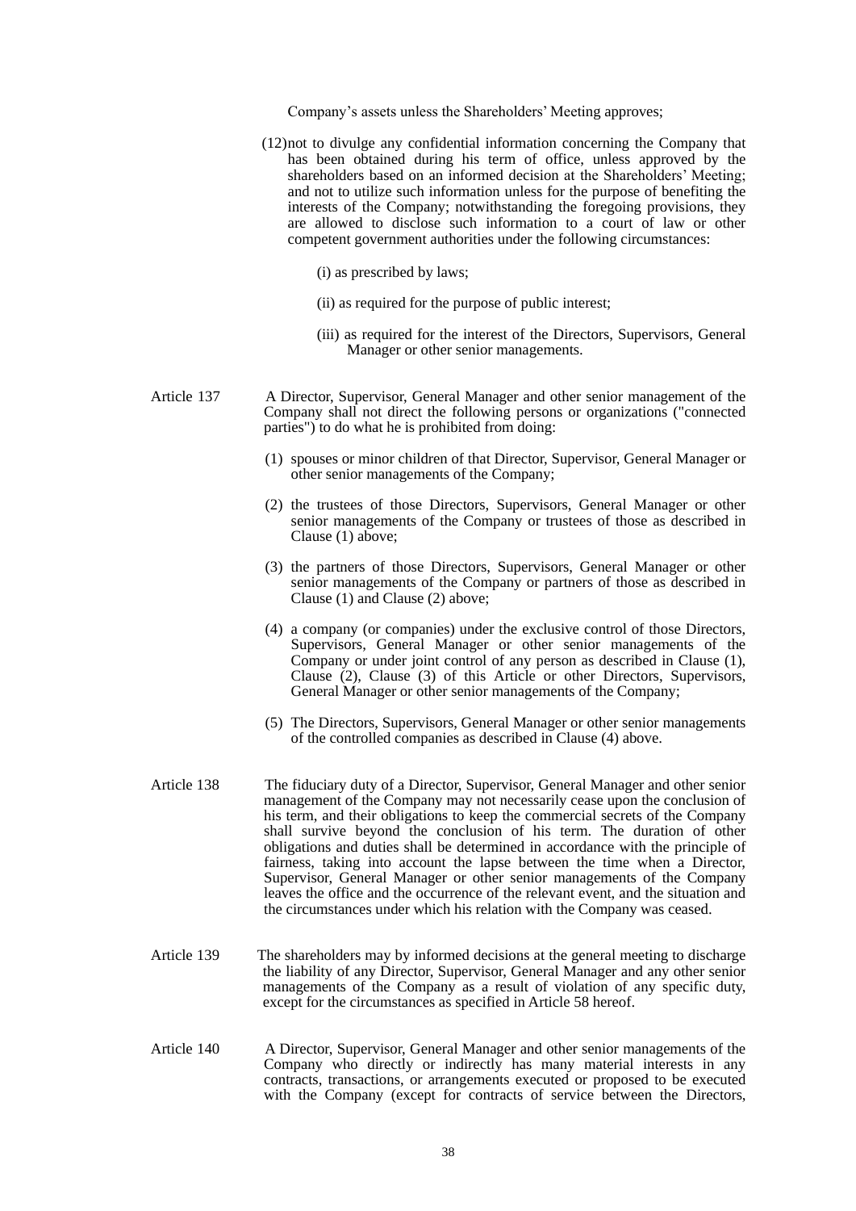Company's assets unless the Shareholders' Meeting approves;

(12) not to divulge any confidential information concerning the Company that has been obtained during his term of office, unless approved by the shareholders based on an informed decision at the Shareholders' Meeting; and not to utilize such information unless for the purpose of benefiting the interests of the Company; notwithstanding the foregoing provisions, they are allowed to disclose such information to a court of law or other competent government authorities under the following circumstances:

(i) as prescribed by laws;

(ii) as required for the purpose of public interest;

(iii) as required for the interest of the Directors, Supervisors, General Manager or other senior managements.

Article 137 A Director, Supervisor, General Manager and other senior management of the Company shall not direct the following persons or organizations ("connected parties") to do what he is prohibited from doing:

(1) spouses or minor children of that Director, Supervisor, General Manager or other senior managements of the Company;

(2) the trustees of those Directors, Supervisors, General Manager or other senior managements of the Company or trustees of those as described in Clause (1) above;

(3) the partners of those Directors, Supervisors, General Manager or other senior managements of the Company or partners of those as described in Clause (1) and Clause (2) above;

(4) a company (or companies) under the exclusive control of those Directors, Supervisors, General Manager or other senior managements of the Company or under joint control of any person as described in Clause (1), Clause (2), Clause (3) of this Article or other Directors, Supervisors, General Manager or other senior managements of the Company;

(5) The Directors, Supervisors, General Manager or other senior managements of the controlled companies as described in Clause (4) above.

Article 138 The fiduciary duty of a Director, Supervisor, General Manager and other senior management of the Company may not necessarily cease upon the conclusion of his term, and their obligations to keep the commercial secrets of the Company shall survive beyond the conclusion of his term. The duration of other obligations and duties shall be determined in accordance with the principle of fairness, taking into account the lapse between the time when a Director, Supervisor, General Manager or other senior managements of the Company leaves the office and the occurrence of the relevant event, and the situation and the circumstances under which his relation with the Company was ceased.

Article 139 The shareholders may by informed decisions at the general meeting to discharge the liability of any Director, Supervisor, General Manager and any other senior managements of the Company as a result of violation of any specific duty, except for the circumstances as specified in Article 58 hereof.

Article 140 A Director, Supervisor, General Manager and other senior managements of the Company who directly or indirectly has many material interests in any contracts, transactions, or arrangements executed or proposed to be executed with the Company (except for contracts of service between the Directors,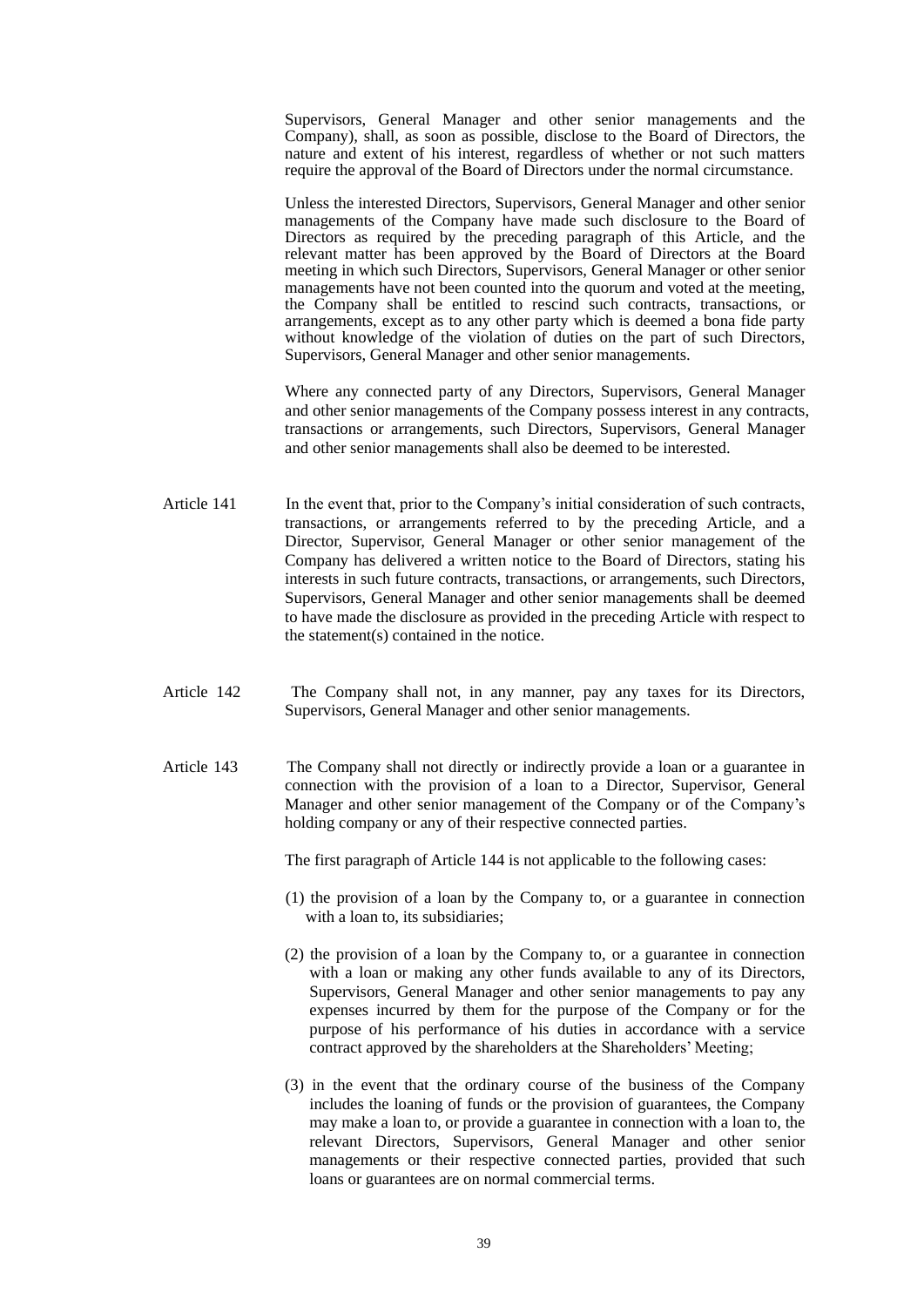Supervisors, General Manager and other senior managements and the Company), shall, as soon as possible, disclose to the Board of Directors, the nature and extent of his interest, regardless of whether or not such matters require the approval of the Board of Directors under the normal circumstance.

Unless the interested Directors, Supervisors, General Manager and other senior managements of the Company have made such disclosure to the Board of Directors as required by the preceding paragraph of this Article, and the relevant matter has been approved by the Board of Directors at the Board meeting in which such Directors, Supervisors, General Manager or other senior managements have not been counted into the quorum and voted at the meeting, the Company shall be entitled to rescind such contracts, transactions, or arrangements, except as to any other party which is deemed a bona fide party without knowledge of the violation of duties on the part of such Directors, Supervisors, General Manager and other senior managements.

Where any connected party of any Directors, Supervisors, General Manager and other senior managements of the Company possess interest in any contracts, transactions or arrangements, such Directors, Supervisors, General Manager and other senior managements shall also be deemed to be interested.

Article 141 In the event that, prior to the Company's initial consideration of such contracts, transactions, or arrangements referred to by the preceding Article, and a Director, Supervisor, General Manager or other senior management of the Company has delivered a written notice to the Board of Directors, stating his interests in such future contracts, transactions, or arrangements, such Directors, Supervisors, General Manager and other senior managements shall be deemed to have made the disclosure as provided in the preceding Article with respect to the statement(s) contained in the notice.

Article 142 The Company shall not, in any manner, pay any taxes for its Directors, Supervisors, General Manager and other senior managements.

Article 143 The Company shall not directly or indirectly provide a loan or a guarantee in connection with the provision of a loan to a Director, Supervisor, General Manager and other senior management of the Company or of the Company's holding company or any of their respective connected parties.

The first paragraph of Article 144 is not applicable to the following cases:

(1) the provision of a loan by the Company to, or a guarantee in connection with a loan to, its subsidiaries;

(2) the provision of a loan by the Company to, or a guarantee in connection with a loan or making any other funds available to any of its Directors, Supervisors, General Manager and other senior managements to pay any expenses incurred by them for the purpose of the Company or for the purpose of his performance of his duties in accordance with a service contract approved by the shareholders at the Shareholders' Meeting;

(3) in the event that the ordinary course of the business of the Company includes the loaning of funds or the provision of guarantees, the Company may make a loan to, or provide a guarantee in connection with a loan to, the relevant Directors, Supervisors, General Manager and other senior managements or their respective connected parties, provided that such loans or guarantees are on normal commercial terms.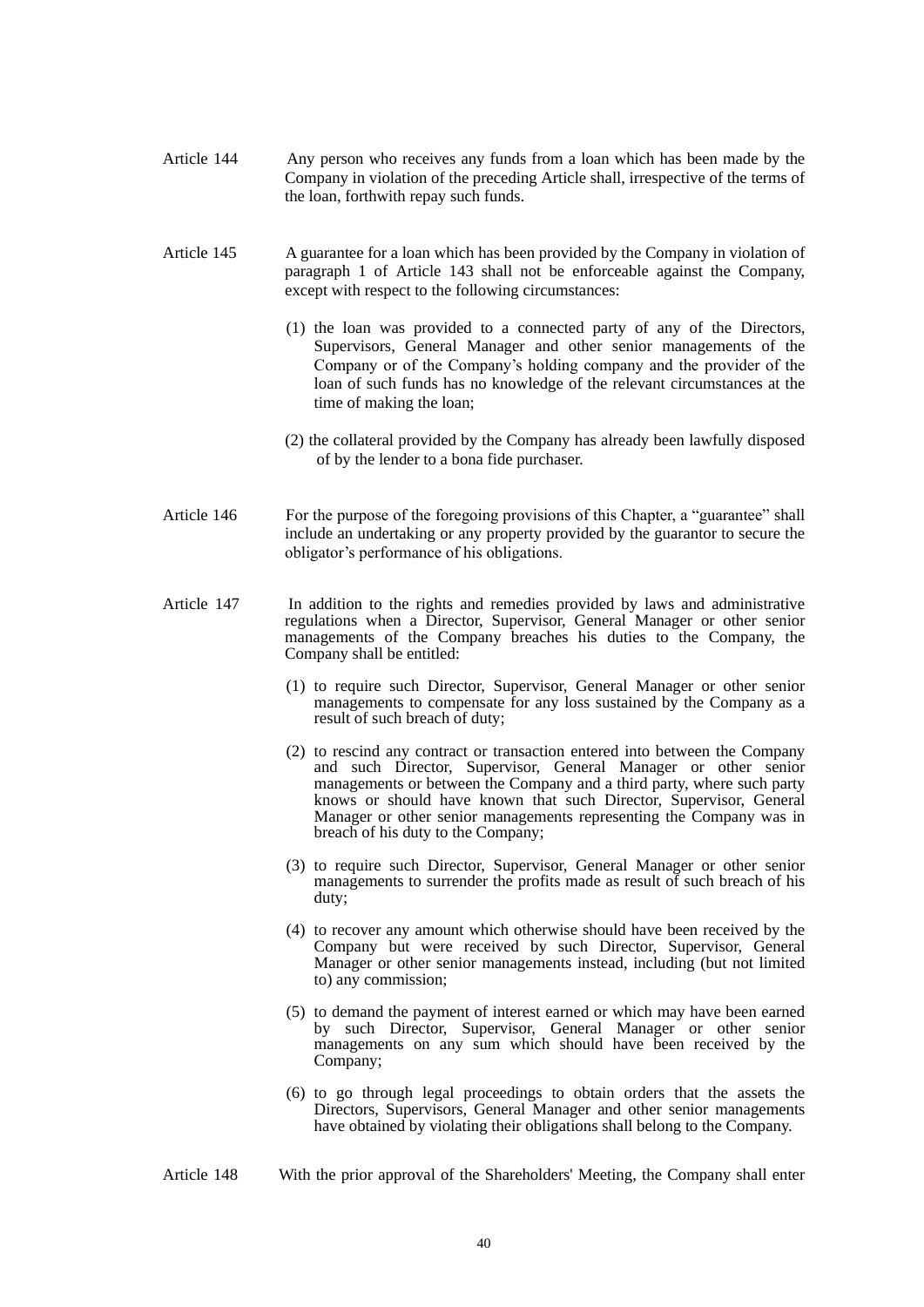Article 144 Any person who receives any funds from a loan which has been made by the Company in violation of the preceding Article shall, irrespective of the terms of the loan, forthwith repay such funds.

Article 145 A guarantee for a loan which has been provided by the Company in violation of paragraph 1 of Article 143 shall not be enforceable against the Company, except with respect to the following circumstances:

(1) the loan was provided to a connected party of any of the Directors, Supervisors, General Manager and other senior managements of the Company or of the Company's holding company and the provider of the loan of such funds has no knowledge of the relevant circumstances at the time of making the loan;

(2) the collateral provided by the Company has already been lawfully disposed of by the lender to a bona fide purchaser.

Article 146 For the purpose of the foregoing provisions of this Chapter, a "guarantee" shall include an undertaking or any property provided by the guarantor to secure the obligator's performance of his obligations.

Article 147 In addition to the rights and remedies provided by laws and administrative regulations when a Director, Supervisor, General Manager or other senior managements of the Company breaches his duties to the Company, the Company shall be entitled:

(1) to require such Director, Supervisor, General Manager or other senior managements to compensate for any loss sustained by the Company as a result of such breach of duty;

(2) to rescind any contract or transaction entered into between the Company and such Director, Supervisor, General Manager or other senior managements or between the Company and a third party, where such party knows or should have known that such Director, Supervisor, General Manager or other senior managements representing the Company was in breach of his duty to the Company;

(3) to require such Director, Supervisor, General Manager or other senior managements to surrender the profits made as result of such breach of his duty;

(4) to recover any amount which otherwise should have been received by the Company but were received by such Director, Supervisor, General Manager or other senior managements instead, including (but not limited to) any commission;

(5) to demand the payment of interest earned or which may have been earned by such Director, Supervisor, General Manager or other senior managements on any sum which should have been received by the Company;

(6) to go through legal proceedings to obtain orders that the assets the Directors, Supervisors, General Manager and other senior managements have obtained by violating their obligations shall belong to the Company.

Article 148 With the prior approval of the Shareholders' Meeting, the Company shall enter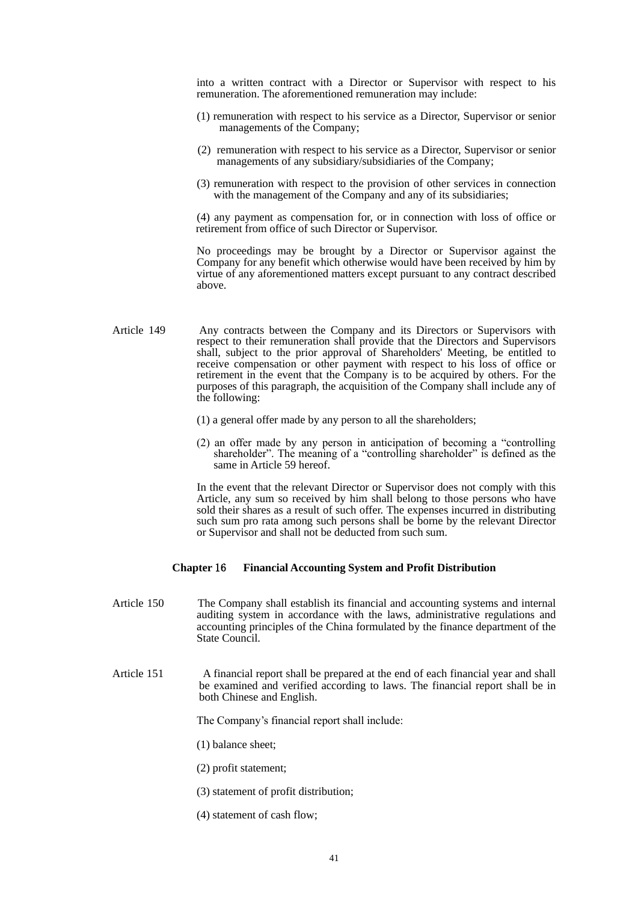into a written contract with a Director or Supervisor with respect to his remuneration. The aforementioned remuneration may include:

(1) remuneration with respect to his service as a Director, Supervisor or senior managements of the Company;

(2) remuneration with respect to his service as a Director, Supervisor or senior managements of any subsidiary/subsidiaries of the Company;

(3) remuneration with respect to the provision of other services in connection with the management of the Company and any of its subsidiaries;

(4) any payment as compensation for, or in connection with loss of office or retirement from office of such Director or Supervisor.

No proceedings may be brought by a Director or Supervisor against the Company for any benefit which otherwise would have been received by him by virtue of any aforementioned matters except pursuant to any contract described above.

Article 149 Any contracts between the Company and its Directors or Supervisors with respect to their remuneration shall provide that the Directors and Supervisors shall, subject to the prior approval of Shareholders' Meeting, be entitled to receive compensation or other payment with respect to his loss of office or retirement in the event that the Company is to be acquired by others. For the purposes of this paragraph, the acquisition of the Company shall include any of the following:

(1) a general offer made by any person to all the shareholders;

(2) an offer made by any person in anticipation of becoming a "controlling shareholder". The meaning of a "controlling shareholder" is defined as the same in Article 59 hereof.

In the event that the relevant Director or Supervisor does not comply with this Article, any sum so received by him shall belong to those persons who have sold their shares as a result of such offer. The expenses incurred in distributing such sum pro rata among such persons shall be borne by the relevant Director or Supervisor and shall not be deducted from such sum.

## Chapter 16 Financial Accounting System and Profit Distribution

Article 150 The Company shall establish its financial and accounting systems and internal auditing system in accordance with the laws, administrative regulations and accounting principles of the China formulated by the finance department of the State Council.

Article 151 A financial report shall be prepared at the end of each financial year and shall be examined and verified according to laws. The financial report shall be in both Chinese and English.

The Company's financial report shall include:

(1) balance sheet;

(2) profit statement;

(3) statement of profit distribution;

(4) statement of cash flow;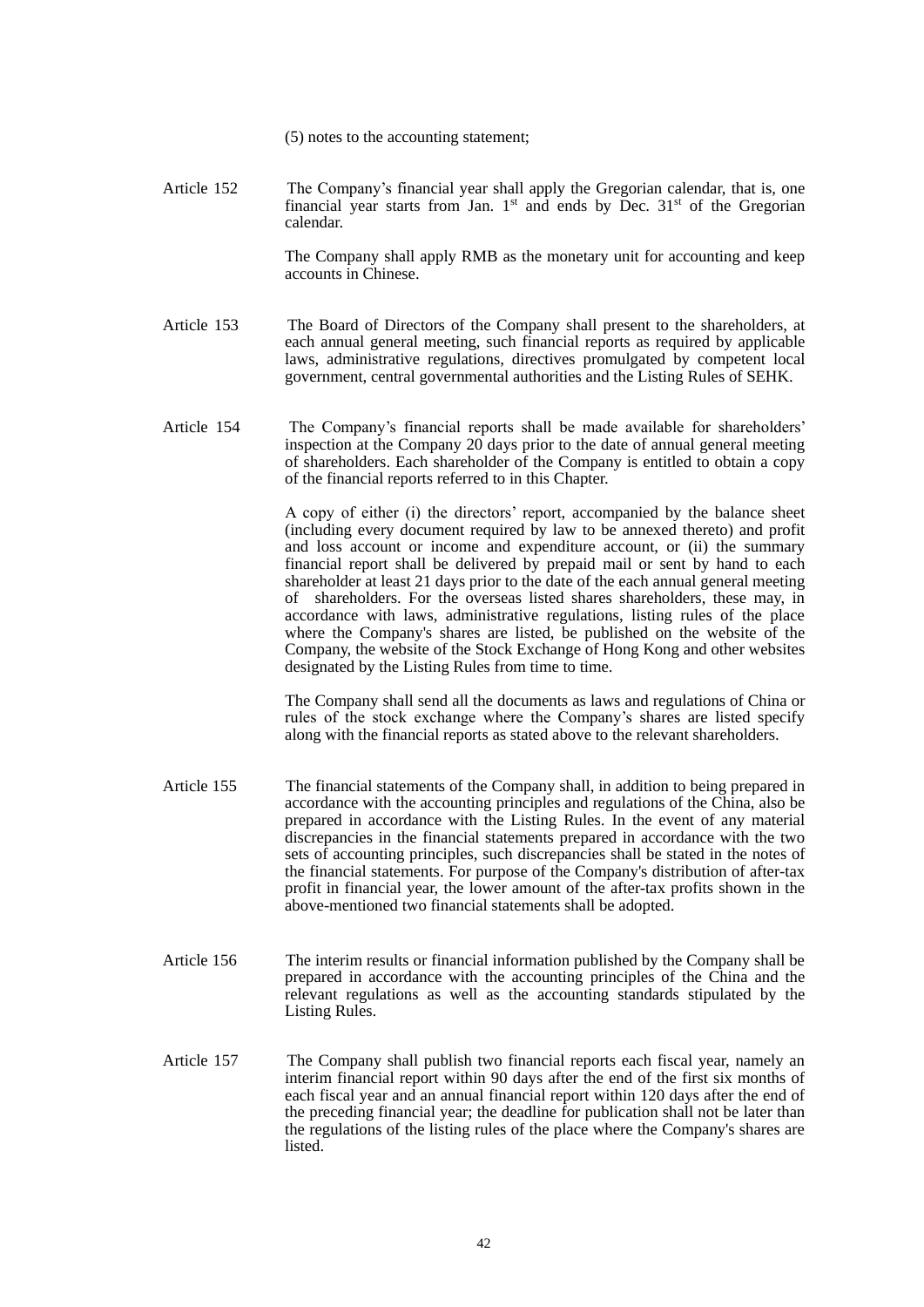(5) notes to the accounting statement;

Article 152 The Company's financial year shall apply the Gregorian calendar, that is, one financial year starts from Jan. 1st and ends by Dec. 31st of the Gregorian calendar.

The Company shall apply RMB as the monetary unit for accounting and keep accounts in Chinese.

Article 153 The Board of Directors of the Company shall present to the shareholders, at each annual general meeting, such financial reports as required by applicable laws, administrative regulations, directives promulgated by competent local government, central governmental authorities and the Listing Rules of SEHK.

Article 154 The Company's financial reports shall be made available for shareholders' inspection at the Company 20 days prior to the date of annual general meeting of shareholders. Each shareholder of the Company is entitled to obtain a copy of the financial reports referred to in this Chapter.

A copy of either (i) the directors' report, accompanied by the balance sheet (including every document required by law to be annexed thereto) and profit and loss account or income and expenditure account, or (ii) the summary financial report shall be delivered by prepaid mail or sent by hand to each shareholder at least 21 days prior to the date of the each annual general meeting of shareholders. For the overseas listed shares shareholders, these may, in accordance with laws, administrative regulations, listing rules of the place where the Company's shares are listed, be published on the website of the Company, the website of the Stock Exchange of Hong Kong and other websites designated by the Listing Rules from time to time.

The Company shall send all the documents as laws and regulations of China or rules of the stock exchange where the Company's shares are listed specify along with the financial reports as stated above to the relevant shareholders.

Article 155 The financial statements of the Company shall, in addition to being prepared in accordance with the accounting principles and regulations of the China, also be prepared in accordance with the Listing Rules. In the event of any material discrepancies in the financial statements prepared in accordance with the two sets of accounting principles, such discrepancies shall be stated in the notes of the financial statements. For purpose of the Company's distribution of after-tax profit in financial year, the lower amount of the after-tax profits shown in the above-mentioned two financial statements shall be adopted.

Article 156 The interim results or financial information published by the Company shall be prepared in accordance with the accounting principles of the China and the relevant regulations as well as the accounting standards stipulated by the Listing Rules.

Article 157 The Company shall publish two financial reports each fiscal year, namely an interim financial report within 90 days after the end of the first six months of each fiscal year and an annual financial report within 120 days after the end of the preceding financial year; the deadline for publication shall not be later than the regulations of the listing rules of the place where the Company's shares are listed.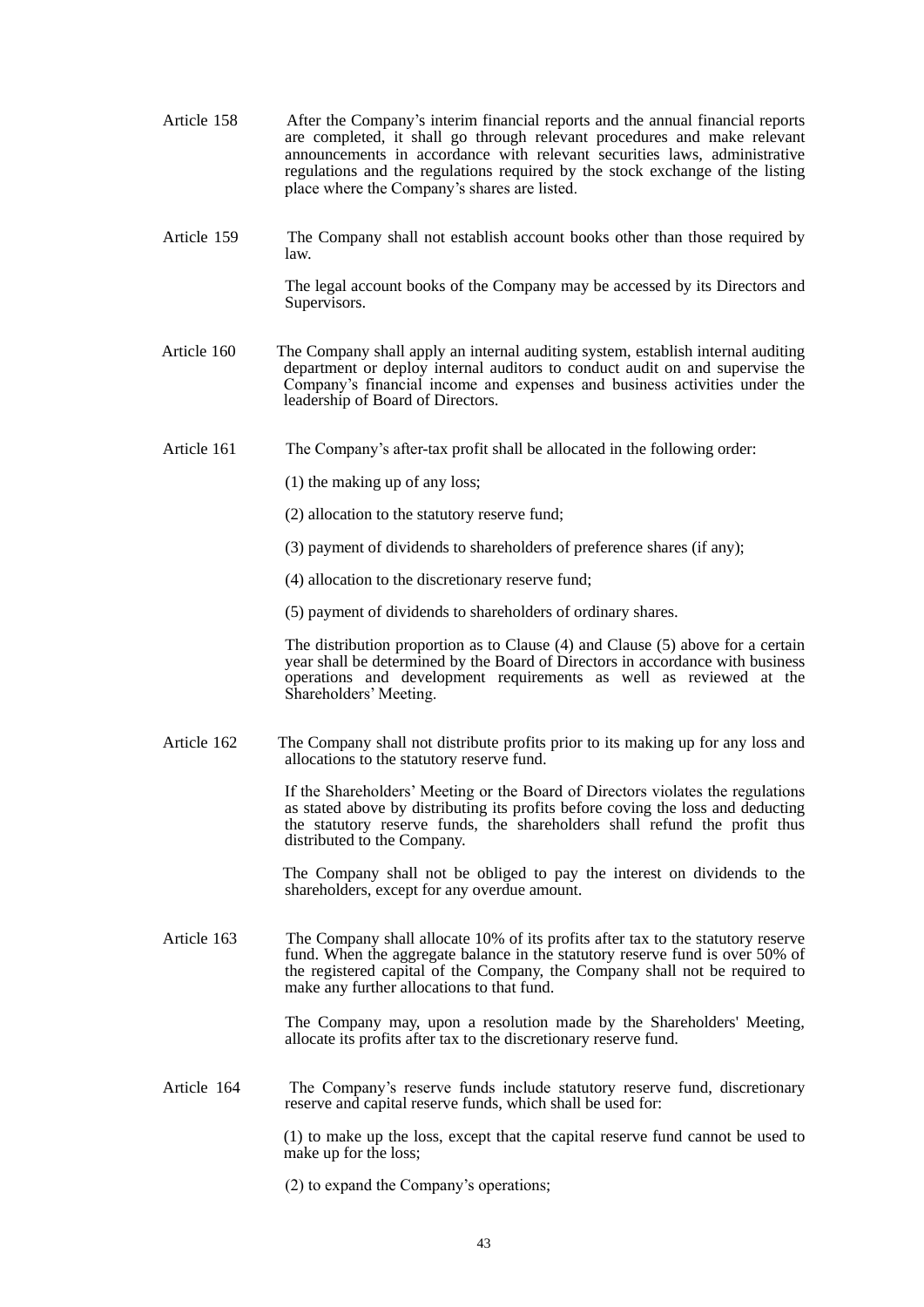Article 158 After the Company's interim financial reports and the annual financial reports are completed, it shall go through relevant procedures and make relevant announcements in accordance with relevant securities laws, administrative regulations and the regulations required by the stock exchange of the listing place where the Company's shares are listed.

Article 159 The Company shall not establish account books other than those required by law.

The legal account books of the Company may be accessed by its Directors and Supervisors.

Article 160 The Company shall apply an internal auditing system, establish internal auditing department or deploy internal auditors to conduct audit on and supervise the Company's financial income and expenses and business activities under the leadership of Board of Directors.

Article 161 The Company's after-tax profit shall be allocated in the following order:

(1) the making up of any loss;

(2) allocation to the statutory reserve fund;

(3) payment of dividends to shareholders of preference shares (if any);

(4) allocation to the discretionary reserve fund;

(5) payment of dividends to shareholders of ordinary shares.

The distribution proportion as to Clause (4) and Clause (5) above for a certain year shall be determined by the Board of Directors in accordance with business operations and development requirements as well as reviewed at the Shareholders' Meeting.

Article 162 The Company shall not distribute profits prior to its making up for any loss and allocations to the statutory reserve fund.

If the Shareholders' Meeting or the Board of Directors violates the regulations as stated above by distributing its profits before coving the loss and deducting the statutory reserve funds, the shareholders shall refund the profit thus distributed to the Company.

The Company shall not be obliged to pay the interest on dividends to the shareholders, except for any overdue amount.

Article 163 The Company shall allocate 10% of its profits after tax to the statutory reserve fund. When the aggregate balance in the statutory reserve fund is over 50% of the registered capital of the Company, the Company shall not be required to make any further allocations to that fund.

The Company may, upon a resolution made by the Shareholders' Meeting, allocate its profits after tax to the discretionary reserve fund.

Article 164 The Company's reserve funds include statutory reserve fund, discretionary reserve and capital reserve funds, which shall be used for:

(1) to make up the loss, except that the capital reserve fund cannot be used to make up for the loss;

(2) to expand the Company's operations;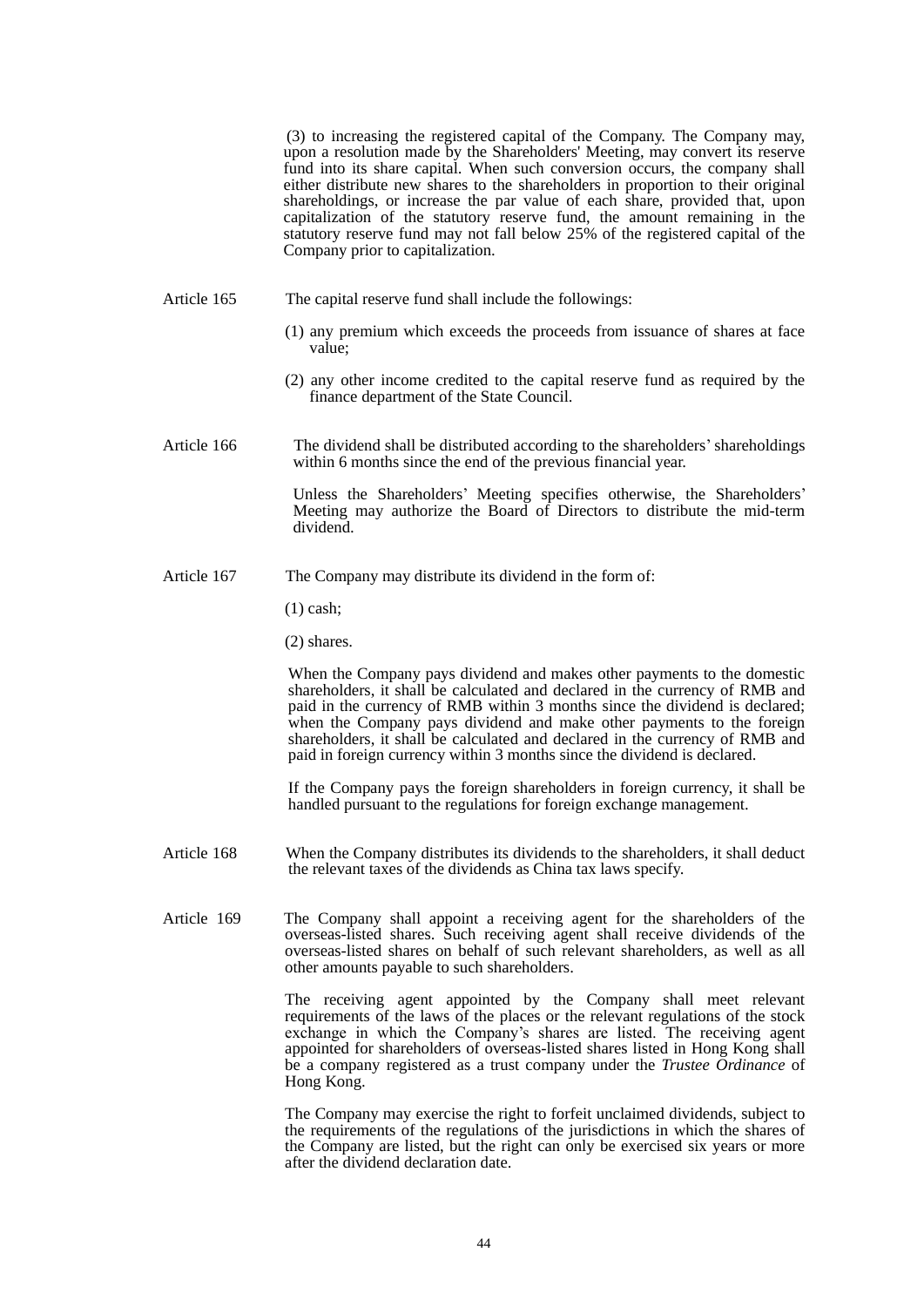(3) to increasing the registered capital of the Company. The Company may, upon a resolution made by the Shareholders' Meeting, may convert its reserve fund into its share capital. When such conversion occurs, the company shall either distribute new shares to the shareholders in proportion to their original shareholdings, or increase the par value of each share, provided that, upon capitalization of the statutory reserve fund, the amount remaining in the statutory reserve fund may not fall below 25% of the registered capital of the Company prior to capitalization.

**Article 165** The capital reserve fund shall include the followings:

(1) any premium which exceeds the proceeds from issuance of shares at face value;

(2) any other income credited to the capital reserve fund as required by the finance department of the State Council.

**Article 166** The dividend shall be distributed according to the shareholders' shareholdings within 6 months since the end of the previous financial year.

Unless the Shareholders' Meeting specifies otherwise, the Shareholders' Meeting may authorize the Board of Directors to distribute the mid-term dividend.

**Article 167** The Company may distribute its dividend in the form of:

(1) cash;

(2) shares.

When the Company pays dividend and makes other payments to the domestic shareholders, it shall be calculated and declared in the currency of RMB and paid in the currency of RMB within 3 months since the dividend is declared; when the Company pays dividend and make other payments to the foreign shareholders, it shall be calculated and declared in the currency of RMB and paid in foreign currency within 3 months since the dividend is declared.

If the Company pays the foreign shareholders in foreign currency, it shall be handled pursuant to the regulations for foreign exchange management.

**Article 168** When the Company distributes its dividends to the shareholders, it shall deduct the relevant taxes of the dividends as China tax laws specify.

**Article 169** The Company shall appoint a receiving agent for the shareholders of the overseas-listed shares. Such receiving agent shall receive dividends of the overseas-listed shares on behalf of such relevant shareholders, as well as all other amounts payable to such shareholders.

The receiving agent appointed by the Company shall meet relevant requirements of the laws of the places or the relevant regulations of the stock exchange in which the Company's shares are listed. The receiving agent appointed for shareholders of overseas-listed shares listed in Hong Kong shall be a company registered as a trust company under the *Trustee Ordinance* of Hong Kong.

The Company may exercise the right to forfeit unclaimed dividends, subject to the requirements of the regulations of the jurisdictions in which the shares of the Company are listed, but the right can only be exercised six years or more after the dividend declaration date.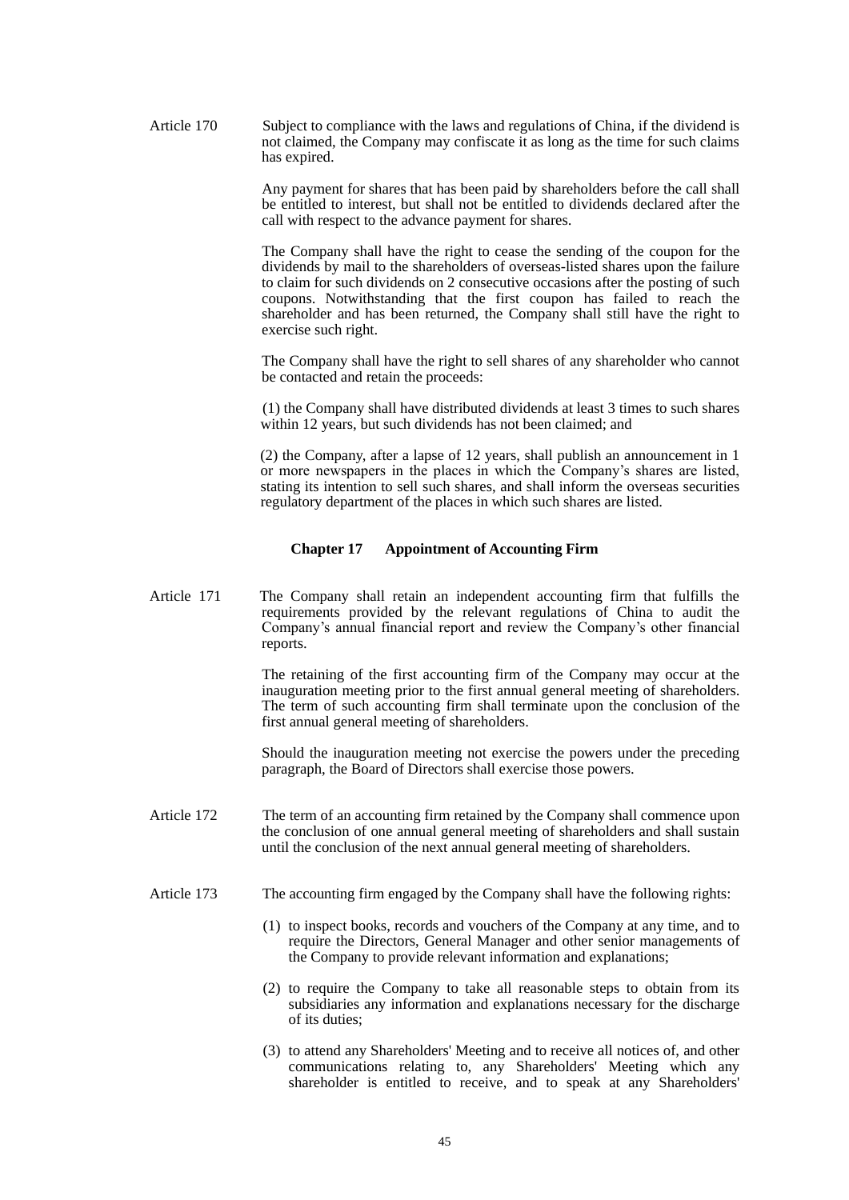Article 170 Subject to compliance with the laws and regulations of China, if the dividend is not claimed, the Company may confiscate it as long as the time for such claims has expired.

Any payment for shares that has been paid by shareholders before the call shall be entitled to interest, but shall not be entitled to dividends declared after the call with respect to the advance payment for shares.

The Company shall have the right to cease the sending of the coupon for the dividends by mail to the shareholders of overseas-listed shares upon the failure to claim for such dividends on 2 consecutive occasions after the posting of such coupons. Notwithstanding that the first coupon has failed to reach the shareholder and has been returned, the Company shall still have the right to exercise such right.

The Company shall have the right to sell shares of any shareholder who cannot be contacted and retain the proceeds:

(1) the Company shall have distributed dividends at least 3 times to such shares within 12 years, but such dividends has not been claimed; and

(2) the Company, after a lapse of 12 years, shall publish an announcement in 1 or more newspapers in the places in which the Company's shares are listed, stating its intention to sell such shares, and shall inform the overseas securities regulatory department of the places in which such shares are listed.

## Chapter 17 Appointment of Accounting Firm

Article 171 The Company shall retain an independent accounting firm that fulfills the requirements provided by the relevant regulations of China to audit the Company's annual financial report and review the Company's other financial reports.

The retaining of the first accounting firm of the Company may occur at the inauguration meeting prior to the first annual general meeting of shareholders. The term of such accounting firm shall terminate upon the conclusion of the first annual general meeting of shareholders.

Should the inauguration meeting not exercise the powers under the preceding paragraph, the Board of Directors shall exercise those powers.

Article 172 The term of an accounting firm retained by the Company shall commence upon the conclusion of one annual general meeting of shareholders and shall sustain until the conclusion of the next annual general meeting of shareholders.

Article 173 The accounting firm engaged by the Company shall have the following rights:

(1) to inspect books, records and vouchers of the Company at any time, and to require the Directors, General Manager and other senior managements of the Company to provide relevant information and explanations;

(2) to require the Company to take all reasonable steps to obtain from its subsidiaries any information and explanations necessary for the discharge of its duties;

(3) to attend any Shareholders' Meeting and to receive all notices of, and other communications relating to, any Shareholders' Meeting which any shareholder is entitled to receive, and to speak at any Shareholders'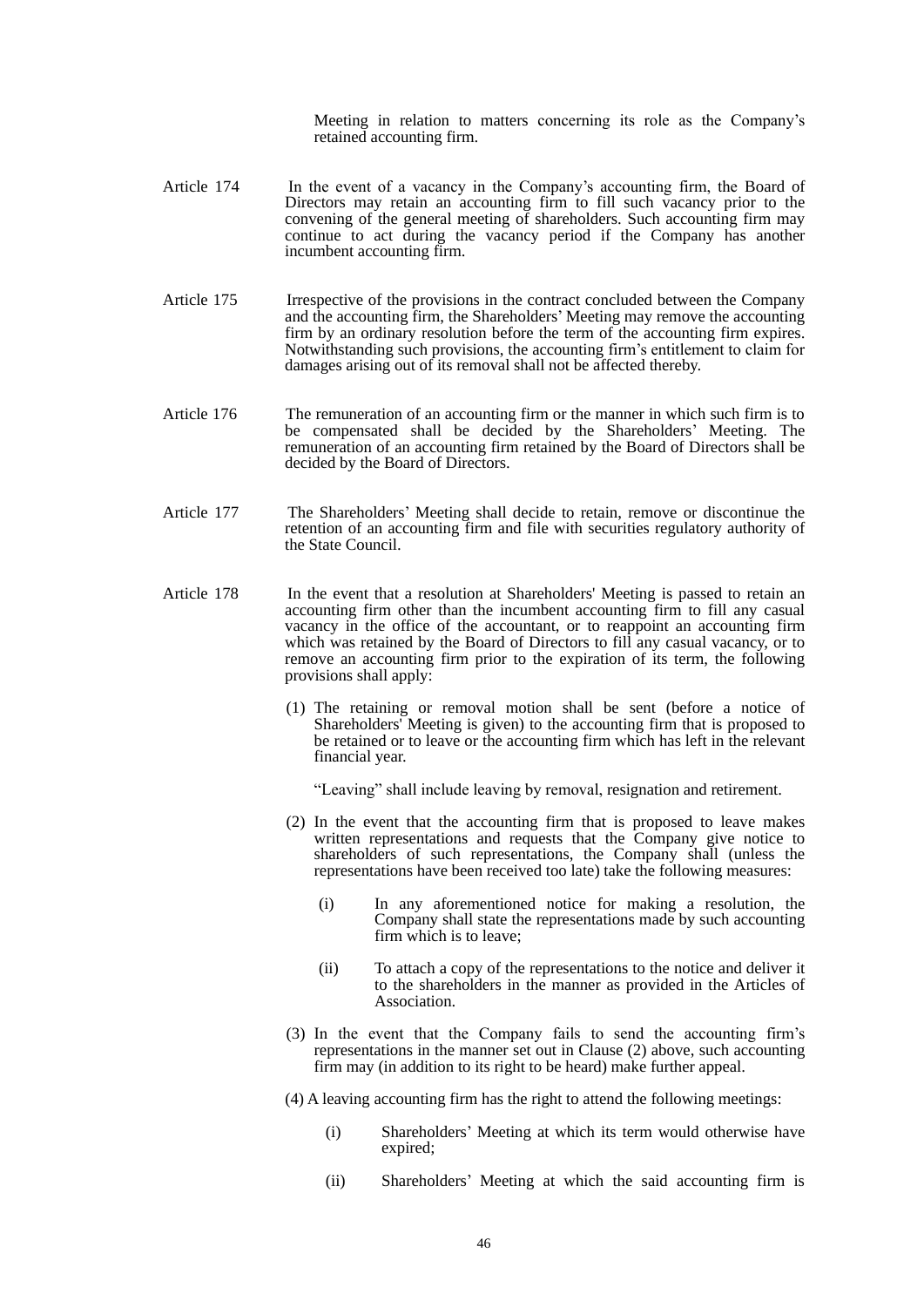Meeting in relation to matters concerning its role as the Company's retained accounting firm.

Article 174 In the event of a vacancy in the Company's accounting firm, the Board of Directors may retain an accounting firm to fill such vacancy prior to the convening of the general meeting of shareholders. Such accounting firm may continue to act during the vacancy period if the Company has another incumbent accounting firm.

Article 175 Irrespective of the provisions in the contract concluded between the Company and the accounting firm, the Shareholders' Meeting may remove the accounting firm by an ordinary resolution before the term of the accounting firm expires. Notwithstanding such provisions, the accounting firm's entitlement to claim for damages arising out of its removal shall not be affected thereby.

Article 176 The remuneration of an accounting firm or the manner in which such firm is to be compensated shall be decided by the Shareholders' Meeting. The remuneration of an accounting firm retained by the Board of Directors shall be decided by the Board of Directors.

Article 177 The Shareholders' Meeting shall decide to retain, remove or discontinue the retention of an accounting firm and file with securities regulatory authority of the State Council.

Article 178 In the event that a resolution at Shareholders' Meeting is passed to retain an accounting firm other than the incumbent accounting firm to fill any casual vacancy in the office of the accountant, or to reappoint an accounting firm which was retained by the Board of Directors to fill any casual vacancy, or to remove an accounting firm prior to the expiration of its term, the following provisions shall apply:

(1) The retaining or removal motion shall be sent (before a notice of Shareholders' Meeting is given) to the accounting firm that is proposed to be retained or to leave or the accounting firm which has left in the relevant financial year.

"Leaving" shall include leaving by removal, resignation and retirement.

(2) In the event that the accounting firm that is proposed to leave makes written representations and requests that the Company give notice to shareholders of such representations, the Company shall (unless the representations have been received too late) take the following measures:

(i) In any aforementioned notice for making a resolution, the Company shall state the representations made by such accounting firm which is to leave;

(ii) To attach a copy of the representations to the notice and deliver it to the shareholders in the manner as provided in the Articles of Association.

(3) In the event that the Company fails to send the accounting firm's representations in the manner set out in Clause (2) above, such accounting firm may (in addition to its right to be heard) make further appeal.

(4) A leaving accounting firm has the right to attend the following meetings:

(i) Shareholders' Meeting at which its term would otherwise have expired;

(ii) Shareholders' Meeting at which the said accounting firm is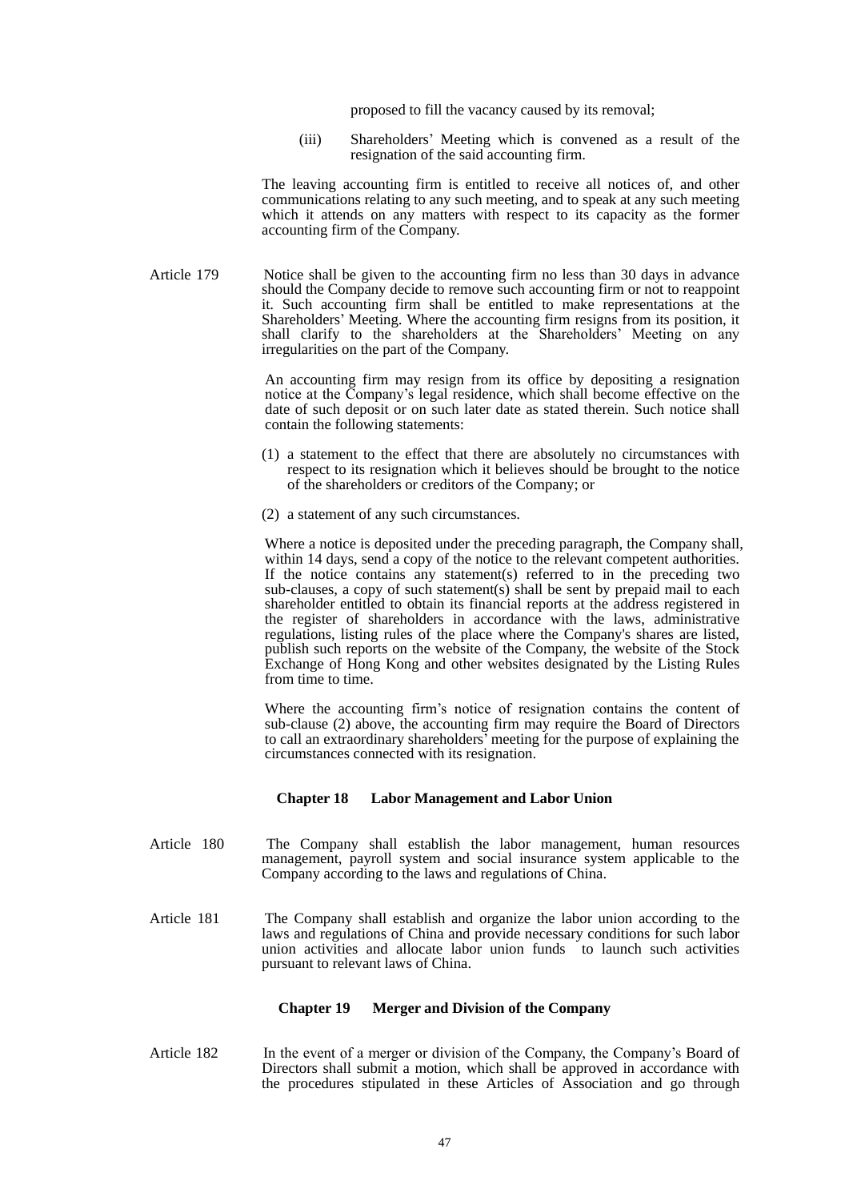proposed to fill the vacancy caused by its removal;

(iii) Shareholders' Meeting which is convened as a result of the resignation of the said accounting firm.

The leaving accounting firm is entitled to receive all notices of, and other communications relating to any such meeting, and to speak at any such meeting which it attends on any matters with respect to its capacity as the former accounting firm of the Company.

Article 179 Notice shall be given to the accounting firm no less than 30 days in advance should the Company decide to remove such accounting firm or not to reappoint it. Such accounting firm shall be entitled to make representations at the Shareholders' Meeting. Where the accounting firm resigns from its position, it shall clarify to the shareholders at the Shareholders' Meeting on any irregularities on the part of the Company.

An accounting firm may resign from its office by depositing a resignation notice at the Company's legal residence, which shall become effective on the date of such deposit or on such later date as stated therein. Such notice shall contain the following statements:

(1) a statement to the effect that there are absolutely no circumstances with respect to its resignation which it believes should be brought to the notice of the shareholders or creditors of the Company; or

(2) a statement of any such circumstances.

Where a notice is deposited under the preceding paragraph, the Company shall, within 14 days, send a copy of the notice to the relevant competent authorities. If the notice contains any statement(s) referred to in the preceding two sub-clauses, a copy of such statement(s) shall be sent by prepaid mail to each shareholder entitled to obtain its financial reports at the address registered in the register of shareholders in accordance with the laws, administrative regulations, listing rules of the place where the Company's shares are listed, publish such reports on the website of the Company, the website of the Stock Exchange of Hong Kong and other websites designated by the Listing Rules from time to time.

Where the accounting firm's notice of resignation contains the content of sub-clause (2) above, the accounting firm may require the Board of Directors to call an extraordinary shareholders' meeting for the purpose of explaining the circumstances connected with its resignation.

## Chapter 18 Labor Management and Labor Union

Article 180 The Company shall establish the labor management, human resources management, payroll system and social insurance system applicable to the Company according to the laws and regulations of China.

Article 181 The Company shall establish and organize the labor union according to the laws and regulations of China and provide necessary conditions for such labor union activities and allocate labor union funds to launch such activities pursuant to relevant laws of China.

## Chapter 19 Merger and Division of the Company

Article 182 In the event of a merger or division of the Company, the Company's Board of Directors shall submit a motion, which shall be approved in accordance with the procedures stipulated in these Articles of Association and go through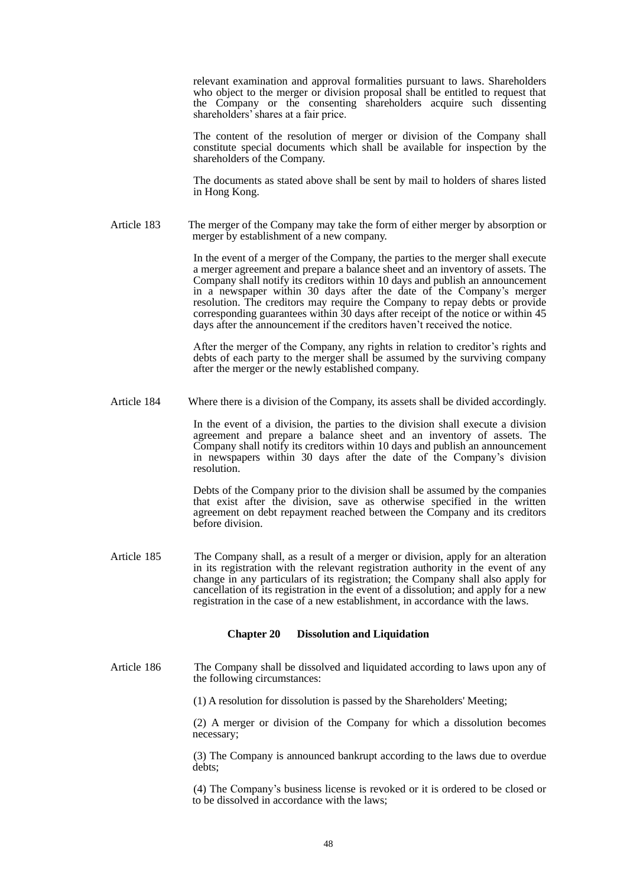relevant examination and approval formalities pursuant to laws. Shareholders who object to the merger or division proposal shall be entitled to request that the Company or the consenting shareholders acquire such dissenting shareholders' shares at a fair price.

The content of the resolution of merger or division of the Company shall constitute special documents which shall be available for inspection by the shareholders of the Company.

The documents as stated above shall be sent by mail to holders of shares listed in Hong Kong.

Article 183 The merger of the Company may take the form of either merger by absorption or merger by establishment of a new company.

In the event of a merger of the Company, the parties to the merger shall execute a merger agreement and prepare a balance sheet and an inventory of assets. The Company shall notify its creditors within 10 days and publish an announcement in a newspaper within 30 days after the date of the Company's merger resolution. The creditors may require the Company to repay debts or provide corresponding guarantees within 30 days after receipt of the notice or within 45 days after the announcement if the creditors haven't received the notice.

After the merger of the Company, any rights in relation to creditor's rights and debts of each party to the merger shall be assumed by the surviving company after the merger or the newly established company.

Article 184 Where there is a division of the Company, its assets shall be divided accordingly.

In the event of a division, the parties to the division shall execute a division agreement and prepare a balance sheet and an inventory of assets. The Company shall notify its creditors within 10 days and publish an announcement in newspapers within 30 days after the date of the Company's division resolution.

Debts of the Company prior to the division shall be assumed by the companies that exist after the division, save as otherwise specified in the written agreement on debt repayment reached between the Company and its creditors before division.

Article 185 The Company shall, as a result of a merger or division, apply for an alteration in its registration with the relevant registration authority in the event of any change in any particulars of its registration; the Company shall also apply for cancellation of its registration in the event of a dissolution; and apply for a new registration in the case of a new establishment, in accordance with the laws.

## Chapter 20 Dissolution and Liquidation

Article 186 The Company shall be dissolved and liquidated according to laws upon any of the following circumstances:

(1) A resolution for dissolution is passed by the Shareholders' Meeting;

(2) A merger or division of the Company for which a dissolution becomes necessary;

(3) The Company is announced bankrupt according to the laws due to overdue debts;

(4) The Company's business license is revoked or it is ordered to be closed or to be dissolved in accordance with the laws;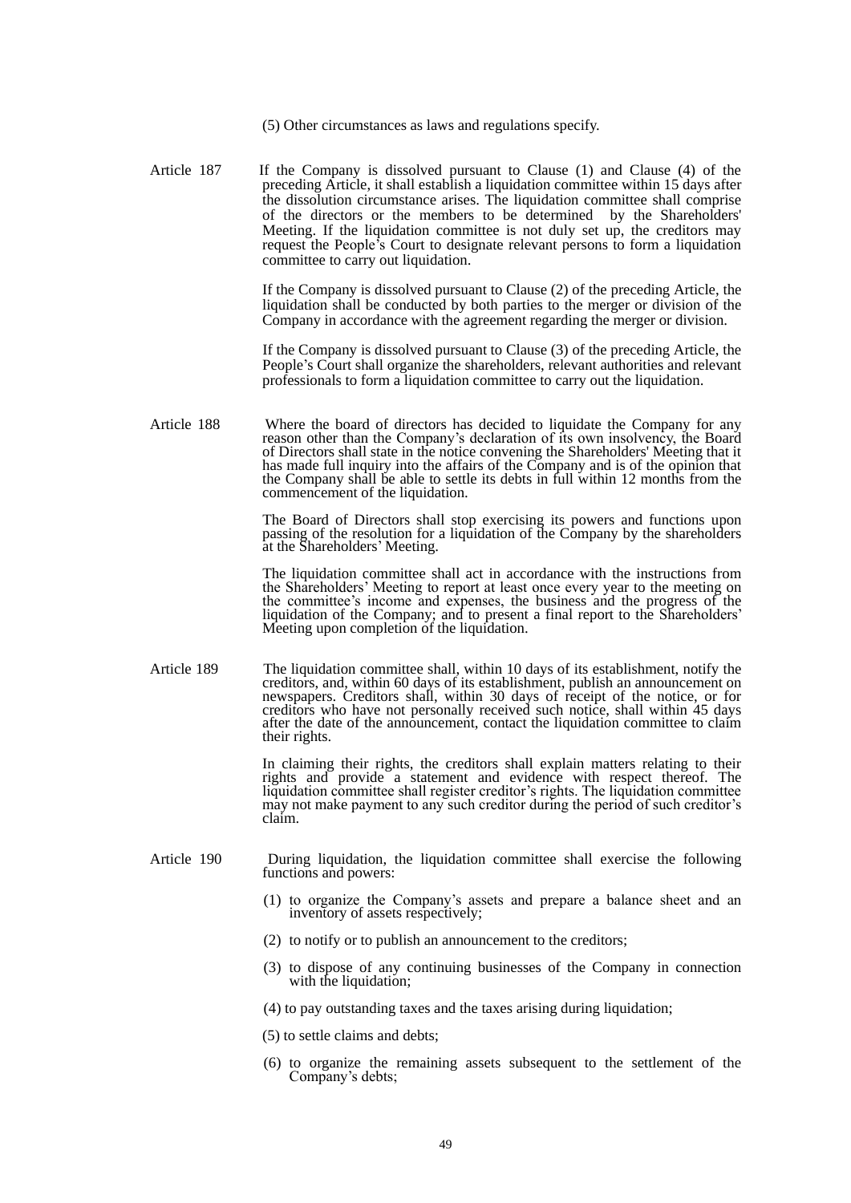(5) Other circumstances as laws and regulations specify.

Article 187 If the Company is dissolved pursuant to Clause (1) and Clause (4) of the preceding Article, it shall establish a liquidation committee within 15 days after the dissolution circumstance arises. The liquidation committee shall comprise of the directors or the members to be determined by the Shareholders' Meeting. If the liquidation committee is not duly set up, the creditors may request the People's Court to designate relevant persons to form a liquidation committee to carry out liquidation.

If the Company is dissolved pursuant to Clause (2) of the preceding Article, the liquidation shall be conducted by both parties to the merger or division of the Company in accordance with the agreement regarding the merger or division.

If the Company is dissolved pursuant to Clause (3) of the preceding Article, the People's Court shall organize the shareholders, relevant authorities and relevant professionals to form a liquidation committee to carry out the liquidation.

Article 188 Where the board of directors has decided to liquidate the Company for any reason other than the Company's declaration of its own insolvency, the Board of Directors shall state in the notice convening the Shareholders' Meeting that it has made full inquiry into the affairs of the Company and is of the opinion that the Company shall be able to settle its debts in full within 12 months from the commencement of the liquidation.

The Board of Directors shall stop exercising its powers and functions upon passing of the resolution for a liquidation of the Company by the shareholders at the Shareholders' Meeting.

The liquidation committee shall act in accordance with the instructions from the Shareholders' Meeting to report at least once every year to the meeting on the committee's income and expenses, the business and the progress of the liquidation of the Company; and to present a final report to the Shareholders' Meeting upon completion of the liquidation.

Article 189 The liquidation committee shall, within 10 days of its establishment, notify the creditors, and, within 60 days of its establishment, publish an announcement on newspapers. Creditors shall, within 30 days of receipt of the notice, or for creditors who have not personally received such notice, shall within 45 days after the date of the announcement, contact the liquidation committee to claim their rights.

In claiming their rights, the creditors shall explain matters relating to their rights and provide a statement and evidence with respect thereof. The liquidation committee shall register creditor's rights. The liquidation committee may not make payment to any such creditor during the period of such creditor's claim.

Article 190 During liquidation, the liquidation committee shall exercise the following functions and powers:

(1) to organize the Company's assets and prepare a balance sheet and an inventory of assets respectively;

(2) to notify or to publish an announcement to the creditors;

(3) to dispose of any continuing businesses of the Company in connection with the liquidation;

(4) to pay outstanding taxes and the taxes arising during liquidation;

(5) to settle claims and debts;

(6) to organize the remaining assets subsequent to the settlement of the Company's debts;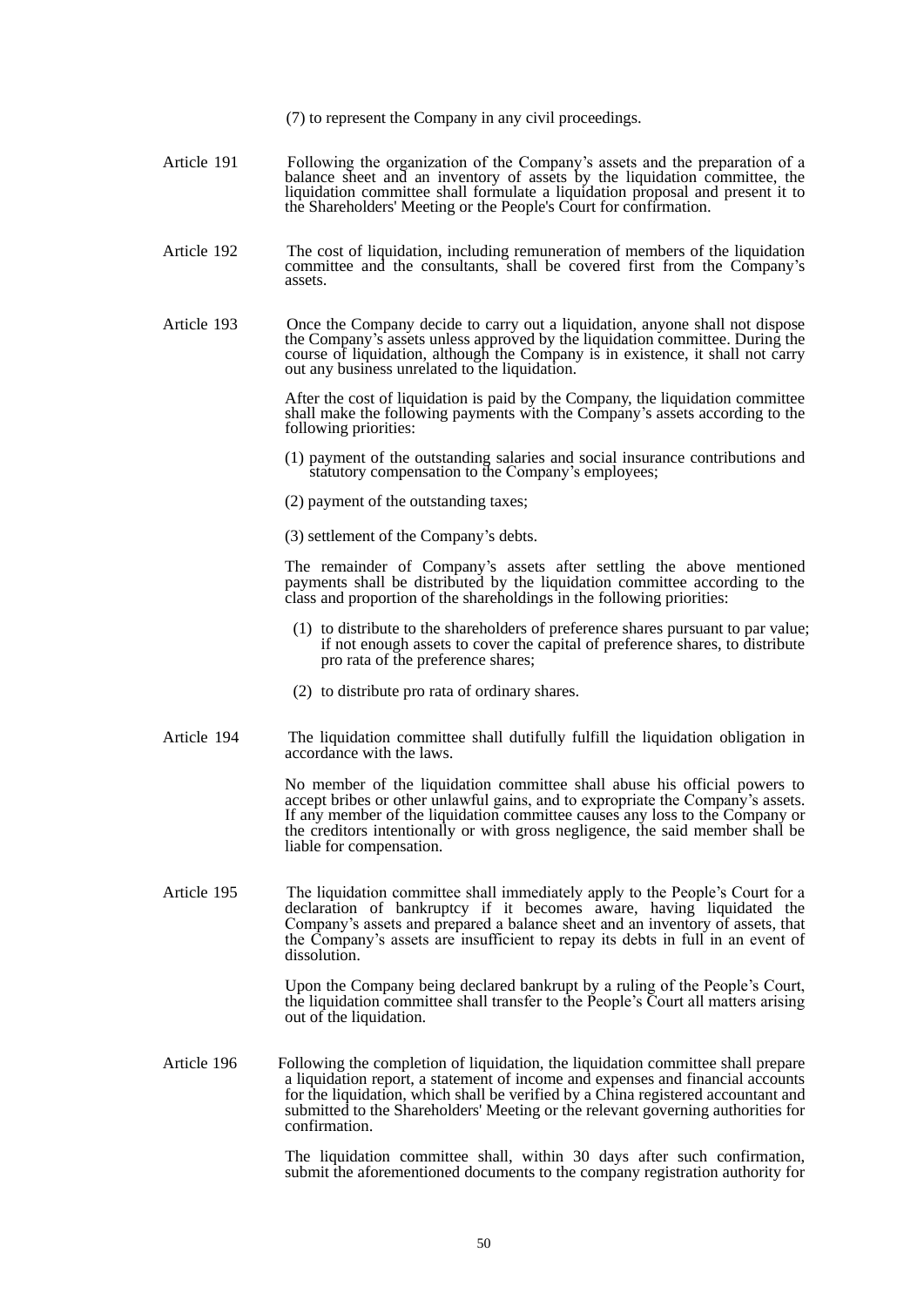(7) to represent the Company in any civil proceedings.

Article 191 Following the organization of the Company's assets and the preparation of a balance sheet and an inventory of assets by the liquidation committee, the liquidation committee shall formulate a liquidation proposal and present it to the Shareholders' Meeting or the People's Court for confirmation.

Article 192 The cost of liquidation, including remuneration of members of the liquidation committee and the consultants, shall be covered first from the Company's assets.

Article 193 Once the Company decide to carry out a liquidation, anyone shall not dispose the Company's assets unless approved by the liquidation committee. During the course of liquidation, although the Company is in existence, it shall not carry out any business unrelated to the liquidation.

After the cost of liquidation is paid by the Company, the liquidation committee shall make the following payments with the Company's assets according to the following priorities:

(1) payment of the outstanding salaries and social insurance contributions and statutory compensation to the Company's employees;

(2) payment of the outstanding taxes;

(3) settlement of the Company's debts.

The remainder of Company's assets after settling the above mentioned payments shall be distributed by the liquidation committee according to the class and proportion of the shareholdings in the following priorities:

(1) to distribute to the shareholders of preference shares pursuant to par value; if not enough assets to cover the capital of preference shares, to distribute pro rata of the preference shares;

(2) to distribute pro rata of ordinary shares.

Article 194 The liquidation committee shall dutifully fulfill the liquidation obligation in accordance with the laws.

No member of the liquidation committee shall abuse his official powers to accept bribes or other unlawful gains, and to expropriate the Company's assets. If any member of the liquidation committee causes any loss to the Company or the creditors intentionally or with gross negligence, the said member shall be liable for compensation.

Article 195 The liquidation committee shall immediately apply to the People's Court for a declaration of bankruptcy if it becomes aware, having liquidated the Company's assets and prepared a balance sheet and an inventory of assets, that the Company's assets are insufficient to repay its debts in full in an event of dissolution.

Upon the Company being declared bankrupt by a ruling of the People's Court, the liquidation committee shall transfer to the People's Court all matters arising out of the liquidation.

Article 196 Following the completion of liquidation, the liquidation committee shall prepare a liquidation report, a statement of income and expenses and financial accounts for the liquidation, which shall be verified by a China registered accountant and submitted to the Shareholders' Meeting or the relevant governing authorities for confirmation.

The liquidation committee shall, within 30 days after such confirmation, submit the aforementioned documents to the company registration authority for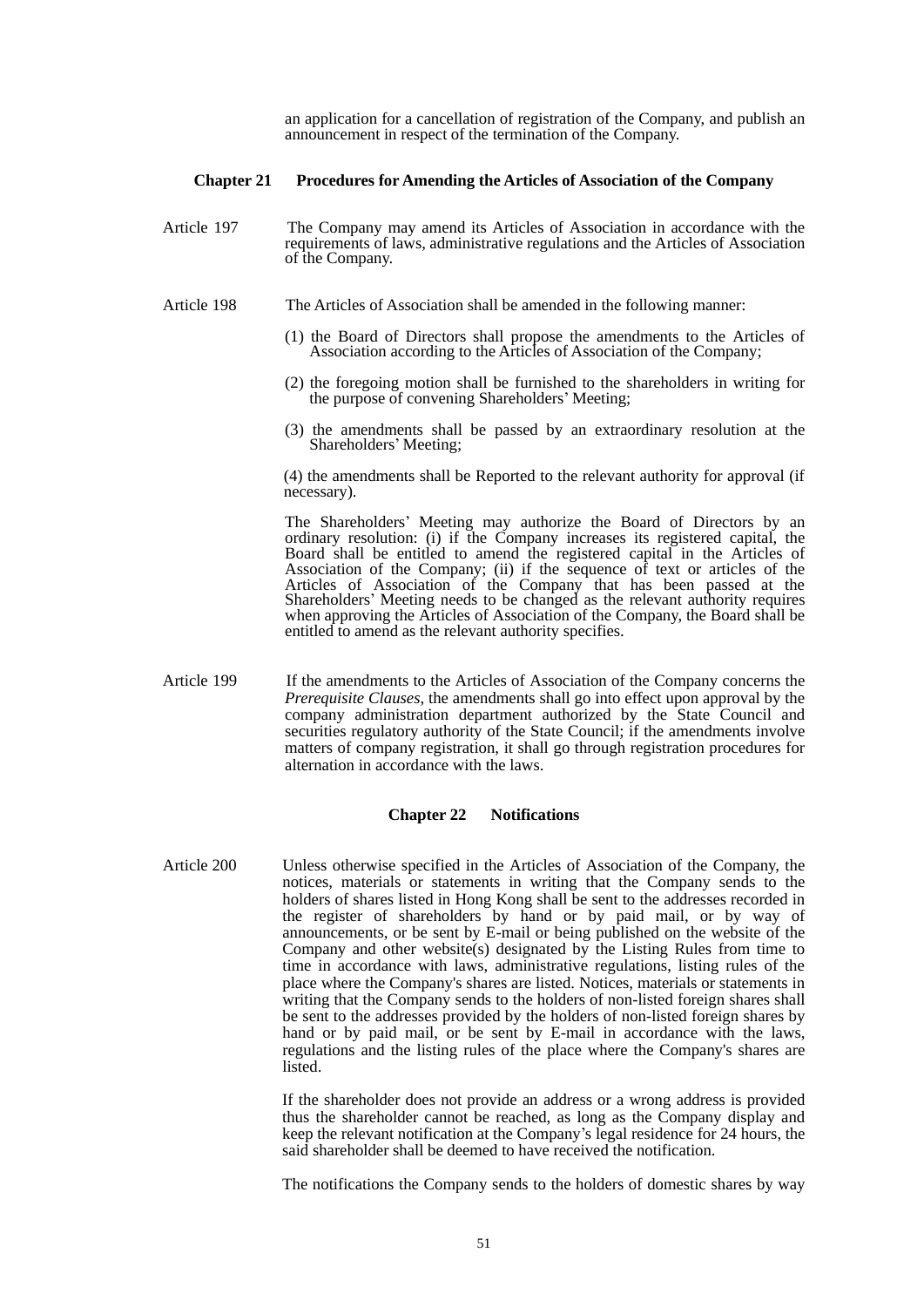an application for a cancellation of registration of the Company, and publish an announcement in respect of the termination of the Company.

## Chapter 21 Procedures for Amending the Articles of Association of the Company

Article 197 The Company may amend its Articles of Association in accordance with the requirements of laws, administrative regulations and the Articles of Association of the Company.

Article 198 The Articles of Association shall be amended in the following manner:

(1) the Board of Directors shall propose the amendments to the Articles of Association according to the Articles of Association of the Company;

(2) the foregoing motion shall be furnished to the shareholders in writing for the purpose of convening Shareholders' Meeting;

(3) the amendments shall be passed by an extraordinary resolution at the Shareholders' Meeting;

(4) the amendments shall be Reported to the relevant authority for approval (if necessary).

The Shareholders' Meeting may authorize the Board of Directors by an ordinary resolution: (i) if the Company increases its registered capital, the Board shall be entitled to amend the registered capital in the Articles of Association of the Company; (ii) if the sequence of text or articles of the Articles of Association of the Company that has been passed at the Shareholders' Meeting needs to be changed as the relevant authority requires when approving the Articles of Association of the Company, the Board shall be entitled to amend as the relevant authority specifies.

Article 199 If the amendments to the Articles of Association of the Company concerns the *Prerequisite Clauses*, the amendments shall go into effect upon approval by the company administration department authorized by the State Council and securities regulatory authority of the State Council; if the amendments involve matters of company registration, it shall go through registration procedures for alternation in accordance with the laws.

## Chapter 22 Notifications

Article 200 Unless otherwise specified in the Articles of Association of the Company, the notices, materials or statements in writing that the Company sends to the holders of shares listed in Hong Kong shall be sent to the addresses recorded in the register of shareholders by hand or by paid mail, or by way of announcements, or be sent by E-mail or being published on the website of the Company and other website(s) designated by the Listing Rules from time to time in accordance with laws, administrative regulations, listing rules of the place where the Company's shares are listed. Notices, materials or statements in writing that the Company sends to the holders of non-listed foreign shares shall be sent to the addresses provided by the holders of non-listed foreign shares by hand or by paid mail, or be sent by E-mail in accordance with the laws, regulations and the listing rules of the place where the Company's shares are listed.

If the shareholder does not provide an address or a wrong address is provided thus the shareholder cannot be reached, as long as the Company display and keep the relevant notification at the Company's legal residence for 24 hours, the said shareholder shall be deemed to have received the notification.

The notifications the Company sends to the holders of domestic shares by way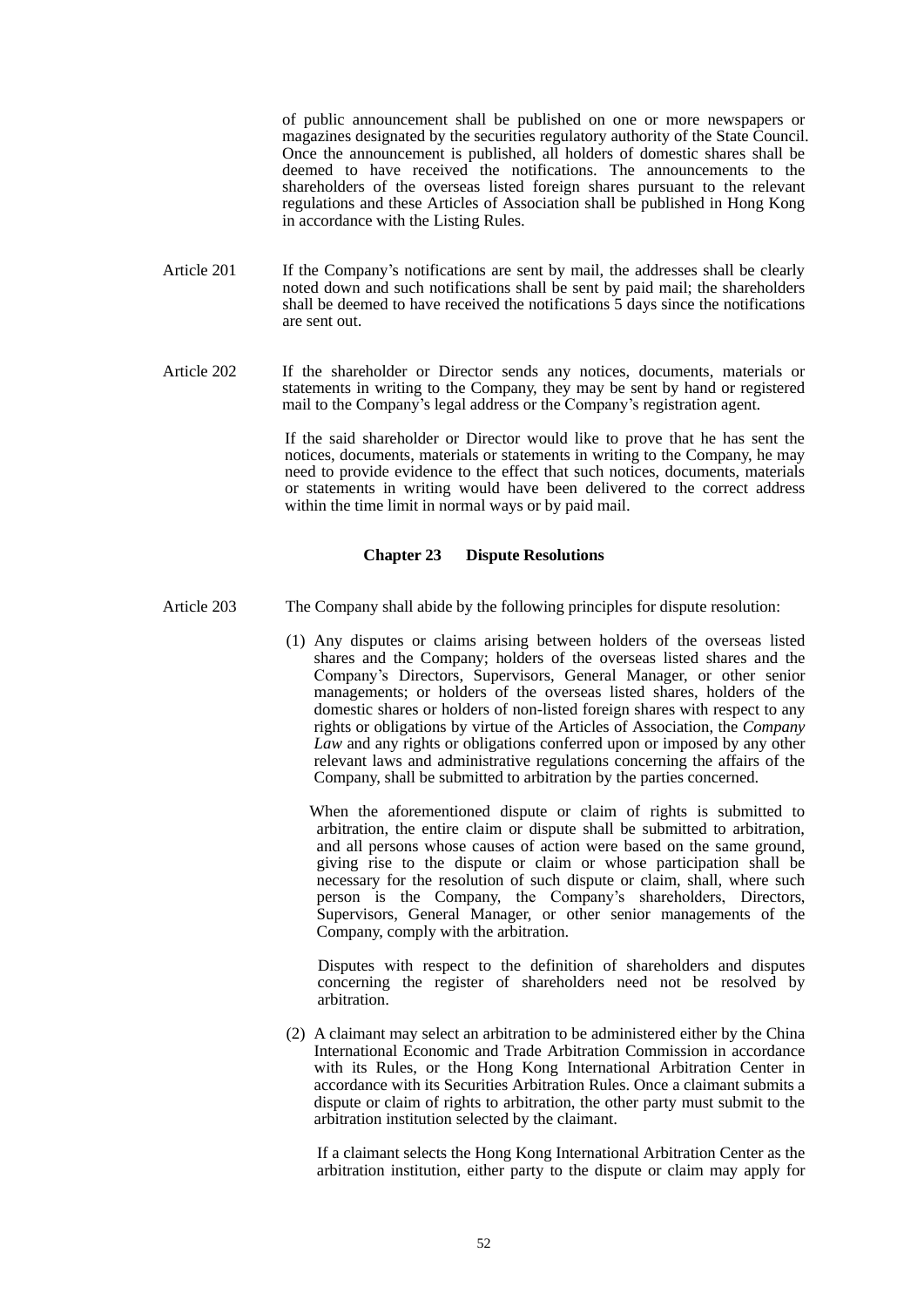of public announcement shall be published on one or more newspapers or magazines designated by the securities regulatory authority of the State Council. Once the announcement is published, all holders of domestic shares shall be deemed to have received the notifications. The announcements to the shareholders of the overseas listed foreign shares pursuant to the relevant regulations and these Articles of Association shall be published in Hong Kong in accordance with the Listing Rules.

Article 201 If the Company's notifications are sent by mail, the addresses shall be clearly noted down and such notifications shall be sent by paid mail; the shareholders shall be deemed to have received the notifications 5 days since the notifications are sent out.

Article 202 If the shareholder or Director sends any notices, documents, materials or statements in writing to the Company, they may be sent by hand or registered mail to the Company's legal address or the Company's registration agent.

If the said shareholder or Director would like to prove that he has sent the notices, documents, materials or statements in writing to the Company, he may need to provide evidence to the effect that such notices, documents, materials or statements in writing would have been delivered to the correct address within the time limit in normal ways or by paid mail.

## Chapter 23 Dispute Resolutions

Article 203 The Company shall abide by the following principles for dispute resolution:

(1) Any disputes or claims arising between holders of the overseas listed shares and the Company; holders of the overseas listed shares and the Company's Directors, Supervisors, General Manager, or other senior managements; or holders of the overseas listed shares, holders of the domestic shares or holders of non-listed foreign shares with respect to any rights or obligations by virtue of the Articles of Association, the *Company Law* and any rights or obligations conferred upon or imposed by any other relevant laws and administrative regulations concerning the affairs of the Company, shall be submitted to arbitration by the parties concerned.

When the aforementioned dispute or claim of rights is submitted to arbitration, the entire claim or dispute shall be submitted to arbitration, and all persons whose causes of action were based on the same ground, giving rise to the dispute or claim or whose participation shall be necessary for the resolution of such dispute or claim, shall, where such person is the Company, the Company's shareholders, Directors, Supervisors, General Manager, or other senior managements of the Company, comply with the arbitration.

Disputes with respect to the definition of shareholders and disputes concerning the register of shareholders need not be resolved by arbitration.

(2) A claimant may select an arbitration to be administered either by the China International Economic and Trade Arbitration Commission in accordance with its Rules, or the Hong Kong International Arbitration Center in accordance with its Securities Arbitration Rules. Once a claimant submits a dispute or claim of rights to arbitration, the other party must submit to the arbitration institution selected by the claimant.

If a claimant selects the Hong Kong International Arbitration Center as the arbitration institution, either party to the dispute or claim may apply for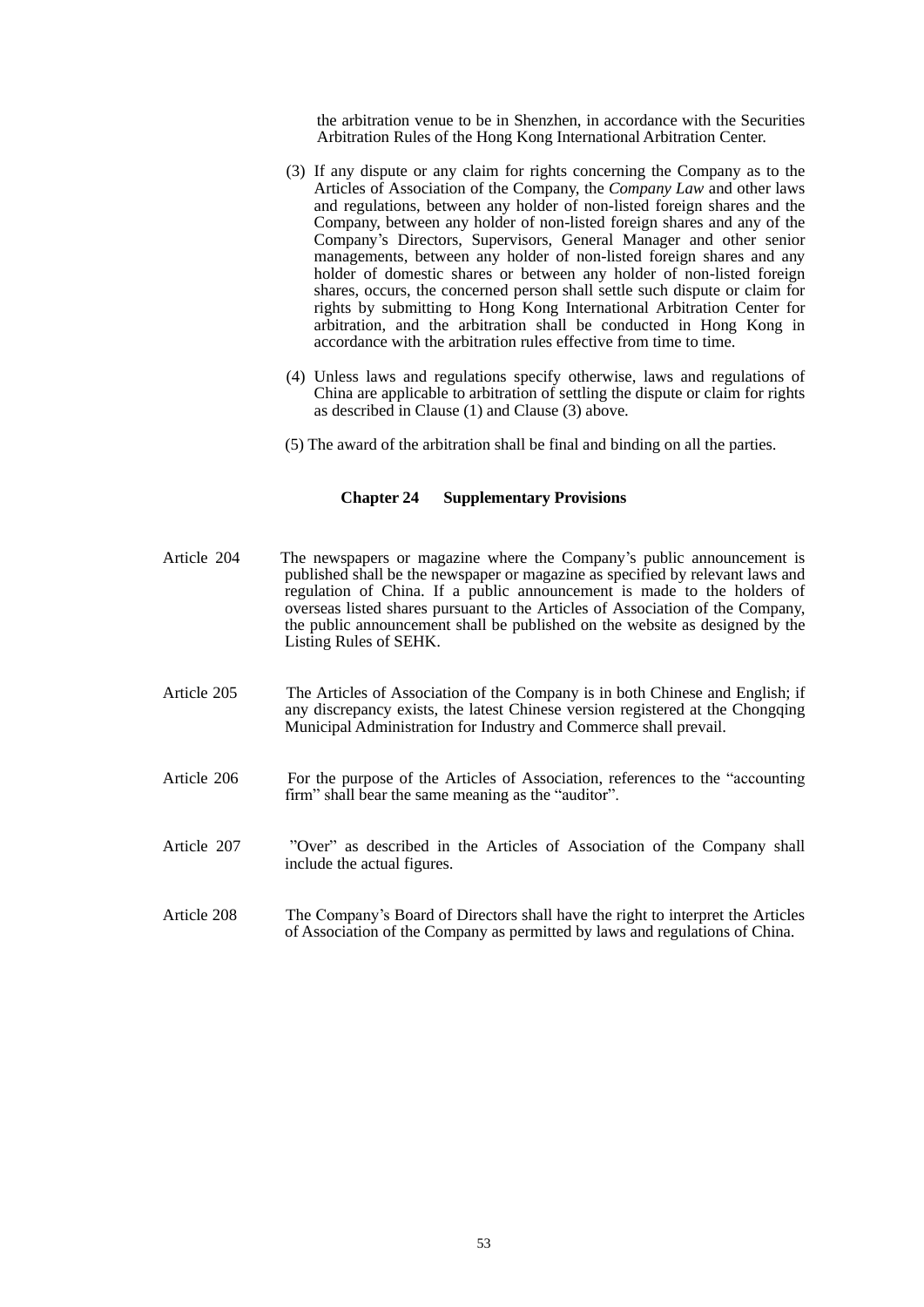the arbitration venue to be in Shenzhen, in accordance with the Securities Arbitration Rules of the Hong Kong International Arbitration Center.

(3) If any dispute or any claim for rights concerning the Company as to the Articles of Association of the Company, the *Company Law* and other laws and regulations, between any holder of non-listed foreign shares and the Company, between any holder of non-listed foreign shares and any of the Company's Directors, Supervisors, General Manager and other senior managements, between any holder of non-listed foreign shares and any holder of domestic shares or between any holder of non-listed foreign shares, occurs, the concerned person shall settle such dispute or claim for rights by submitting to Hong Kong International Arbitration Center for arbitration, and the arbitration shall be conducted in Hong Kong in accordance with the arbitration rules effective from time to time.

(4) Unless laws and regulations specify otherwise, laws and regulations of China are applicable to arbitration of settling the dispute or claim for rights as described in Clause (1) and Clause (3) above.

(5) The award of the arbitration shall be final and binding on all the parties.

## Chapter 24 Supplementary Provisions

Article 204 The newspapers or magazine where the Company's public announcement is published shall be the newspaper or magazine as specified by relevant laws and regulation of China. If a public announcement is made to the holders of overseas listed shares pursuant to the Articles of Association of the Company, the public announcement shall be published on the website as designed by the Listing Rules of SEHK.

Article 205 The Articles of Association of the Company is in both Chinese and English; if any discrepancy exists, the latest Chinese version registered at the Chongqing Municipal Administration for Industry and Commerce shall prevail.

Article 206 For the purpose of the Articles of Association, references to the "accounting firm" shall bear the same meaning as the "auditor".

Article 207 "Over" as described in the Articles of Association of the Company shall include the actual figures.

Article 208 The Company's Board of Directors shall have the right to interpret the Articles of Association of the Company as permitted by laws and regulations of China.